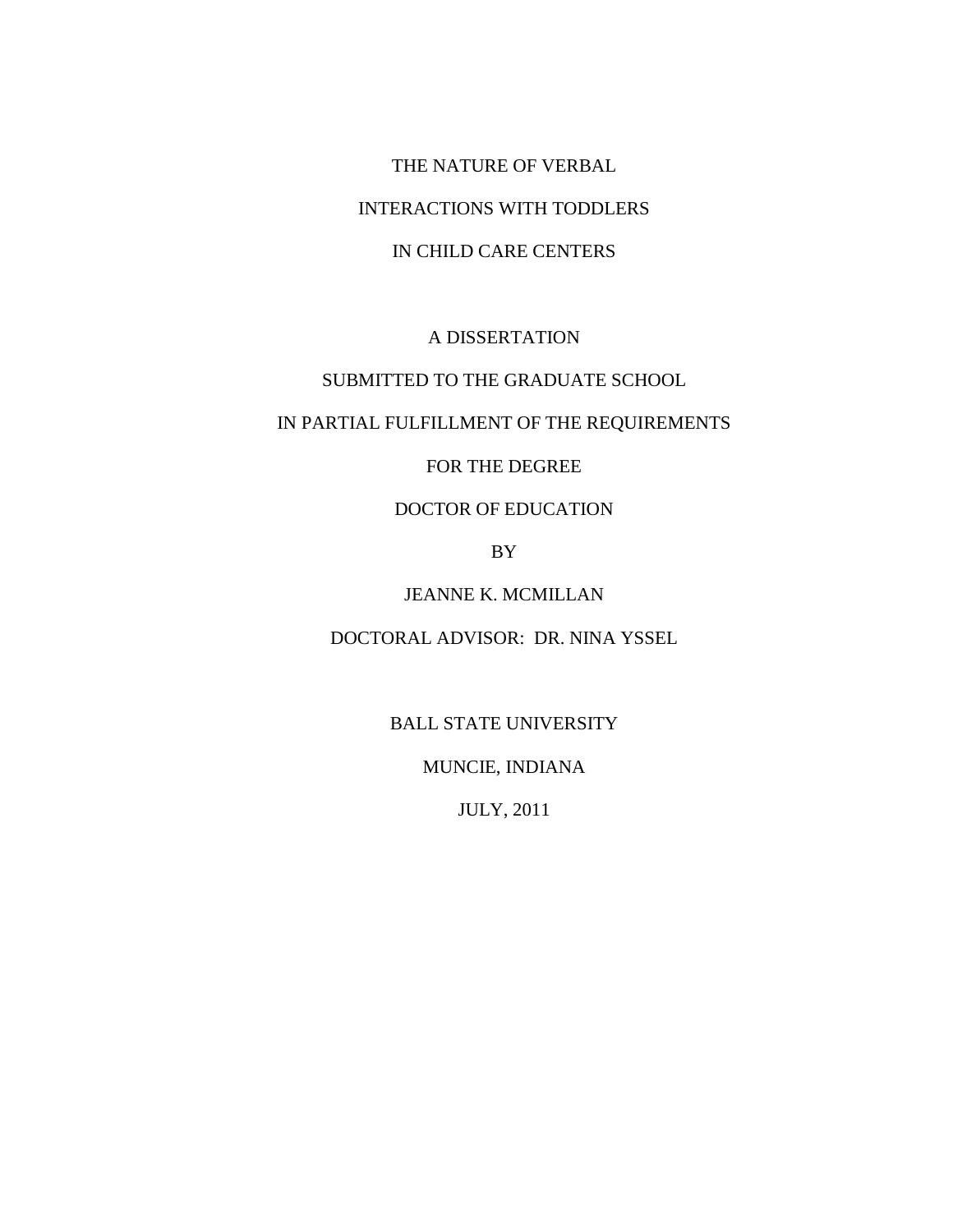# THE NATURE OF VERBAL INTERACTIONS WITH TODDLERS IN CHILD CARE CENTERS

A DISSERTATION

SUBMITTED TO THE GRADUATE SCHOOL

IN PARTIAL FULFILLMENT OF THE REQUIREMENTS

FOR THE DEGREE

DOCTOR OF EDUCATION

BY

JEANNE K. MCMILLAN

DOCTORAL ADVISOR: DR. NINA YSSEL

BALL STATE UNIVERSITY

MUNCIE, INDIANA

JULY, 2011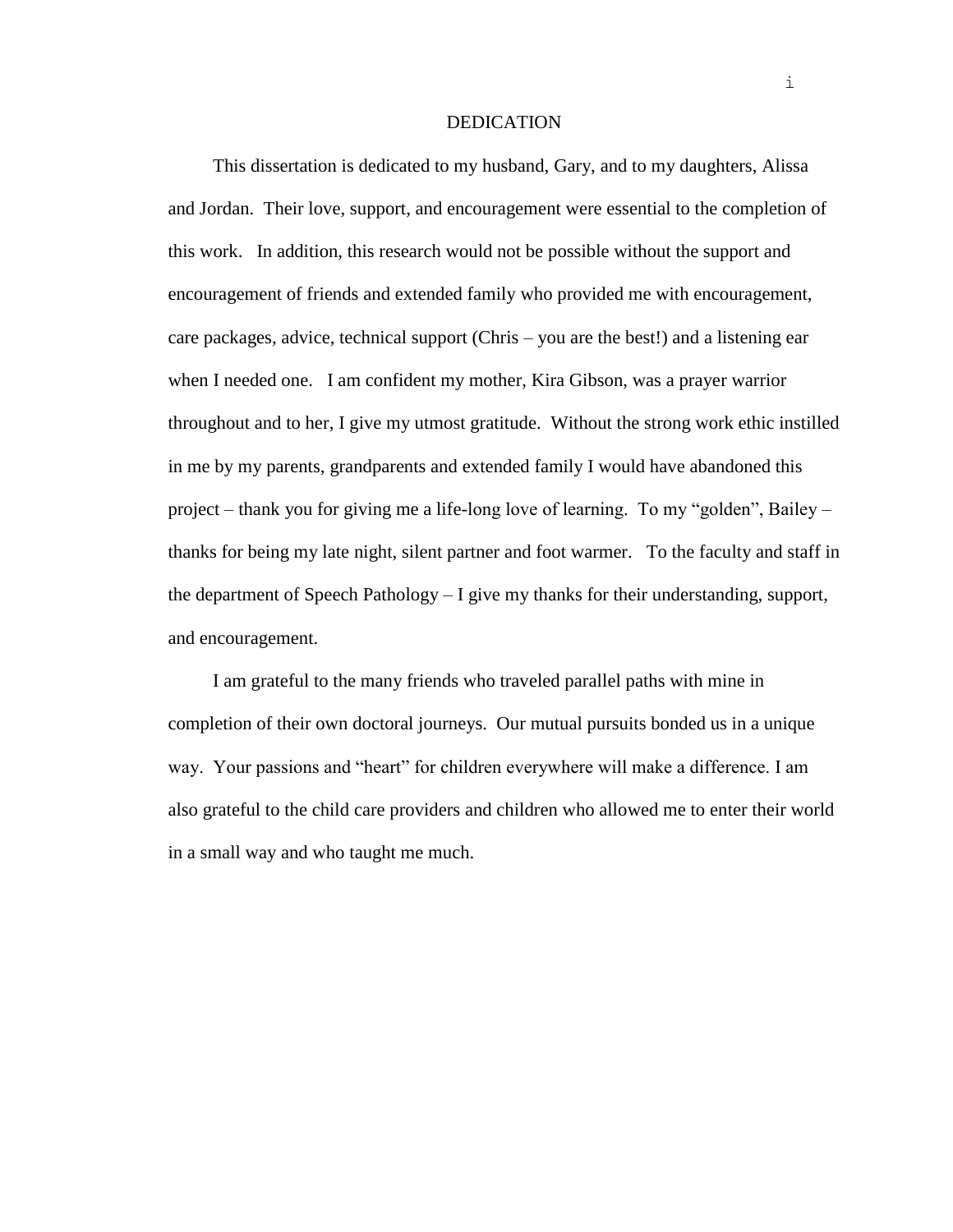# DEDICATION

This dissertation is dedicated to my husband, Gary, and to my daughters, Alissa and Jordan. Their love, support, and encouragement were essential to the completion of this work. In addition, this research would not be possible without the support and encouragement of friends and extended family who provided me with encouragement, care packages, advice, technical support (Chris – you are the best!) and a listening ear when I needed one. I am confident my mother, Kira Gibson, was a prayer warrior throughout and to her, I give my utmost gratitude. Without the strong work ethic instilled in me by my parents, grandparents and extended family I would have abandoned this project – thank you for giving me a life-long love of learning. To my "golden", Bailey – thanks for being my late night, silent partner and foot warmer. To the faculty and staff in the department of Speech Pathology – I give my thanks for their understanding, support, and encouragement.

I am grateful to the many friends who traveled parallel paths with mine in completion of their own doctoral journeys. Our mutual pursuits bonded us in a unique way. Your passions and "heart" for children everywhere will make a difference. I am also grateful to the child care providers and children who allowed me to enter their world in a small way and who taught me much.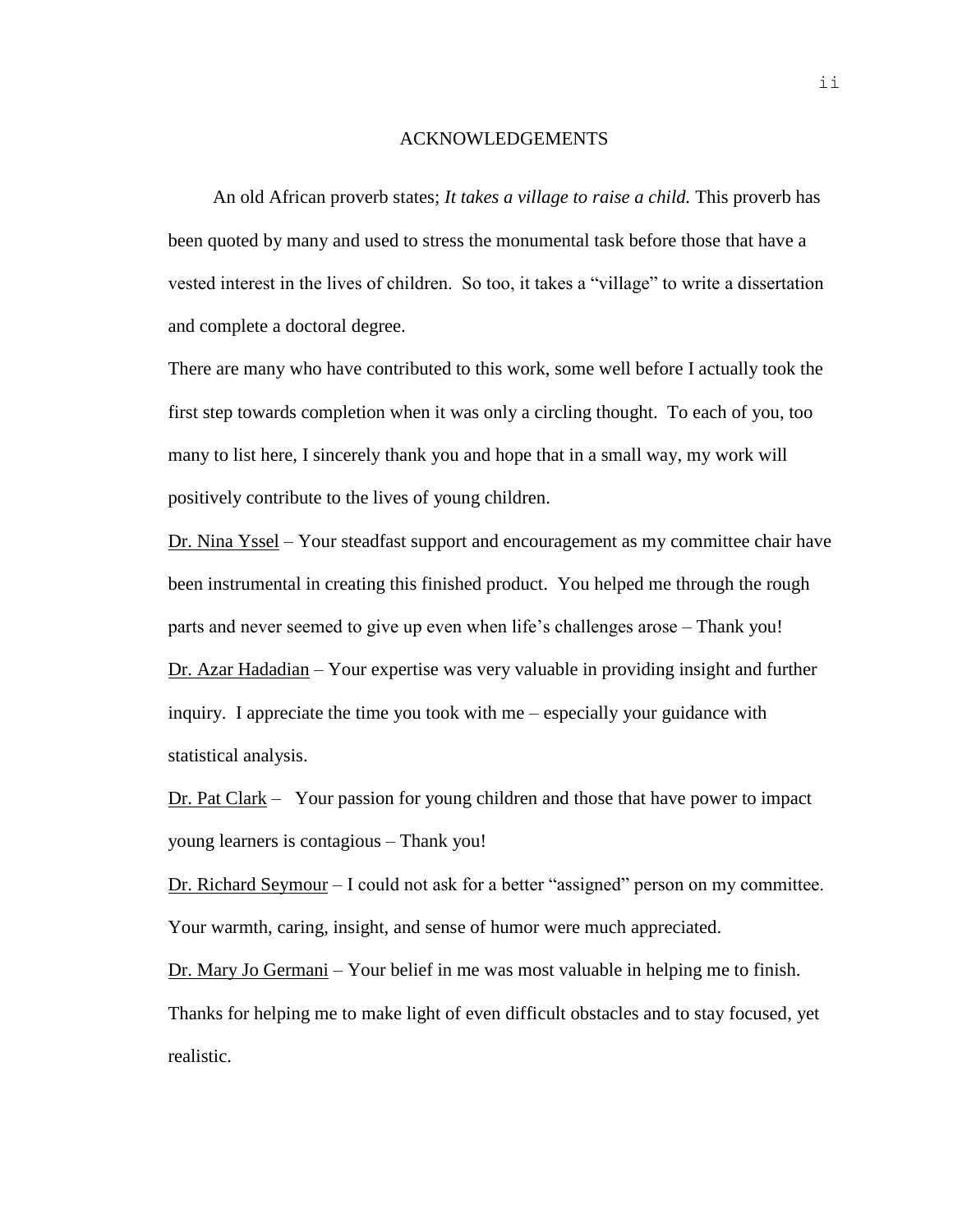# ACKNOWLEDGEMENTS

An old African proverb states; *It takes a village to raise a child.* This proverb has been quoted by many and used to stress the monumental task before those that have a vested interest in the lives of children. So too, it takes a "village" to write a dissertation and complete a doctoral degree.

There are many who have contributed to this work, some well before I actually took the first step towards completion when it was only a circling thought. To each of you, too many to list here, I sincerely thank you and hope that in a small way, my work will positively contribute to the lives of young children.

<u>Dr. Nina Yssel</u> – Your steadfast support and encouragement as my committee chair have been instrumental in creating this finished product. You helped me through the rough parts and never seemed to give up even when life's challenges arose – Thank you!

<u>Dr. Azar Hadadian</u> – Your expertise was very valuable in providing insight and further inquiry. I appreciate the time you took with me – especially your guidance with statistical analysis.

<u>Dr. Pat Clark</u> – Your passion for young children and those that have power to impact young learners is contagious – Thank you!

<u>Dr. Richard Seymour</u> – I could not ask for a better "assigned" person on my committee. Your warmth, caring, insight, and sense of humor were much appreciated.

<u>Dr. Mary Jo Germani</u> – Your belief in me was most valuable in helping me to finish. Thanks for helping me to make light of even difficult obstacles and to stay focused, yet realistic.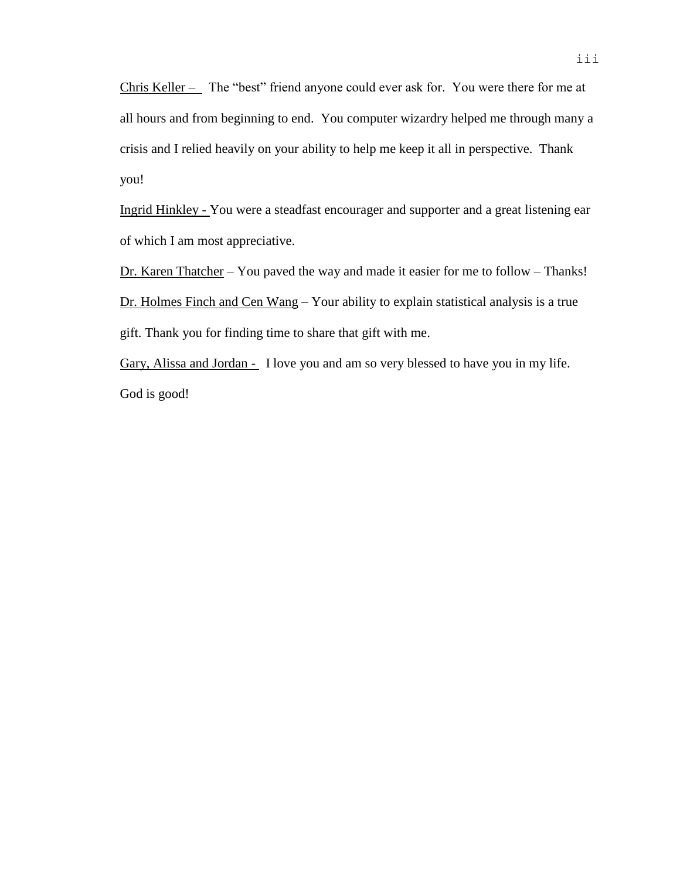Chris Keller – The “best” friend anyone could ever ask for. You were there for me at all hours and from beginning to end. You computer wizardry helped me through many a crisis and I relied heavily on your ability to help me keep it all in perspective. Thank you!

Ingrid Hinkley - You were a steadfast encourager and supporter and a great listening ear of which I am most appreciative.

Dr. Karen Thatcher – You paved the way and made it easier for me to follow – Thanks!

Dr. Holmes Finch and Cen Wang – Your ability to explain statistical analysis is a true gift. Thank you for finding time to share that gift with me.

Gary, Alissa and Jordan - I love you and am so very blessed to have you in my life. God is good!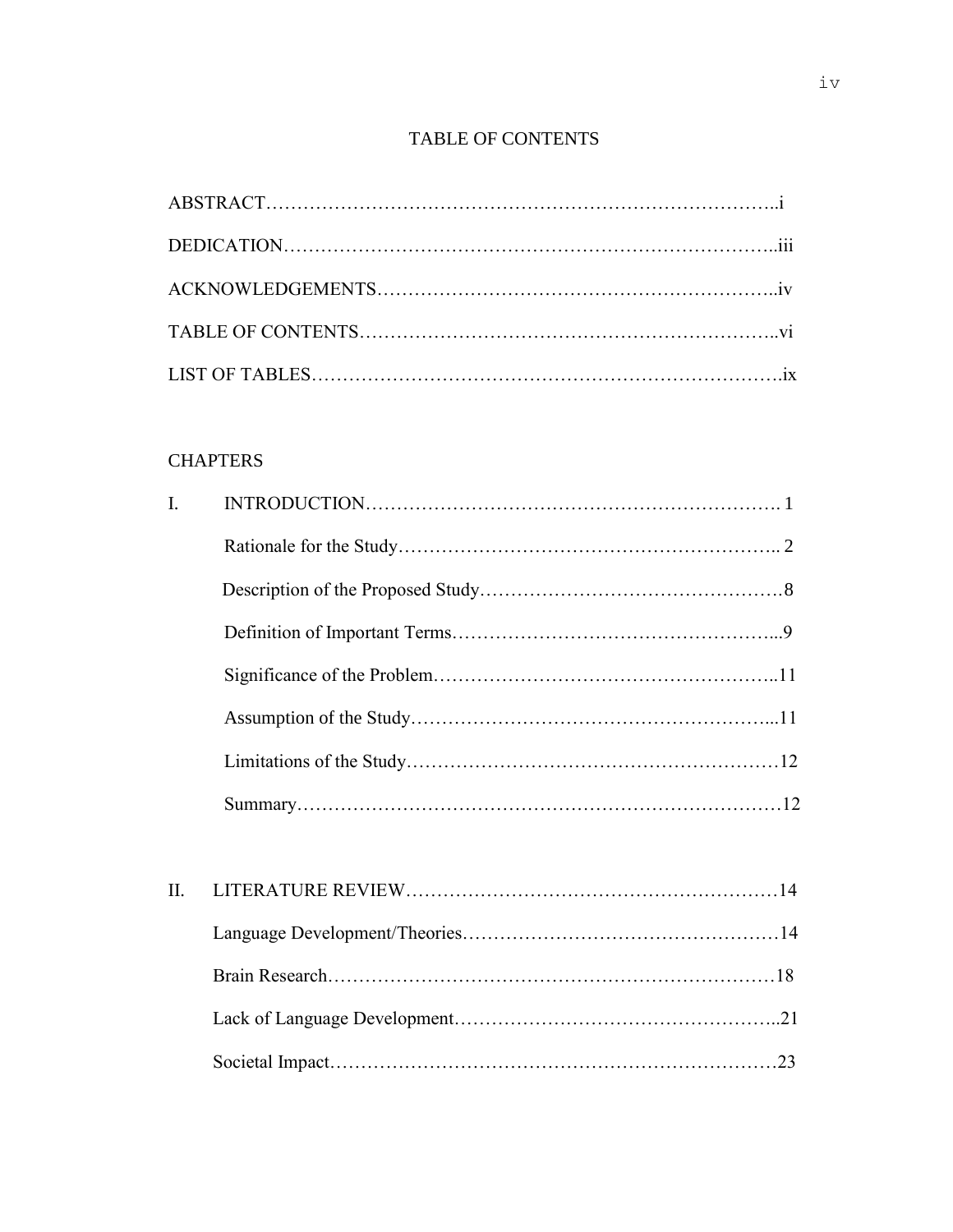# TABLE OF CONTENTS

ABSTRACT……………………………………………………………………………..i

DEDICATION…………………………………………………………………..iii

ACKNOWLEDGEMENTS……………………………………………………..iv

TABLE OF CONTENTS………………………………………………………..vi

LIST OF TABLES……………………………………………………………….ix

CHAPTERS

I. INTRODUCTION……………………………………………………………. 1

  Rationale for the Study…………………………………………………….. 2

  Description of the Proposed Study……………………………………….8

  Definition of Important Terms……………………………………………...9

  Significance of the Problem………………………………………………..11

  Assumption of the Study…………………………………………………...11

  Limitations of the Study……………………………………………………12

  Summary…………………………………………………………………12

II. LITERATURE REVIEW……………………………………………………14

  Language Development/Theories…………………………………………14

  Brain Research……………………………………………………………18

  Lack of Language Development…………………………………………..21

  Societal Impact……………………………………………………………23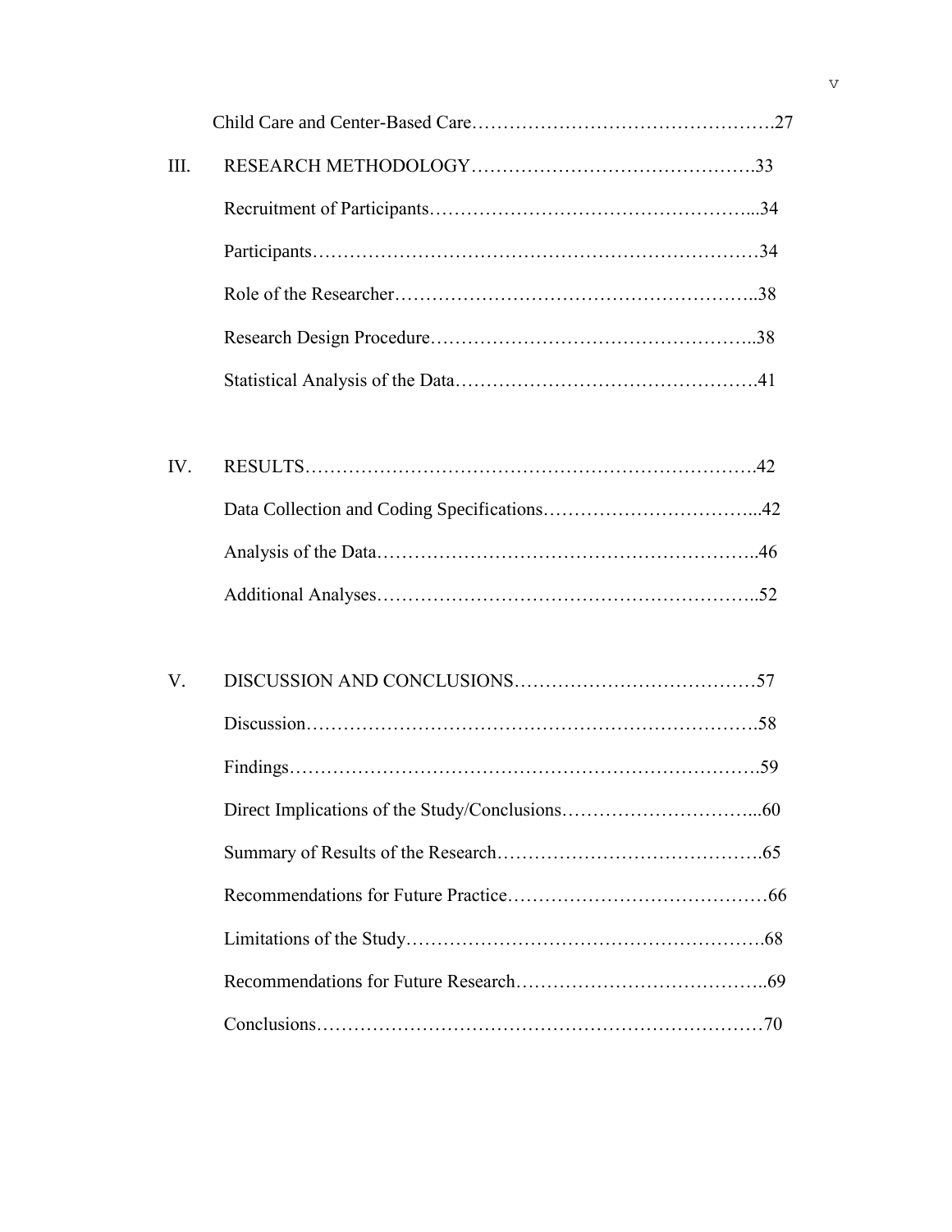Child Care and Center-Based Care……………………………………………27

III. RESEARCH METHODOLOGY……………………………………….33

Recruitment of Participants…………………………………………...34

Participants………………………………………………………………34

Role of the Researcher…………………………………………………..38

Research Design Procedure……………………………………………..38

Statistical Analysis of the Data………………………………………….41

IV. RESULTS……………………………………………………………….42

Data Collection and Coding Specifications……………………………...42

Analysis of the Data……………………………………………………..46

Additional Analyses……………………………………………………..52

V. DISCUSSION AND CONCLUSIONS…………………………………57

Discussion……………………………………………………………….58

Findings………………………………………………………………….59

Direct Implications of the Study/Conclusions…………………………...60

Summary of Results of the Research…………………………………….65

Recommendations for Future Practice……………………………………66

Limitations of the Study………………………………………………….68

Recommendations for Future Research…………………………………..69

Conclusions………………………………………………………………70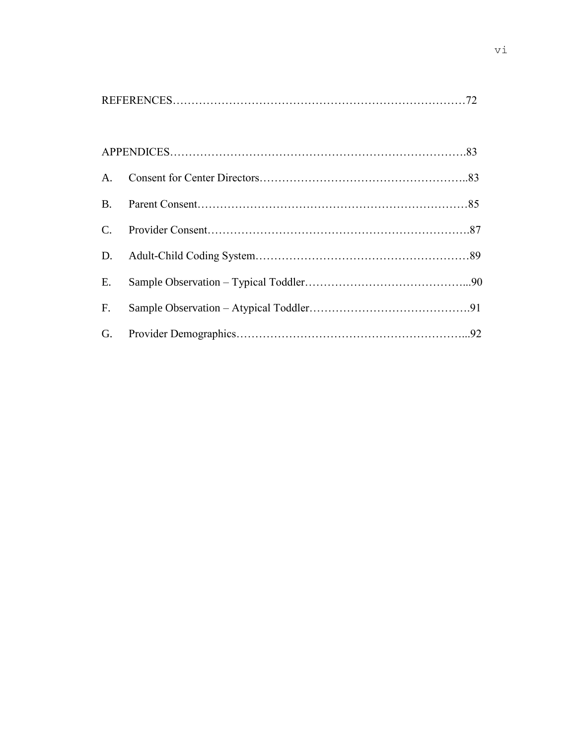REFERENCES……………………………………………………………………72

APPENDICES…………………………………………………………………….83

A. Consent for Center Directors………………………………………………..83

B. Parent Consent………………………………………………………………85

C. Provider Consent……………………………………………………………….87

D. Adult-Child Coding System…………………………………………………89

E. Sample Observation – Typical Toddler……………………………………...90

F. Sample Observation – Atypical Toddler…………………………………….91

G. Provider Demographics……………………………………………………...92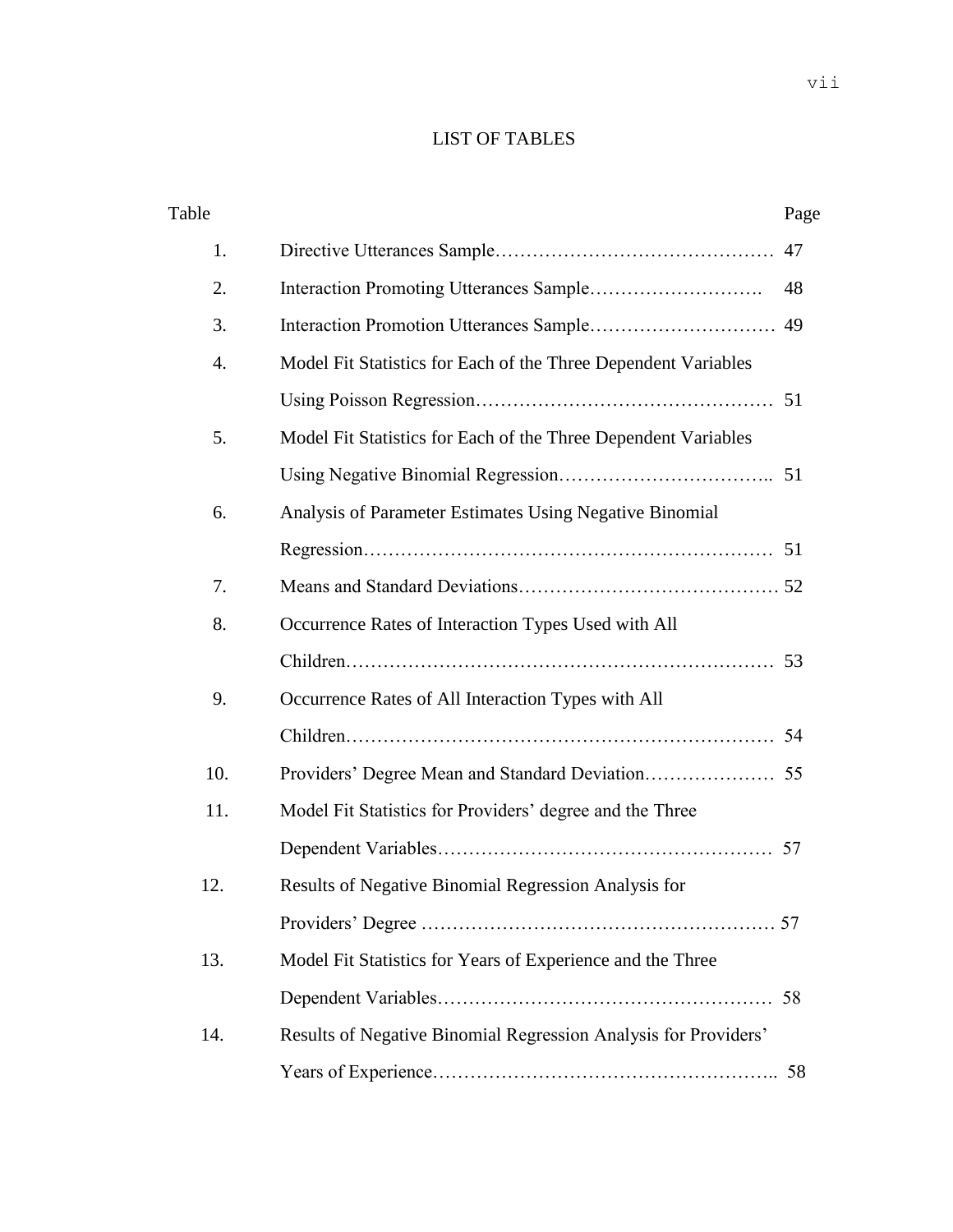# LIST OF TABLES

| Table | | Page |
|---|---|---|
| 1. | Directive Utterances Sample | 47 |
| 2. | Interaction Promoting Utterances Sample | 48 |
| 3. | Interaction Promotion Utterances Sample | 49 |
| 4. | Model Fit Statistics for Each of the Three Dependent Variables Using Poisson Regression | 51 |
| 5. | Model Fit Statistics for Each of the Three Dependent Variables Using Negative Binomial Regression | 51 |
| 6. | Analysis of Parameter Estimates Using Negative Binomial Regression | 51 |
| 7. | Means and Standard Deviations | 52 |
| 8. | Occurrence Rates of Interaction Types Used with All Children | 53 |
| 9. | Occurrence Rates of All Interaction Types with All Children | 54 |
| 10. | Providers' Degree Mean and Standard Deviation | 55 |
| 11. | Model Fit Statistics for Providers' degree and the Three Dependent Variables | 57 |
| 12. | Results of Negative Binomial Regression Analysis for Providers' Degree | 57 |
| 13. | Model Fit Statistics for Years of Experience and the Three Dependent Variables | 58 |
| 14. | Results of Negative Binomial Regression Analysis for Providers' Years of Experience | 58 |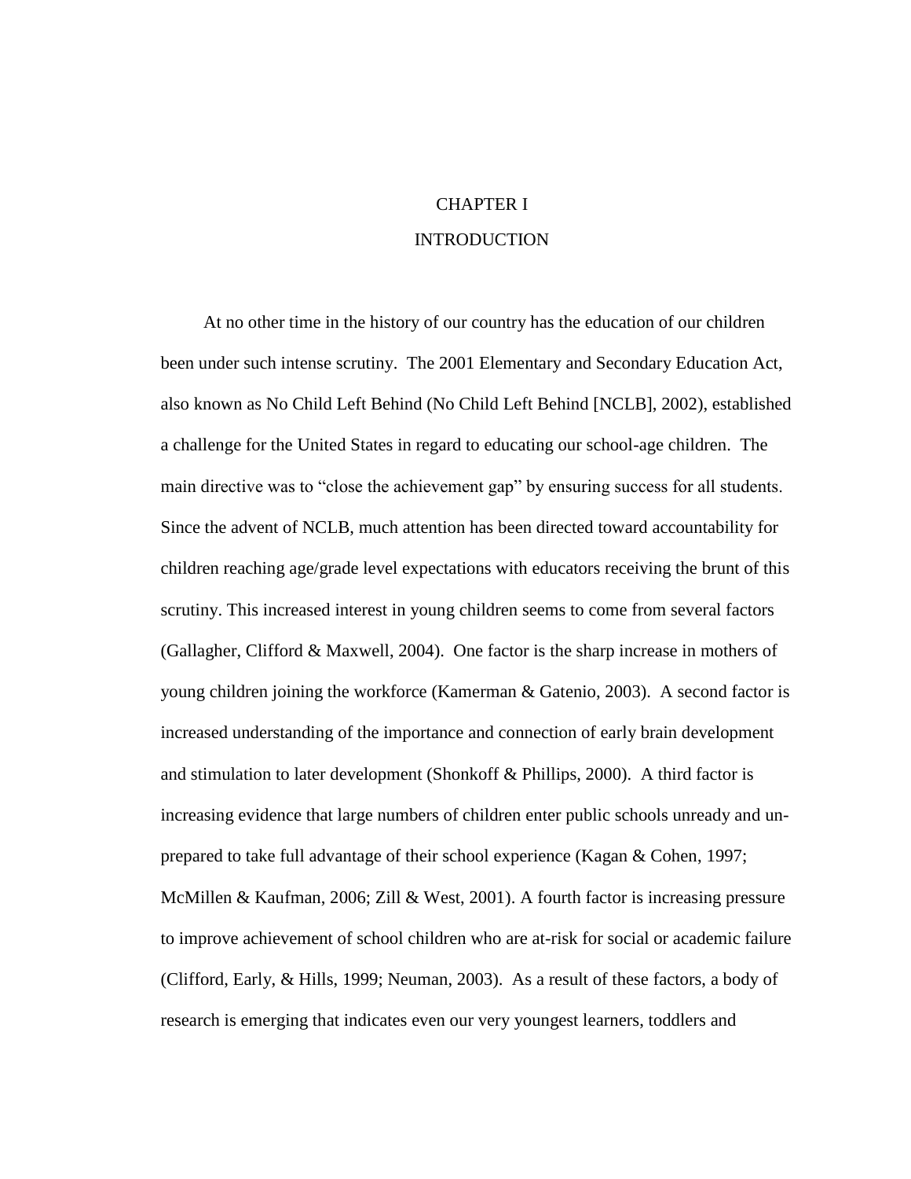# CHAPTER I

# INTRODUCTION

At no other time in the history of our country has the education of our children been under such intense scrutiny. The 2001 Elementary and Secondary Education Act, also known as No Child Left Behind (No Child Left Behind [NCLB], 2002), established a challenge for the United States in regard to educating our school-age children. The main directive was to "close the achievement gap" by ensuring success for all students. Since the advent of NCLB, much attention has been directed toward accountability for children reaching age/grade level expectations with educators receiving the brunt of this scrutiny. This increased interest in young children seems to come from several factors (Gallagher, Clifford & Maxwell, 2004). One factor is the sharp increase in mothers of young children joining the workforce (Kamerman & Gatenio, 2003). A second factor is increased understanding of the importance and connection of early brain development and stimulation to later development (Shonkoff & Phillips, 2000). A third factor is increasing evidence that large numbers of children enter public schools unready and un-prepared to take full advantage of their school experience (Kagan & Cohen, 1997; McMillen & Kaufman, 2006; Zill & West, 2001). A fourth factor is increasing pressure to improve achievement of school children who are at-risk for social or academic failure (Clifford, Early, & Hills, 1999; Neuman, 2003). As a result of these factors, a body of research is emerging that indicates even our very youngest learners, toddlers and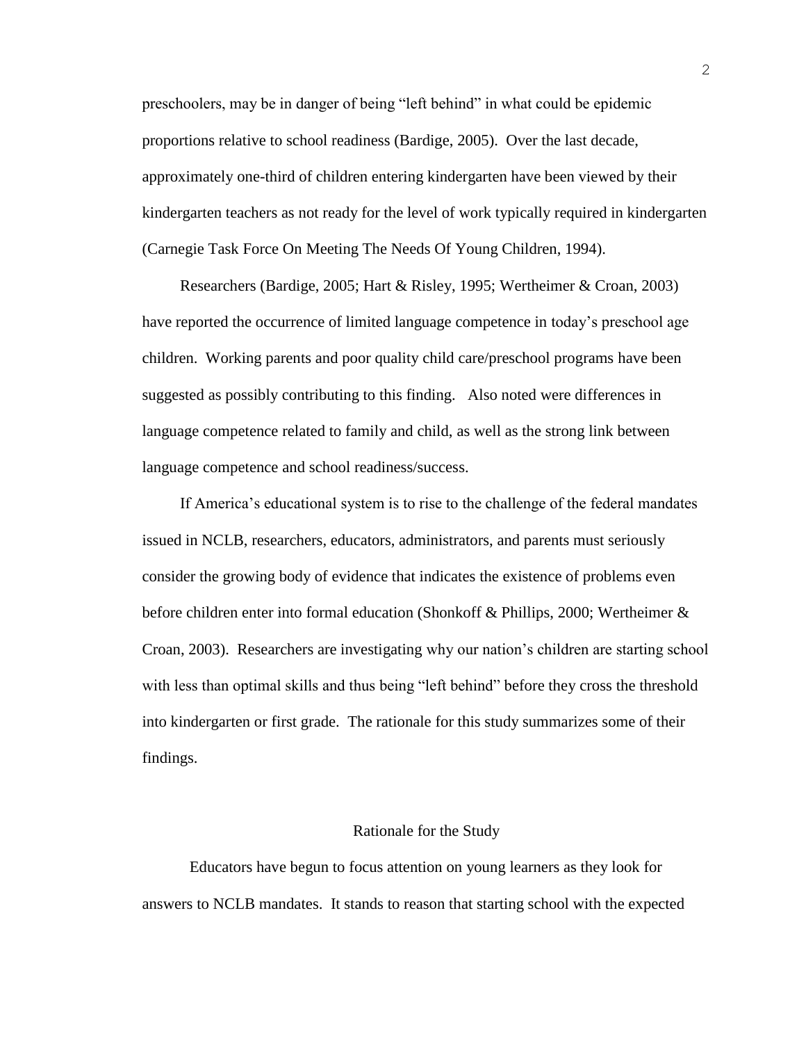preschoolers, may be in danger of being "left behind" in what could be epidemic proportions relative to school readiness (Bardige, 2005). Over the last decade, approximately one-third of children entering kindergarten have been viewed by their kindergarten teachers as not ready for the level of work typically required in kindergarten (Carnegie Task Force On Meeting The Needs Of Young Children, 1994).

Researchers (Bardige, 2005; Hart & Risley, 1995; Wertheimer & Croan, 2003) have reported the occurrence of limited language competence in today's preschool age children. Working parents and poor quality child care/preschool programs have been suggested as possibly contributing to this finding. Also noted were differences in language competence related to family and child, as well as the strong link between language competence and school readiness/success.

If America's educational system is to rise to the challenge of the federal mandates issued in NCLB, researchers, educators, administrators, and parents must seriously consider the growing body of evidence that indicates the existence of problems even before children enter into formal education (Shonkoff & Phillips, 2000; Wertheimer & Croan, 2003). Researchers are investigating why our nation's children are starting school with less than optimal skills and thus being "left behind" before they cross the threshold into kindergarten or first grade. The rationale for this study summarizes some of their findings.

## Rationale for the Study

Educators have begun to focus attention on young learners as they look for answers to NCLB mandates. It stands to reason that starting school with the expected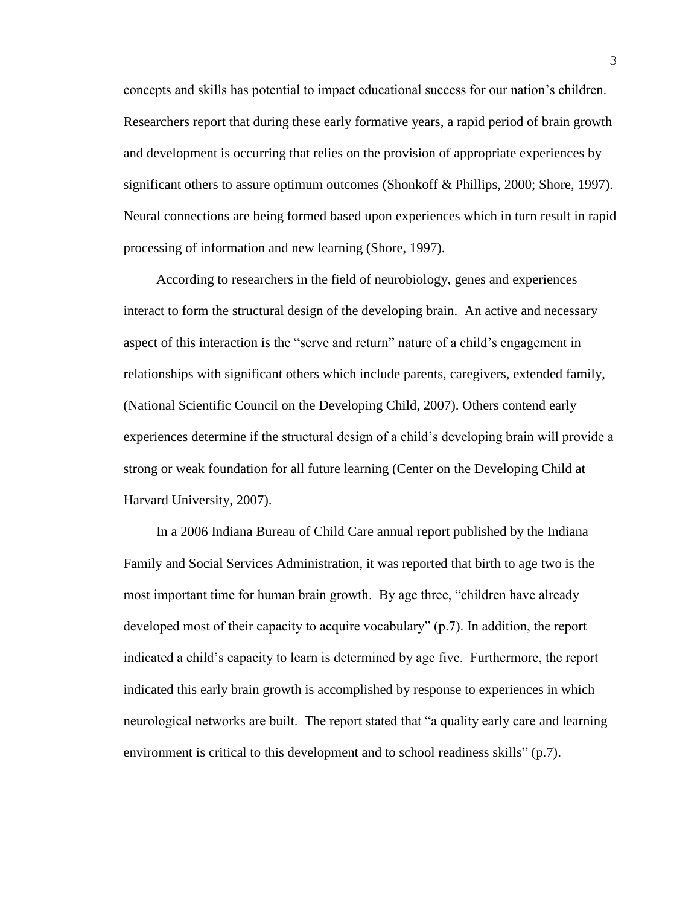concepts and skills has potential to impact educational success for our nation's children. Researchers report that during these early formative years, a rapid period of brain growth and development is occurring that relies on the provision of appropriate experiences by significant others to assure optimum outcomes (Shonkoff & Phillips, 2000; Shore, 1997). Neural connections are being formed based upon experiences which in turn result in rapid processing of information and new learning (Shore, 1997).

According to researchers in the field of neurobiology, genes and experiences interact to form the structural design of the developing brain. An active and necessary aspect of this interaction is the "serve and return" nature of a child's engagement in relationships with significant others which include parents, caregivers, extended family, (National Scientific Council on the Developing Child, 2007). Others contend early experiences determine if the structural design of a child's developing brain will provide a strong or weak foundation for all future learning (Center on the Developing Child at Harvard University, 2007).

In a 2006 Indiana Bureau of Child Care annual report published by the Indiana Family and Social Services Administration, it was reported that birth to age two is the most important time for human brain growth. By age three, "children have already developed most of their capacity to acquire vocabulary" (p.7). In addition, the report indicated a child's capacity to learn is determined by age five. Furthermore, the report indicated this early brain growth is accomplished by response to experiences in which neurological networks are built. The report stated that "a quality early care and learning environment is critical to this development and to school readiness skills" (p.7).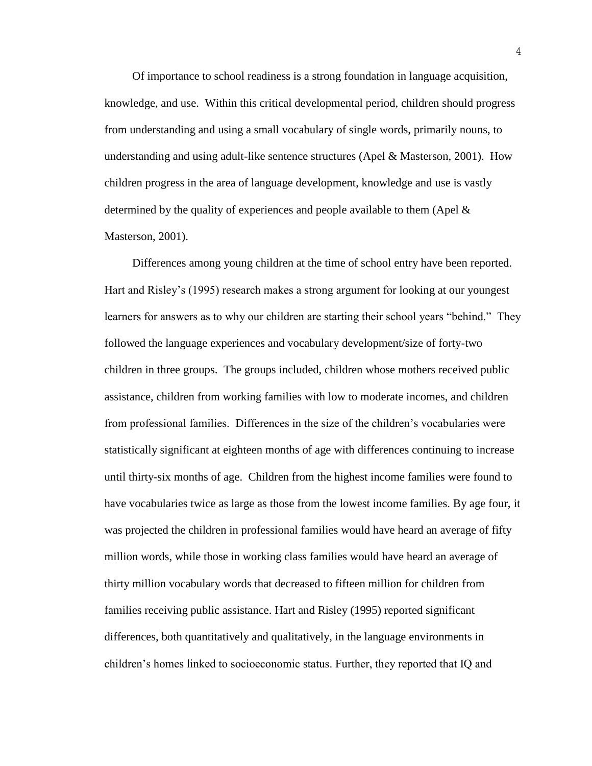Of importance to school readiness is a strong foundation in language acquisition, knowledge, and use. Within this critical developmental period, children should progress from understanding and using a small vocabulary of single words, primarily nouns, to understanding and using adult-like sentence structures (Apel & Masterson, 2001). How children progress in the area of language development, knowledge and use is vastly determined by the quality of experiences and people available to them (Apel & Masterson, 2001).

Differences among young children at the time of school entry have been reported. Hart and Risley's (1995) research makes a strong argument for looking at our youngest learners for answers as to why our children are starting their school years "behind." They followed the language experiences and vocabulary development/size of forty-two children in three groups. The groups included, children whose mothers received public assistance, children from working families with low to moderate incomes, and children from professional families. Differences in the size of the children's vocabularies were statistically significant at eighteen months of age with differences continuing to increase until thirty-six months of age. Children from the highest income families were found to have vocabularies twice as large as those from the lowest income families. By age four, it was projected the children in professional families would have heard an average of fifty million words, while those in working class families would have heard an average of thirty million vocabulary words that decreased to fifteen million for children from families receiving public assistance. Hart and Risley (1995) reported significant differences, both quantitatively and qualitatively, in the language environments in children's homes linked to socioeconomic status. Further, they reported that IQ and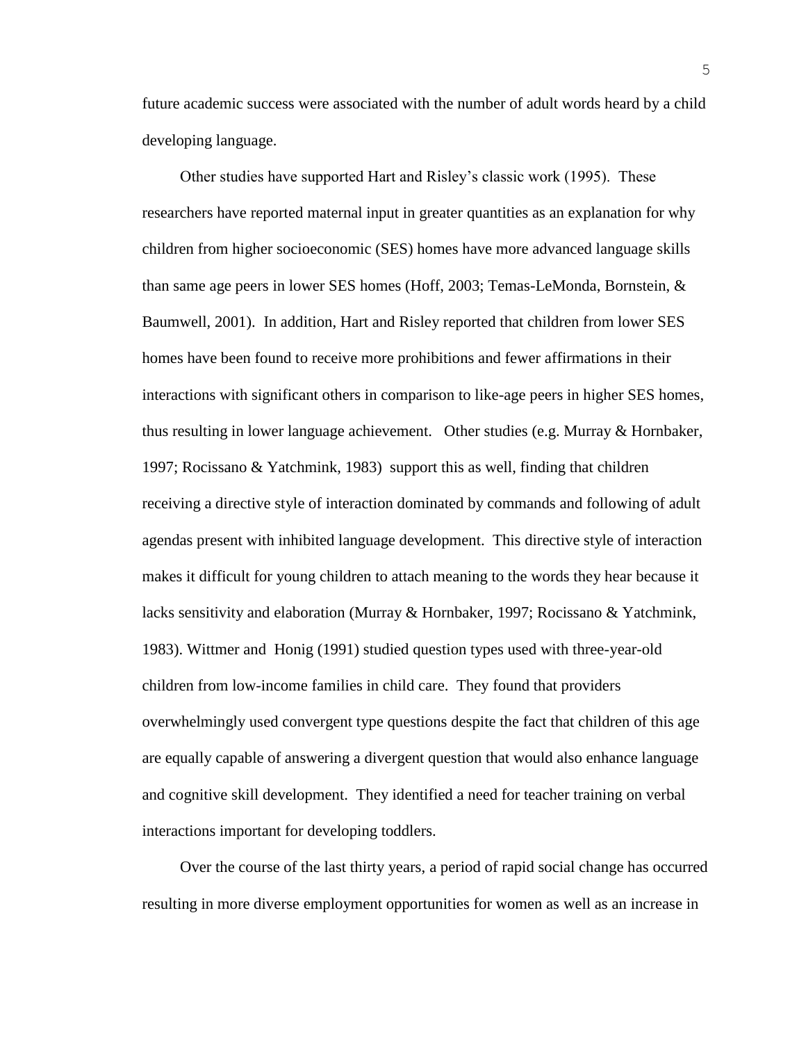future academic success were associated with the number of adult words heard by a child developing language.

Other studies have supported Hart and Risley's classic work (1995). These researchers have reported maternal input in greater quantities as an explanation for why children from higher socioeconomic (SES) homes have more advanced language skills than same age peers in lower SES homes (Hoff, 2003; Temas-LeMonda, Bornstein, & Baumwell, 2001). In addition, Hart and Risley reported that children from lower SES homes have been found to receive more prohibitions and fewer affirmations in their interactions with significant others in comparison to like-age peers in higher SES homes, thus resulting in lower language achievement. Other studies (e.g. Murray & Hornbaker, 1997; Rocissano & Yatchmink, 1983) support this as well, finding that children receiving a directive style of interaction dominated by commands and following of adult agendas present with inhibited language development. This directive style of interaction makes it difficult for young children to attach meaning to the words they hear because it lacks sensitivity and elaboration (Murray & Hornbaker, 1997; Rocissano & Yatchmink, 1983). Wittmer and Honig (1991) studied question types used with three-year-old children from low-income families in child care. They found that providers overwhelmingly used convergent type questions despite the fact that children of this age are equally capable of answering a divergent question that would also enhance language and cognitive skill development. They identified a need for teacher training on verbal interactions important for developing toddlers.

Over the course of the last thirty years, a period of rapid social change has occurred resulting in more diverse employment opportunities for women as well as an increase in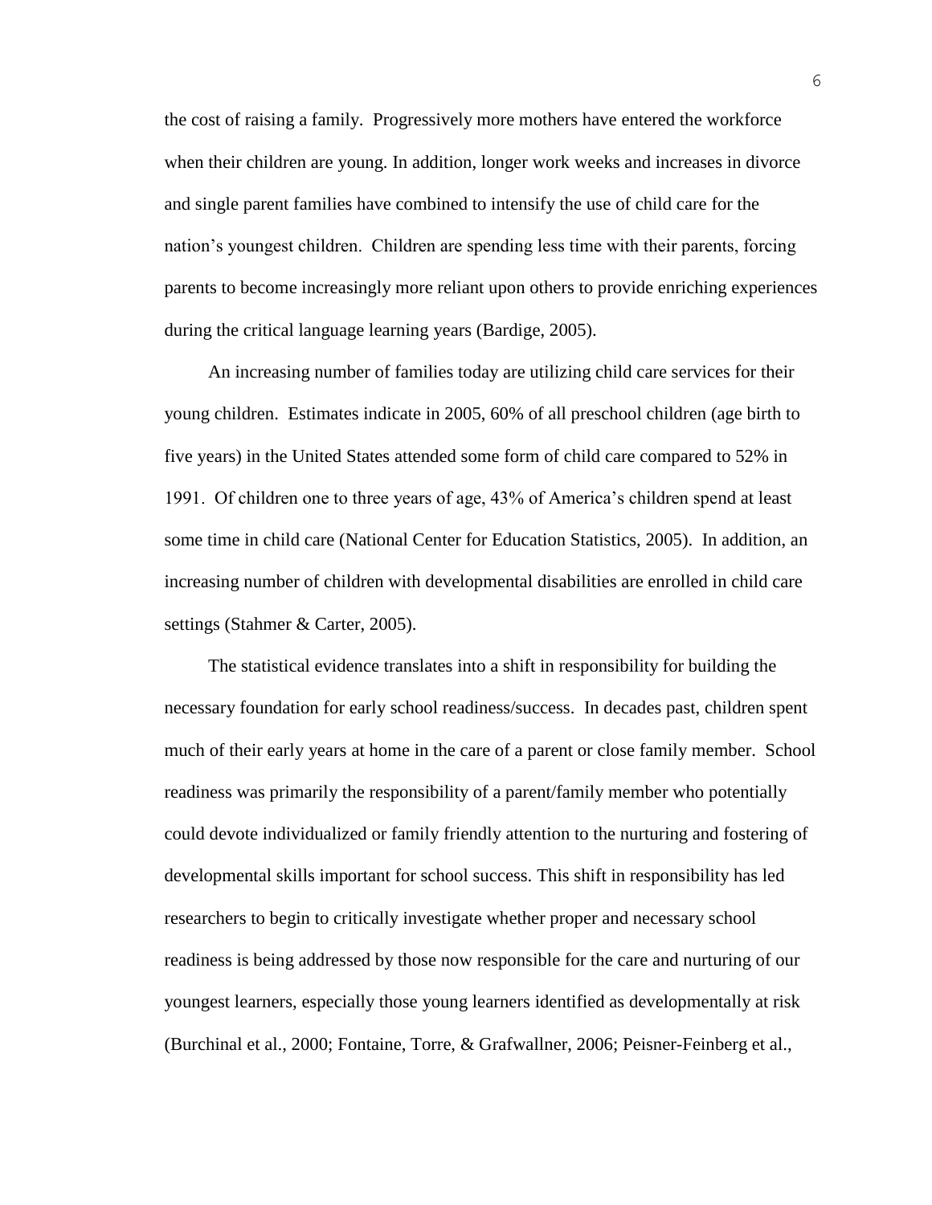the cost of raising a family. Progressively more mothers have entered the workforce when their children are young. In addition, longer work weeks and increases in divorce and single parent families have combined to intensify the use of child care for the nation's youngest children. Children are spending less time with their parents, forcing parents to become increasingly more reliant upon others to provide enriching experiences during the critical language learning years (Bardige, 2005).

An increasing number of families today are utilizing child care services for their young children. Estimates indicate in 2005, 60% of all preschool children (age birth to five years) in the United States attended some form of child care compared to 52% in 1991. Of children one to three years of age, 43% of America's children spend at least some time in child care (National Center for Education Statistics, 2005). In addition, an increasing number of children with developmental disabilities are enrolled in child care settings (Stahmer & Carter, 2005).

The statistical evidence translates into a shift in responsibility for building the necessary foundation for early school readiness/success. In decades past, children spent much of their early years at home in the care of a parent or close family member. School readiness was primarily the responsibility of a parent/family member who potentially could devote individualized or family friendly attention to the nurturing and fostering of developmental skills important for school success. This shift in responsibility has led researchers to begin to critically investigate whether proper and necessary school readiness is being addressed by those now responsible for the care and nurturing of our youngest learners, especially those young learners identified as developmentally at risk (Burchinal et al., 2000; Fontaine, Torre, & Grafwallner, 2006; Peisner-Feinberg et al.,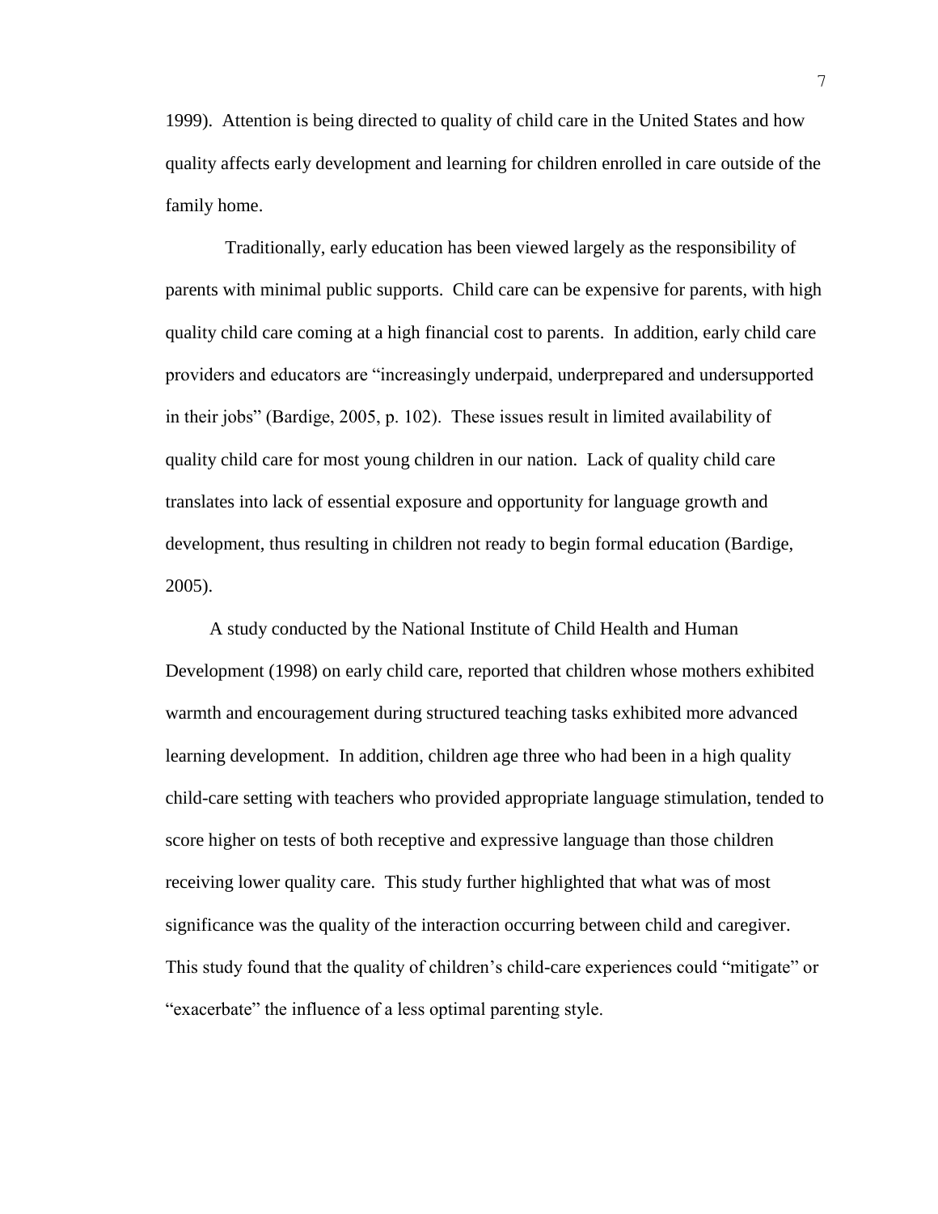1999). Attention is being directed to quality of child care in the United States and how quality affects early development and learning for children enrolled in care outside of the family home.

Traditionally, early education has been viewed largely as the responsibility of parents with minimal public supports. Child care can be expensive for parents, with high quality child care coming at a high financial cost to parents. In addition, early child care providers and educators are "increasingly underpaid, underprepared and undersupported in their jobs" (Bardige, 2005, p. 102). These issues result in limited availability of quality child care for most young children in our nation. Lack of quality child care translates into lack of essential exposure and opportunity for language growth and development, thus resulting in children not ready to begin formal education (Bardige, 2005).

A study conducted by the National Institute of Child Health and Human Development (1998) on early child care, reported that children whose mothers exhibited warmth and encouragement during structured teaching tasks exhibited more advanced learning development. In addition, children age three who had been in a high quality child-care setting with teachers who provided appropriate language stimulation, tended to score higher on tests of both receptive and expressive language than those children receiving lower quality care. This study further highlighted that what was of most significance was the quality of the interaction occurring between child and caregiver. This study found that the quality of children's child-care experiences could "mitigate" or "exacerbate" the influence of a less optimal parenting style.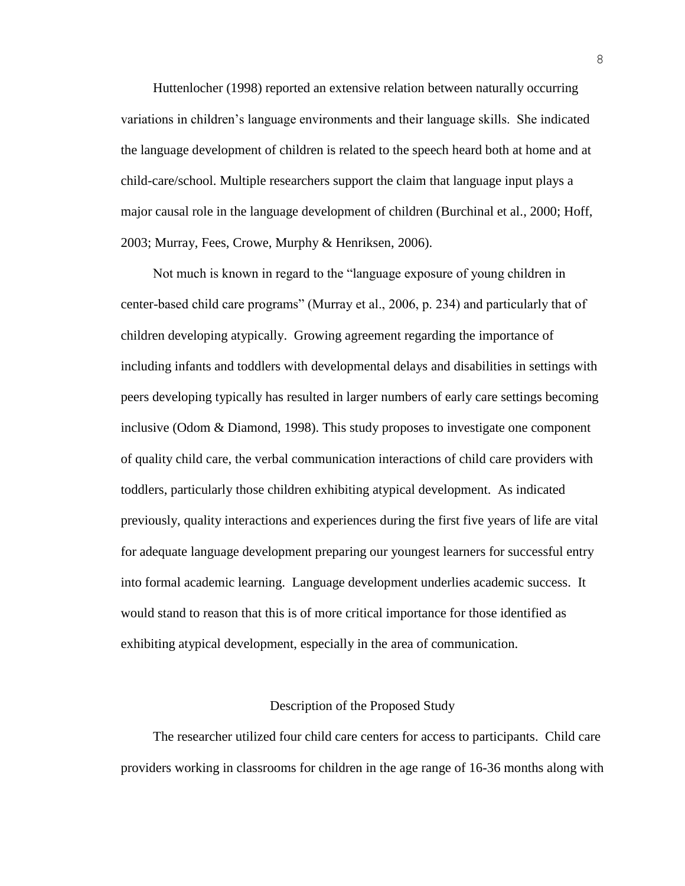Huttenlocher (1998) reported an extensive relation between naturally occurring variations in children's language environments and their language skills. She indicated the language development of children is related to the speech heard both at home and at child-care/school. Multiple researchers support the claim that language input plays a major causal role in the language development of children (Burchinal et al., 2000; Hoff, 2003; Murray, Fees, Crowe, Murphy & Henriksen, 2006).

Not much is known in regard to the "language exposure of young children in center-based child care programs" (Murray et al., 2006, p. 234) and particularly that of children developing atypically. Growing agreement regarding the importance of including infants and toddlers with developmental delays and disabilities in settings with peers developing typically has resulted in larger numbers of early care settings becoming inclusive (Odom & Diamond, 1998). This study proposes to investigate one component of quality child care, the verbal communication interactions of child care providers with toddlers, particularly those children exhibiting atypical development. As indicated previously, quality interactions and experiences during the first five years of life are vital for adequate language development preparing our youngest learners for successful entry into formal academic learning. Language development underlies academic success. It would stand to reason that this is of more critical importance for those identified as exhibiting atypical development, especially in the area of communication.

## Description of the Proposed Study

The researcher utilized four child care centers for access to participants. Child care providers working in classrooms for children in the age range of 16-36 months along with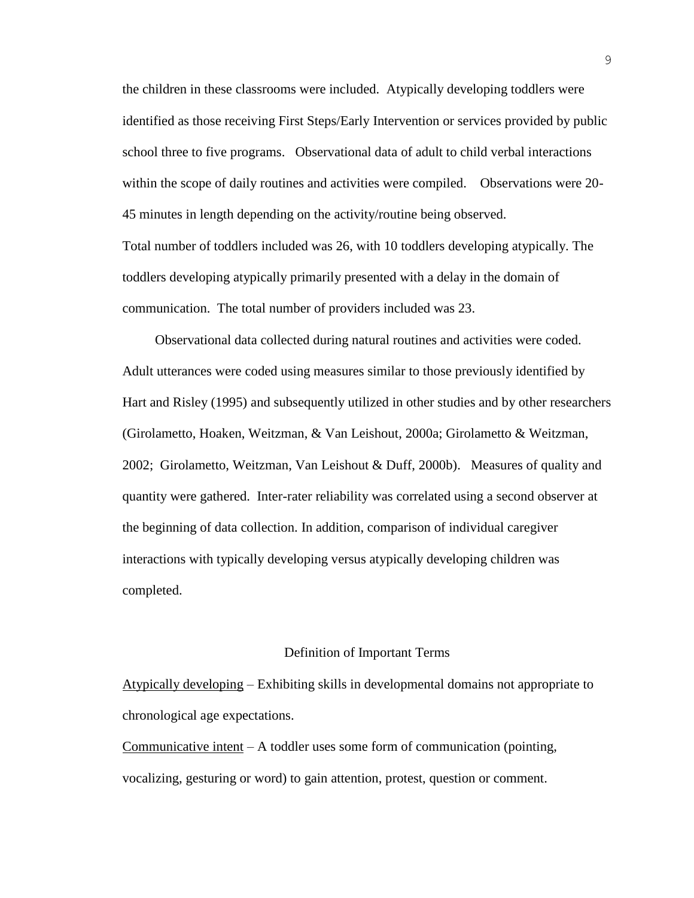the children in these classrooms were included. Atypically developing toddlers were identified as those receiving First Steps/Early Intervention or services provided by public school three to five programs. Observational data of adult to child verbal interactions within the scope of daily routines and activities were compiled. Observations were 20-45 minutes in length depending on the activity/routine being observed.

Total number of toddlers included was 26, with 10 toddlers developing atypically. The toddlers developing atypically primarily presented with a delay in the domain of communication. The total number of providers included was 23.

Observational data collected during natural routines and activities were coded. Adult utterances were coded using measures similar to those previously identified by Hart and Risley (1995) and subsequently utilized in other studies and by other researchers (Girolametto, Hoaken, Weitzman, & Van Leishout, 2000a; Girolametto & Weitzman, 2002; Girolametto, Weitzman, Van Leishout & Duff, 2000b). Measures of quality and quantity were gathered. Inter-rater reliability was correlated using a second observer at the beginning of data collection. In addition, comparison of individual caregiver interactions with typically developing versus atypically developing children was completed.

## Definition of Important Terms

Atypically developing – Exhibiting skills in developmental domains not appropriate to chronological age expectations.

Communicative intent – A toddler uses some form of communication (pointing, vocalizing, gesturing or word) to gain attention, protest, question or comment.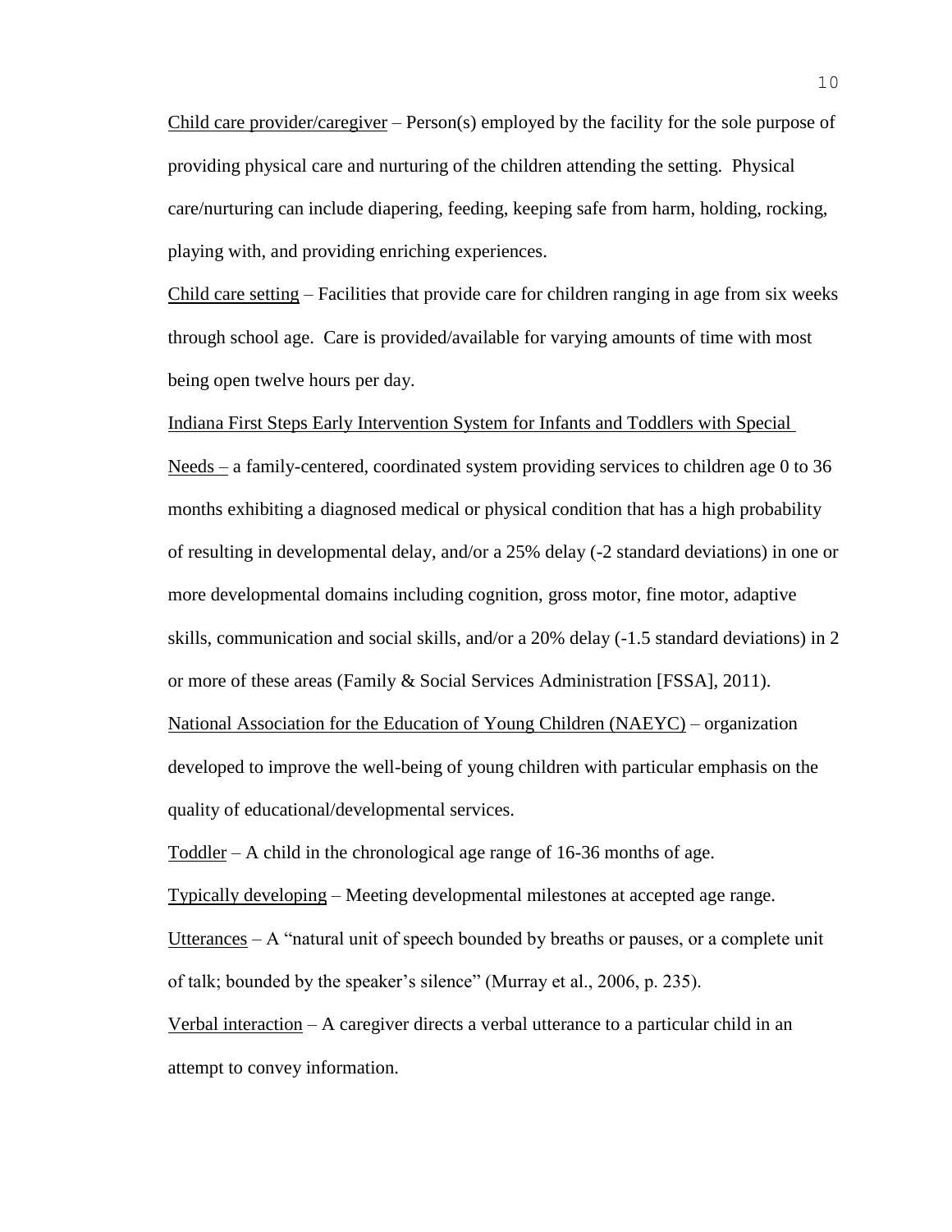Child care provider/caregiver – Person(s) employed by the facility for the sole purpose of providing physical care and nurturing of the children attending the setting. Physical care/nurturing can include diapering, feeding, keeping safe from harm, holding, rocking, playing with, and providing enriching experiences.

Child care setting – Facilities that provide care for children ranging in age from six weeks through school age. Care is provided/available for varying amounts of time with most being open twelve hours per day.

Indiana First Steps Early Intervention System for Infants and Toddlers with Special Needs – a family-centered, coordinated system providing services to children age 0 to 36 months exhibiting a diagnosed medical or physical condition that has a high probability of resulting in developmental delay, and/or a 25% delay (-2 standard deviations) in one or more developmental domains including cognition, gross motor, fine motor, adaptive skills, communication and social skills, and/or a 20% delay (-1.5 standard deviations) in 2 or more of these areas (Family & Social Services Administration [FSSA], 2011).

National Association for the Education of Young Children (NAEYC) – organization developed to improve the well-being of young children with particular emphasis on the quality of educational/developmental services.

Toddler – A child in the chronological age range of 16-36 months of age.

Typically developing – Meeting developmental milestones at accepted age range.

Utterances – A "natural unit of speech bounded by breaths or pauses, or a complete unit of talk; bounded by the speaker's silence" (Murray et al., 2006, p. 235).

Verbal interaction – A caregiver directs a verbal utterance to a particular child in an attempt to convey information.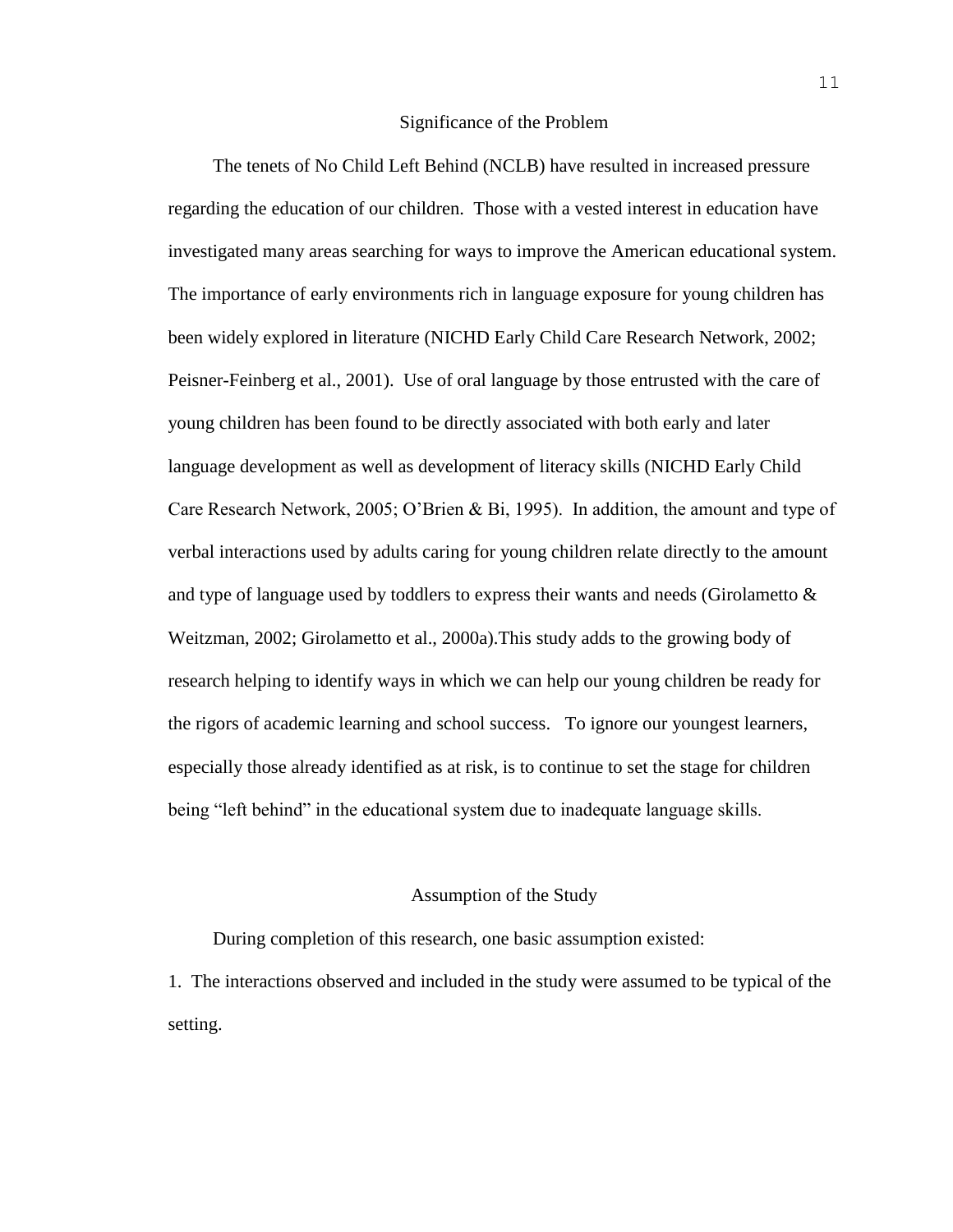## Significance of the Problem

The tenets of No Child Left Behind (NCLB) have resulted in increased pressure regarding the education of our children. Those with a vested interest in education have investigated many areas searching for ways to improve the American educational system. The importance of early environments rich in language exposure for young children has been widely explored in literature (NICHD Early Child Care Research Network, 2002; Peisner-Feinberg et al., 2001). Use of oral language by those entrusted with the care of young children has been found to be directly associated with both early and later language development as well as development of literacy skills (NICHD Early Child Care Research Network, 2005; O'Brien & Bi, 1995). In addition, the amount and type of verbal interactions used by adults caring for young children relate directly to the amount and type of language used by toddlers to express their wants and needs (Girolametto & Weitzman, 2002; Girolametto et al., 2000a).This study adds to the growing body of research helping to identify ways in which we can help our young children be ready for the rigors of academic learning and school success. To ignore our youngest learners, especially those already identified as at risk, is to continue to set the stage for children being "left behind" in the educational system due to inadequate language skills.

## Assumption of the Study

During completion of this research, one basic assumption existed:

1. The interactions observed and included in the study were assumed to be typical of the setting.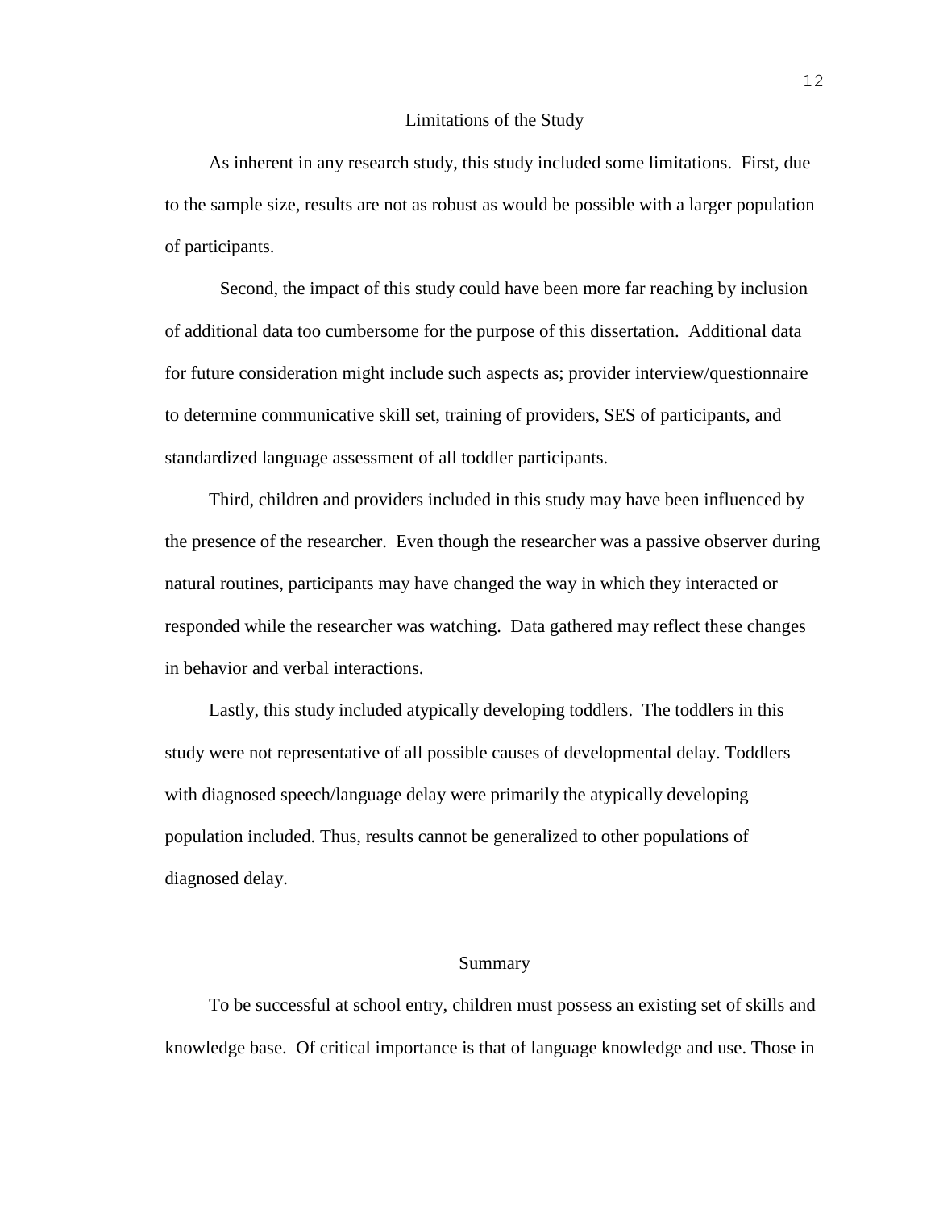## Limitations of the Study

As inherent in any research study, this study included some limitations. First, due to the sample size, results are not as robust as would be possible with a larger population of participants.

Second, the impact of this study could have been more far reaching by inclusion of additional data too cumbersome for the purpose of this dissertation. Additional data for future consideration might include such aspects as; provider interview/questionnaire to determine communicative skill set, training of providers, SES of participants, and standardized language assessment of all toddler participants.

Third, children and providers included in this study may have been influenced by the presence of the researcher. Even though the researcher was a passive observer during natural routines, participants may have changed the way in which they interacted or responded while the researcher was watching. Data gathered may reflect these changes in behavior and verbal interactions.

Lastly, this study included atypically developing toddlers. The toddlers in this study were not representative of all possible causes of developmental delay. Toddlers with diagnosed speech/language delay were primarily the atypically developing population included. Thus, results cannot be generalized to other populations of diagnosed delay.

## Summary

To be successful at school entry, children must possess an existing set of skills and knowledge base. Of critical importance is that of language knowledge and use. Those in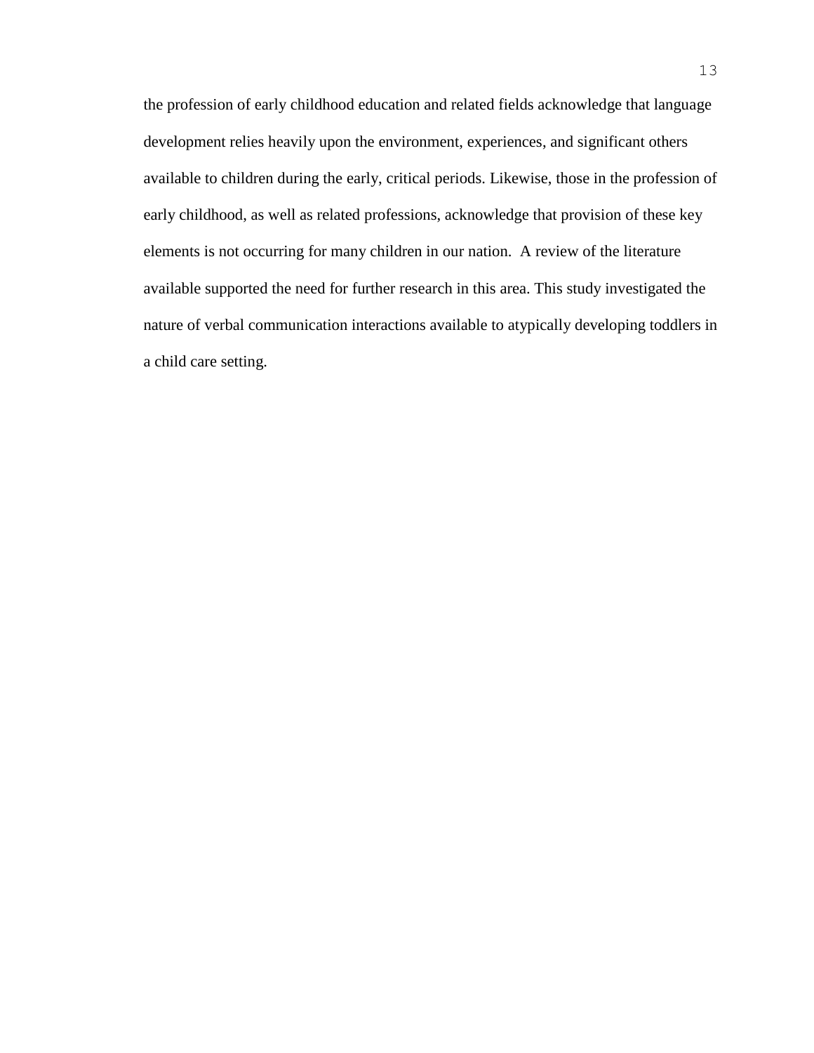the profession of early childhood education and related fields acknowledge that language development relies heavily upon the environment, experiences, and significant others available to children during the early, critical periods. Likewise, those in the profession of early childhood, as well as related professions, acknowledge that provision of these key elements is not occurring for many children in our nation. A review of the literature available supported the need for further research in this area. This study investigated the nature of verbal communication interactions available to atypically developing toddlers in a child care setting.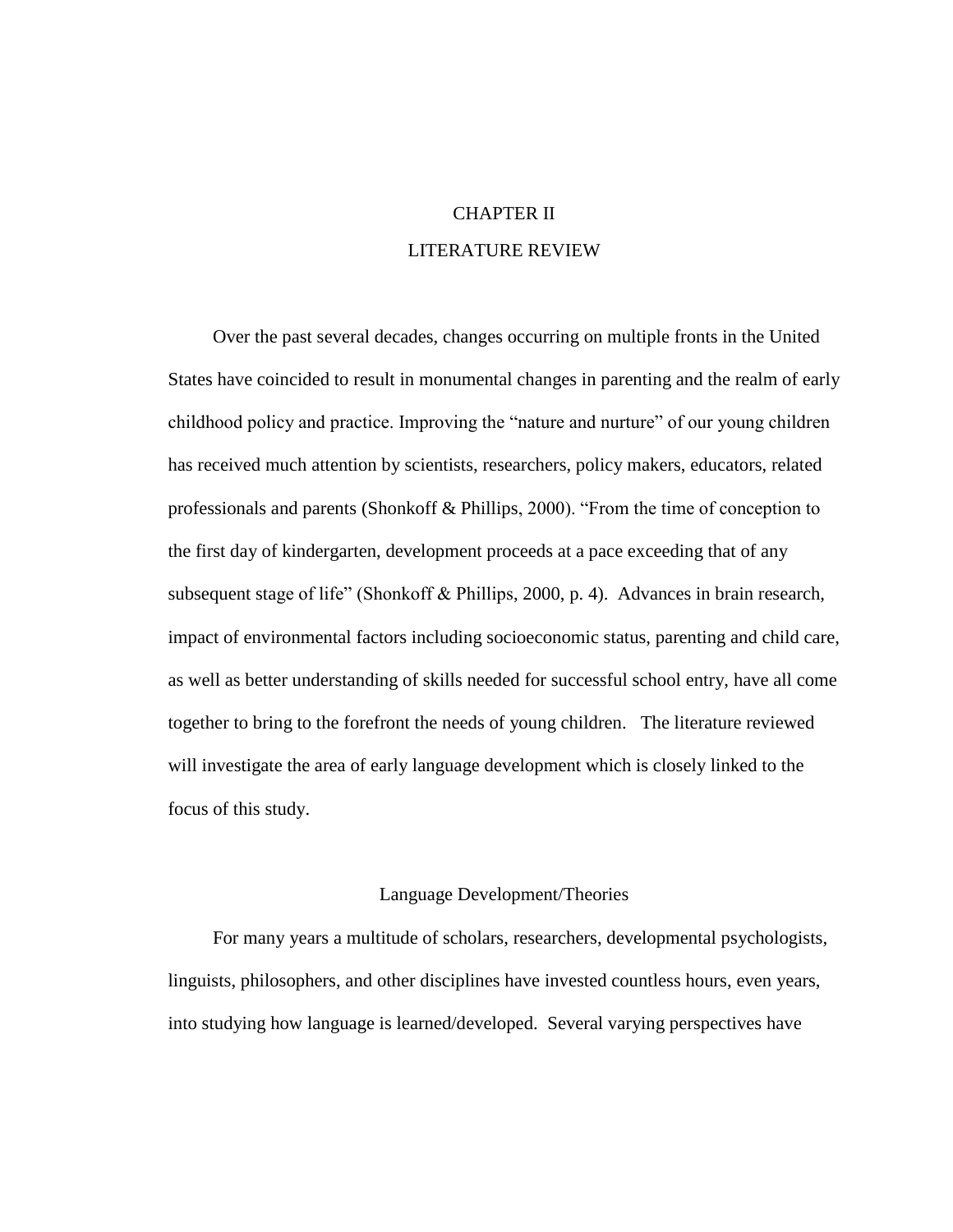# CHAPTER II

# LITERATURE REVIEW

Over the past several decades, changes occurring on multiple fronts in the United States have coincided to result in monumental changes in parenting and the realm of early childhood policy and practice. Improving the "nature and nurture" of our young children has received much attention by scientists, researchers, policy makers, educators, related professionals and parents (Shonkoff & Phillips, 2000). "From the time of conception to the first day of kindergarten, development proceeds at a pace exceeding that of any subsequent stage of life" (Shonkoff & Phillips, 2000, p. 4). Advances in brain research, impact of environmental factors including socioeconomic status, parenting and child care, as well as better understanding of skills needed for successful school entry, have all come together to bring to the forefront the needs of young children. The literature reviewed will investigate the area of early language development which is closely linked to the focus of this study.

## Language Development/Theories

For many years a multitude of scholars, researchers, developmental psychologists, linguists, philosophers, and other disciplines have invested countless hours, even years, into studying how language is learned/developed. Several varying perspectives have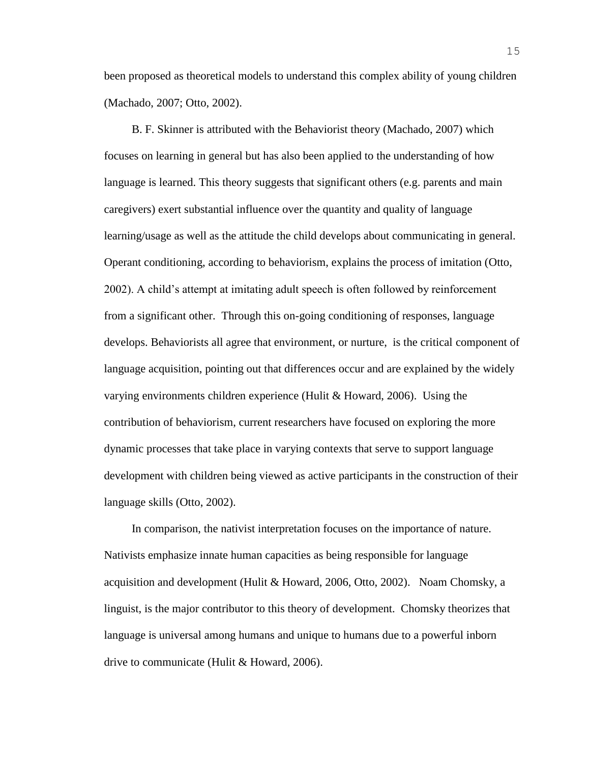been proposed as theoretical models to understand this complex ability of young children (Machado, 2007; Otto, 2002).

B. F. Skinner is attributed with the Behaviorist theory (Machado, 2007) which focuses on learning in general but has also been applied to the understanding of how language is learned. This theory suggests that significant others (e.g. parents and main caregivers) exert substantial influence over the quantity and quality of language learning/usage as well as the attitude the child develops about communicating in general. Operant conditioning, according to behaviorism, explains the process of imitation (Otto, 2002). A child's attempt at imitating adult speech is often followed by reinforcement from a significant other. Through this on-going conditioning of responses, language develops. Behaviorists all agree that environment, or nurture, is the critical component of language acquisition, pointing out that differences occur and are explained by the widely varying environments children experience (Hulit & Howard, 2006). Using the contribution of behaviorism, current researchers have focused on exploring the more dynamic processes that take place in varying contexts that serve to support language development with children being viewed as active participants in the construction of their language skills (Otto, 2002).

In comparison, the nativist interpretation focuses on the importance of nature. Nativists emphasize innate human capacities as being responsible for language acquisition and development (Hulit & Howard, 2006, Otto, 2002). Noam Chomsky, a linguist, is the major contributor to this theory of development. Chomsky theorizes that language is universal among humans and unique to humans due to a powerful inborn drive to communicate (Hulit & Howard, 2006).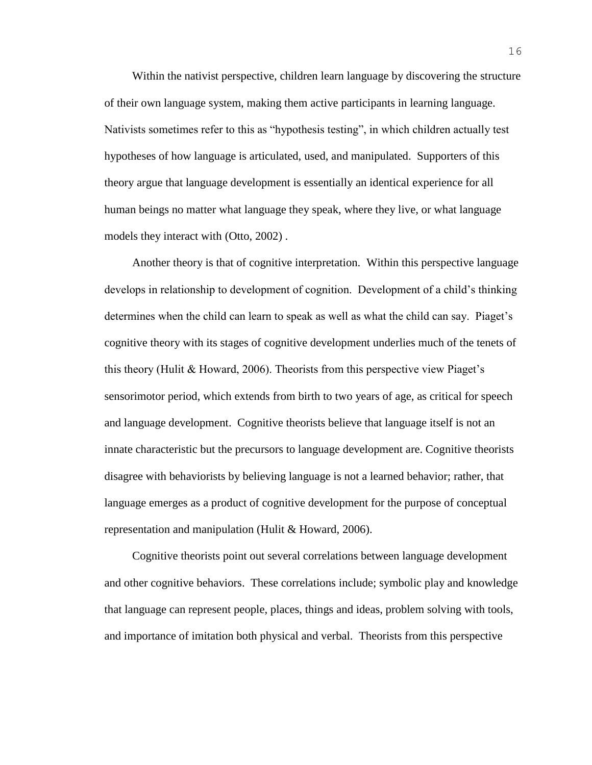Within the nativist perspective, children learn language by discovering the structure of their own language system, making them active participants in learning language. Nativists sometimes refer to this as "hypothesis testing", in which children actually test hypotheses of how language is articulated, used, and manipulated. Supporters of this theory argue that language development is essentially an identical experience for all human beings no matter what language they speak, where they live, or what language models they interact with (Otto, 2002) .

Another theory is that of cognitive interpretation. Within this perspective language develops in relationship to development of cognition. Development of a child's thinking determines when the child can learn to speak as well as what the child can say. Piaget's cognitive theory with its stages of cognitive development underlies much of the tenets of this theory (Hulit & Howard, 2006). Theorists from this perspective view Piaget's sensorimotor period, which extends from birth to two years of age, as critical for speech and language development. Cognitive theorists believe that language itself is not an innate characteristic but the precursors to language development are. Cognitive theorists disagree with behaviorists by believing language is not a learned behavior; rather, that language emerges as a product of cognitive development for the purpose of conceptual representation and manipulation (Hulit & Howard, 2006).

Cognitive theorists point out several correlations between language development and other cognitive behaviors. These correlations include; symbolic play and knowledge that language can represent people, places, things and ideas, problem solving with tools, and importance of imitation both physical and verbal. Theorists from this perspective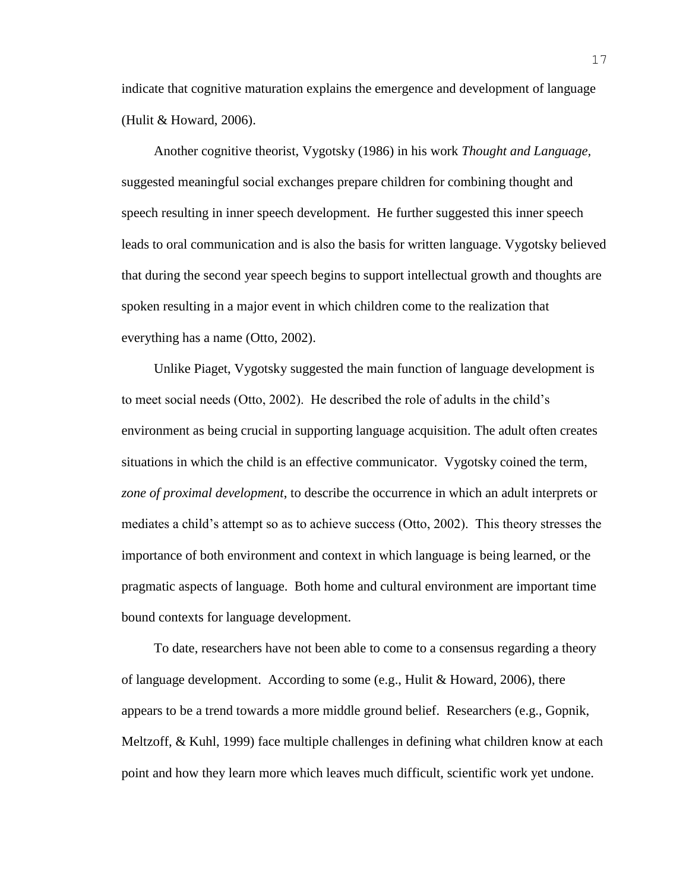indicate that cognitive maturation explains the emergence and development of language (Hulit & Howard, 2006).

Another cognitive theorist, Vygotsky (1986) in his work *Thought and Language*, suggested meaningful social exchanges prepare children for combining thought and speech resulting in inner speech development. He further suggested this inner speech leads to oral communication and is also the basis for written language. Vygotsky believed that during the second year speech begins to support intellectual growth and thoughts are spoken resulting in a major event in which children come to the realization that everything has a name (Otto, 2002).

Unlike Piaget, Vygotsky suggested the main function of language development is to meet social needs (Otto, 2002). He described the role of adults in the child's environment as being crucial in supporting language acquisition. The adult often creates situations in which the child is an effective communicator. Vygotsky coined the term, *zone of proximal development*, to describe the occurrence in which an adult interprets or mediates a child's attempt so as to achieve success (Otto, 2002). This theory stresses the importance of both environment and context in which language is being learned, or the pragmatic aspects of language. Both home and cultural environment are important time bound contexts for language development.

To date, researchers have not been able to come to a consensus regarding a theory of language development. According to some (e.g., Hulit & Howard, 2006), there appears to be a trend towards a more middle ground belief. Researchers (e.g., Gopnik, Meltzoff, & Kuhl, 1999) face multiple challenges in defining what children know at each point and how they learn more which leaves much difficult, scientific work yet undone.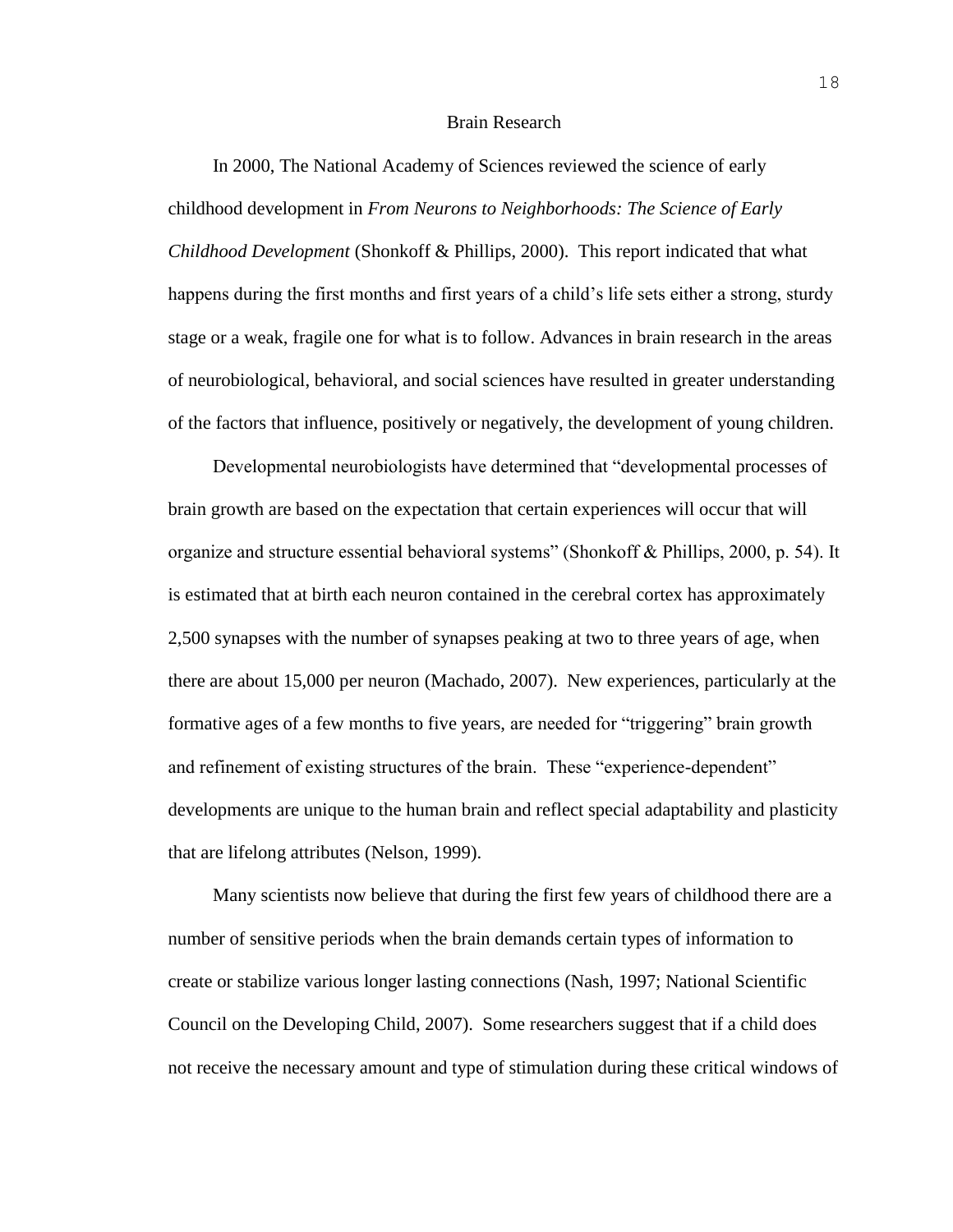## Brain Research

In 2000, The National Academy of Sciences reviewed the science of early childhood development in *From Neurons to Neighborhoods: The Science of Early Childhood Development* (Shonkoff & Phillips, 2000). This report indicated that what happens during the first months and first years of a child's life sets either a strong, sturdy stage or a weak, fragile one for what is to follow. Advances in brain research in the areas of neurobiological, behavioral, and social sciences have resulted in greater understanding of the factors that influence, positively or negatively, the development of young children.

Developmental neurobiologists have determined that "developmental processes of brain growth are based on the expectation that certain experiences will occur that will organize and structure essential behavioral systems" (Shonkoff & Phillips, 2000, p. 54). It is estimated that at birth each neuron contained in the cerebral cortex has approximately 2,500 synapses with the number of synapses peaking at two to three years of age, when there are about 15,000 per neuron (Machado, 2007). New experiences, particularly at the formative ages of a few months to five years, are needed for "triggering" brain growth and refinement of existing structures of the brain. These "experience-dependent" developments are unique to the human brain and reflect special adaptability and plasticity that are lifelong attributes (Nelson, 1999).

Many scientists now believe that during the first few years of childhood there are a number of sensitive periods when the brain demands certain types of information to create or stabilize various longer lasting connections (Nash, 1997; National Scientific Council on the Developing Child, 2007). Some researchers suggest that if a child does not receive the necessary amount and type of stimulation during these critical windows of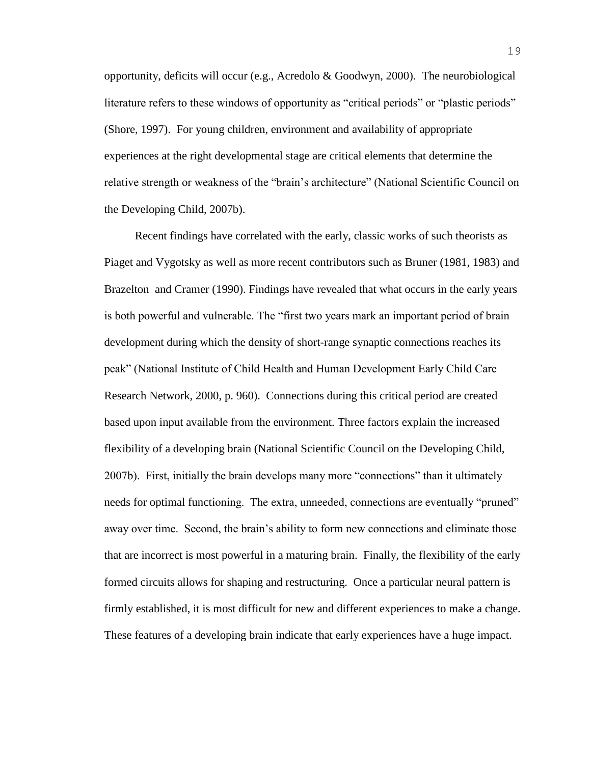opportunity, deficits will occur (e.g., Acredolo & Goodwyn, 2000). The neurobiological literature refers to these windows of opportunity as "critical periods" or "plastic periods" (Shore, 1997). For young children, environment and availability of appropriate experiences at the right developmental stage are critical elements that determine the relative strength or weakness of the "brain's architecture" (National Scientific Council on the Developing Child, 2007b).

Recent findings have correlated with the early, classic works of such theorists as Piaget and Vygotsky as well as more recent contributors such as Bruner (1981, 1983) and Brazelton and Cramer (1990). Findings have revealed that what occurs in the early years is both powerful and vulnerable. The "first two years mark an important period of brain development during which the density of short-range synaptic connections reaches its peak" (National Institute of Child Health and Human Development Early Child Care Research Network, 2000, p. 960). Connections during this critical period are created based upon input available from the environment. Three factors explain the increased flexibility of a developing brain (National Scientific Council on the Developing Child, 2007b). First, initially the brain develops many more "connections" than it ultimately needs for optimal functioning. The extra, unneeded, connections are eventually "pruned" away over time. Second, the brain's ability to form new connections and eliminate those that are incorrect is most powerful in a maturing brain. Finally, the flexibility of the early formed circuits allows for shaping and restructuring. Once a particular neural pattern is firmly established, it is most difficult for new and different experiences to make a change. These features of a developing brain indicate that early experiences have a huge impact.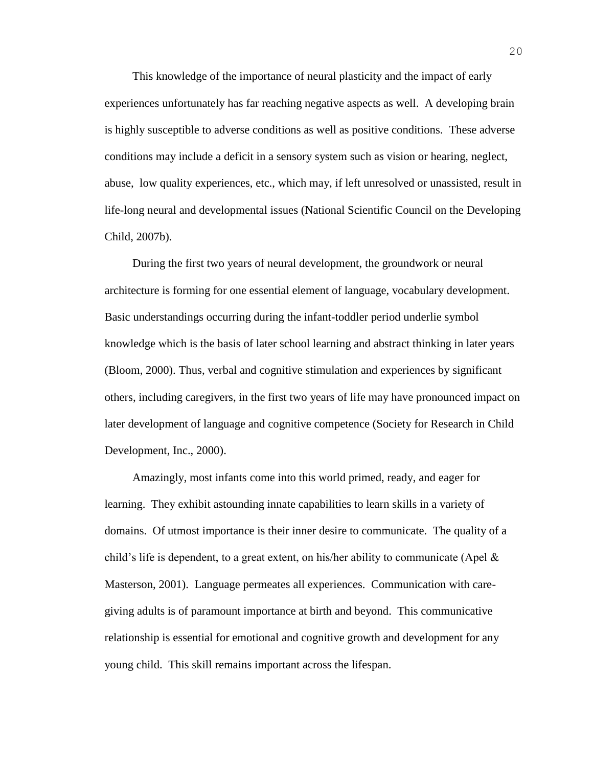This knowledge of the importance of neural plasticity and the impact of early experiences unfortunately has far reaching negative aspects as well. A developing brain is highly susceptible to adverse conditions as well as positive conditions. These adverse conditions may include a deficit in a sensory system such as vision or hearing, neglect, abuse, low quality experiences, etc., which may, if left unresolved or unassisted, result in life-long neural and developmental issues (National Scientific Council on the Developing Child, 2007b).

During the first two years of neural development, the groundwork or neural architecture is forming for one essential element of language, vocabulary development. Basic understandings occurring during the infant-toddler period underlie symbol knowledge which is the basis of later school learning and abstract thinking in later years (Bloom, 2000). Thus, verbal and cognitive stimulation and experiences by significant others, including caregivers, in the first two years of life may have pronounced impact on later development of language and cognitive competence (Society for Research in Child Development, Inc., 2000).

Amazingly, most infants come into this world primed, ready, and eager for learning. They exhibit astounding innate capabilities to learn skills in a variety of domains. Of utmost importance is their inner desire to communicate. The quality of a child's life is dependent, to a great extent, on his/her ability to communicate (Apel & Masterson, 2001). Language permeates all experiences. Communication with care-giving adults is of paramount importance at birth and beyond. This communicative relationship is essential for emotional and cognitive growth and development for any young child. This skill remains important across the lifespan.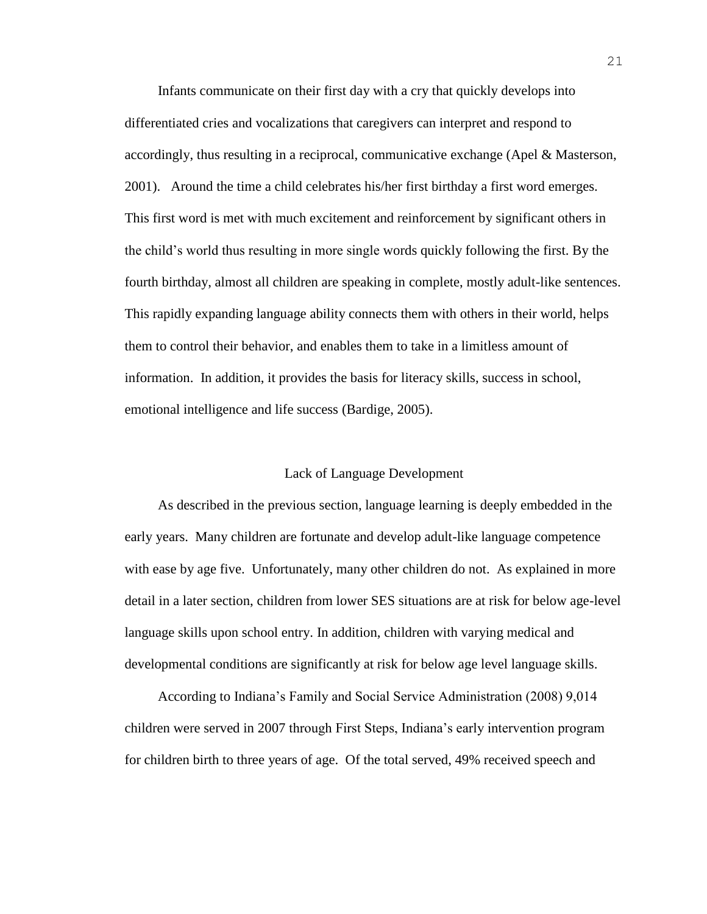Infants communicate on their first day with a cry that quickly develops into differentiated cries and vocalizations that caregivers can interpret and respond to accordingly, thus resulting in a reciprocal, communicative exchange (Apel & Masterson, 2001). Around the time a child celebrates his/her first birthday a first word emerges. This first word is met with much excitement and reinforcement by significant others in the child's world thus resulting in more single words quickly following the first. By the fourth birthday, almost all children are speaking in complete, mostly adult-like sentences. This rapidly expanding language ability connects them with others in their world, helps them to control their behavior, and enables them to take in a limitless amount of information. In addition, it provides the basis for literacy skills, success in school, emotional intelligence and life success (Bardige, 2005).

## Lack of Language Development

As described in the previous section, language learning is deeply embedded in the early years. Many children are fortunate and develop adult-like language competence with ease by age five. Unfortunately, many other children do not. As explained in more detail in a later section, children from lower SES situations are at risk for below age-level language skills upon school entry. In addition, children with varying medical and developmental conditions are significantly at risk for below age level language skills.

According to Indiana's Family and Social Service Administration (2008) 9,014 children were served in 2007 through First Steps, Indiana's early intervention program for children birth to three years of age. Of the total served, 49% received speech and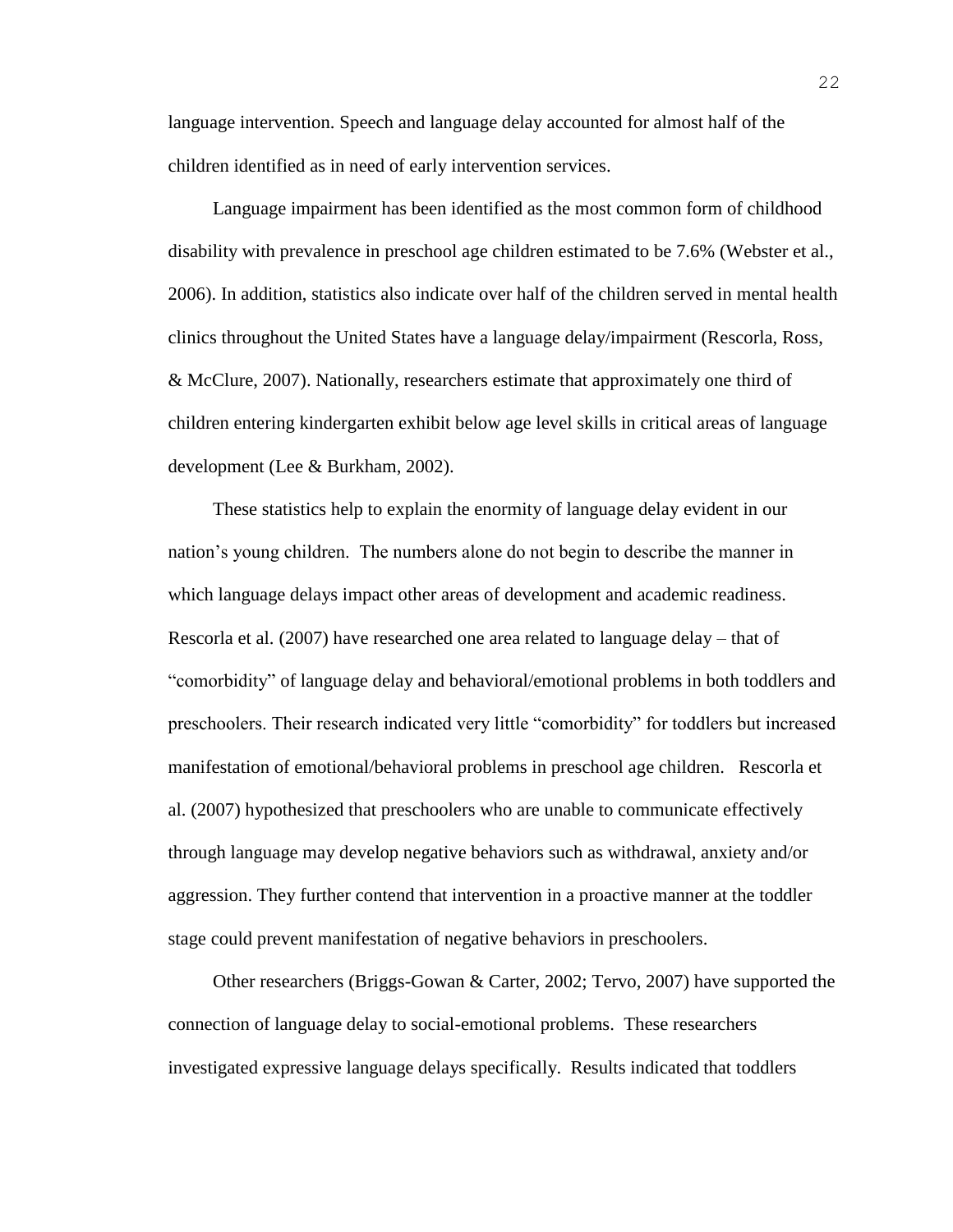language intervention. Speech and language delay accounted for almost half of the children identified as in need of early intervention services.

Language impairment has been identified as the most common form of childhood disability with prevalence in preschool age children estimated to be 7.6% (Webster et al., 2006). In addition, statistics also indicate over half of the children served in mental health clinics throughout the United States have a language delay/impairment (Rescorla, Ross, & McClure, 2007). Nationally, researchers estimate that approximately one third of children entering kindergarten exhibit below age level skills in critical areas of language development (Lee & Burkham, 2002).

These statistics help to explain the enormity of language delay evident in our nation's young children. The numbers alone do not begin to describe the manner in which language delays impact other areas of development and academic readiness. Rescorla et al. (2007) have researched one area related to language delay – that of "comorbidity" of language delay and behavioral/emotional problems in both toddlers and preschoolers. Their research indicated very little "comorbidity" for toddlers but increased manifestation of emotional/behavioral problems in preschool age children. Rescorla et al. (2007) hypothesized that preschoolers who are unable to communicate effectively through language may develop negative behaviors such as withdrawal, anxiety and/or aggression. They further contend that intervention in a proactive manner at the toddler stage could prevent manifestation of negative behaviors in preschoolers.

Other researchers (Briggs-Gowan & Carter, 2002; Tervo, 2007) have supported the connection of language delay to social-emotional problems. These researchers investigated expressive language delays specifically. Results indicated that toddlers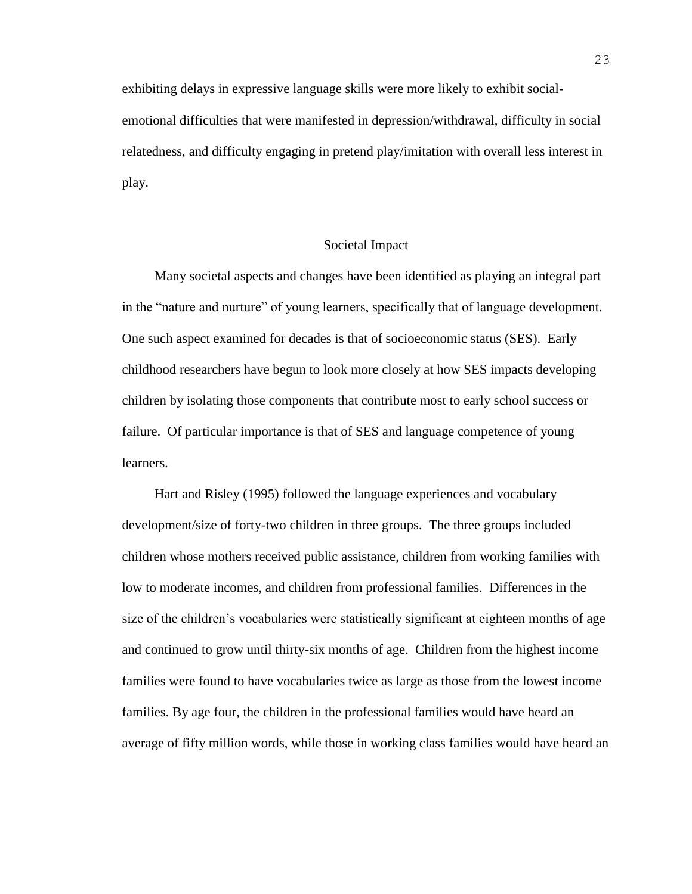exhibiting delays in expressive language skills were more likely to exhibit social-emotional difficulties that were manifested in depression/withdrawal, difficulty in social relatedness, and difficulty engaging in pretend play/imitation with overall less interest in play.

## Societal Impact

Many societal aspects and changes have been identified as playing an integral part in the "nature and nurture" of young learners, specifically that of language development. One such aspect examined for decades is that of socioeconomic status (SES). Early childhood researchers have begun to look more closely at how SES impacts developing children by isolating those components that contribute most to early school success or failure. Of particular importance is that of SES and language competence of young learners.

Hart and Risley (1995) followed the language experiences and vocabulary development/size of forty-two children in three groups. The three groups included children whose mothers received public assistance, children from working families with low to moderate incomes, and children from professional families. Differences in the size of the children's vocabularies were statistically significant at eighteen months of age and continued to grow until thirty-six months of age. Children from the highest income families were found to have vocabularies twice as large as those from the lowest income families. By age four, the children in the professional families would have heard an average of fifty million words, while those in working class families would have heard an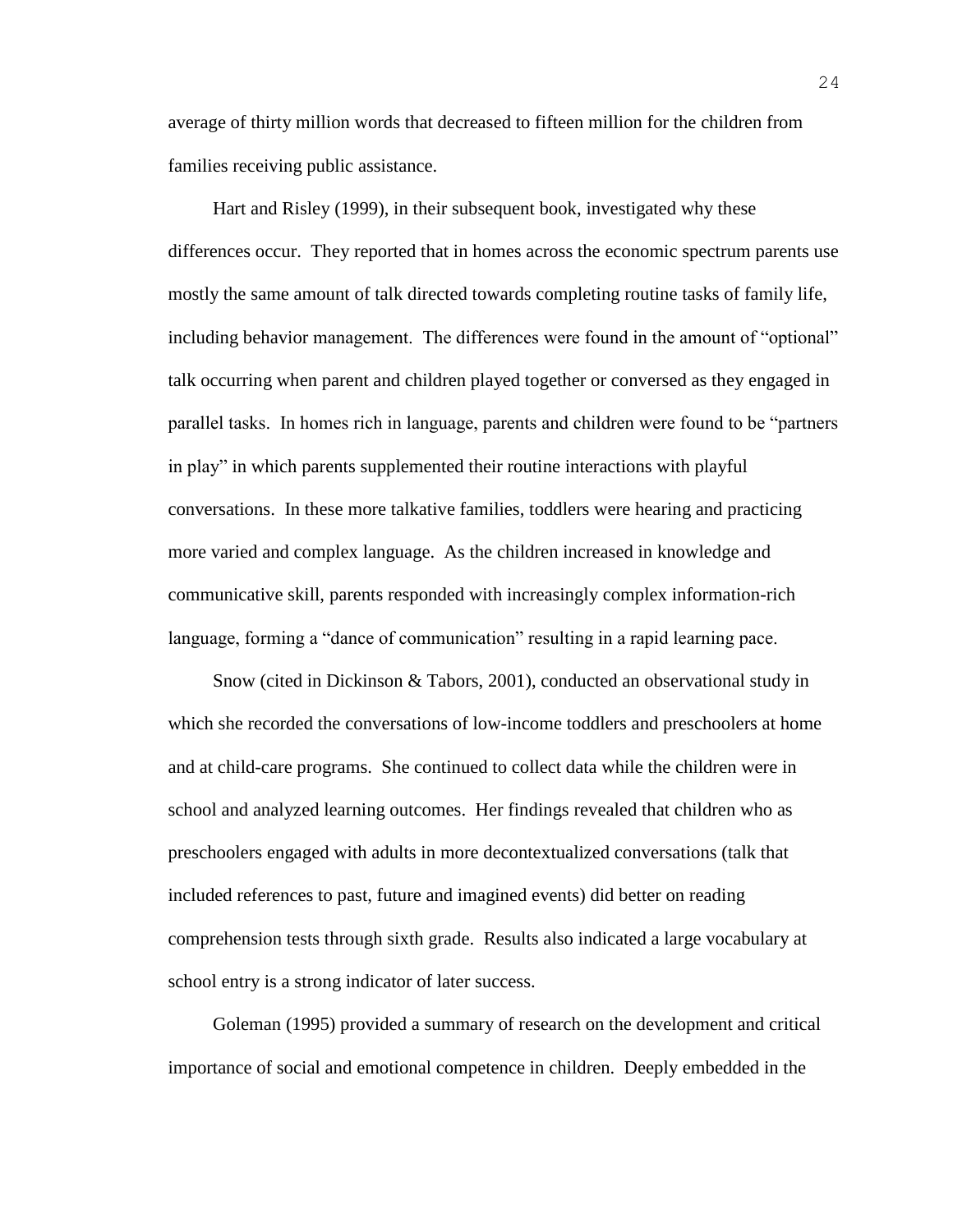average of thirty million words that decreased to fifteen million for the children from families receiving public assistance.

Hart and Risley (1999), in their subsequent book, investigated why these differences occur. They reported that in homes across the economic spectrum parents use mostly the same amount of talk directed towards completing routine tasks of family life, including behavior management. The differences were found in the amount of "optional" talk occurring when parent and children played together or conversed as they engaged in parallel tasks. In homes rich in language, parents and children were found to be "partners in play" in which parents supplemented their routine interactions with playful conversations. In these more talkative families, toddlers were hearing and practicing more varied and complex language. As the children increased in knowledge and communicative skill, parents responded with increasingly complex information-rich language, forming a "dance of communication" resulting in a rapid learning pace.

Snow (cited in Dickinson & Tabors, 2001), conducted an observational study in which she recorded the conversations of low-income toddlers and preschoolers at home and at child-care programs. She continued to collect data while the children were in school and analyzed learning outcomes. Her findings revealed that children who as preschoolers engaged with adults in more decontextualized conversations (talk that included references to past, future and imagined events) did better on reading comprehension tests through sixth grade. Results also indicated a large vocabulary at school entry is a strong indicator of later success.

Goleman (1995) provided a summary of research on the development and critical importance of social and emotional competence in children. Deeply embedded in the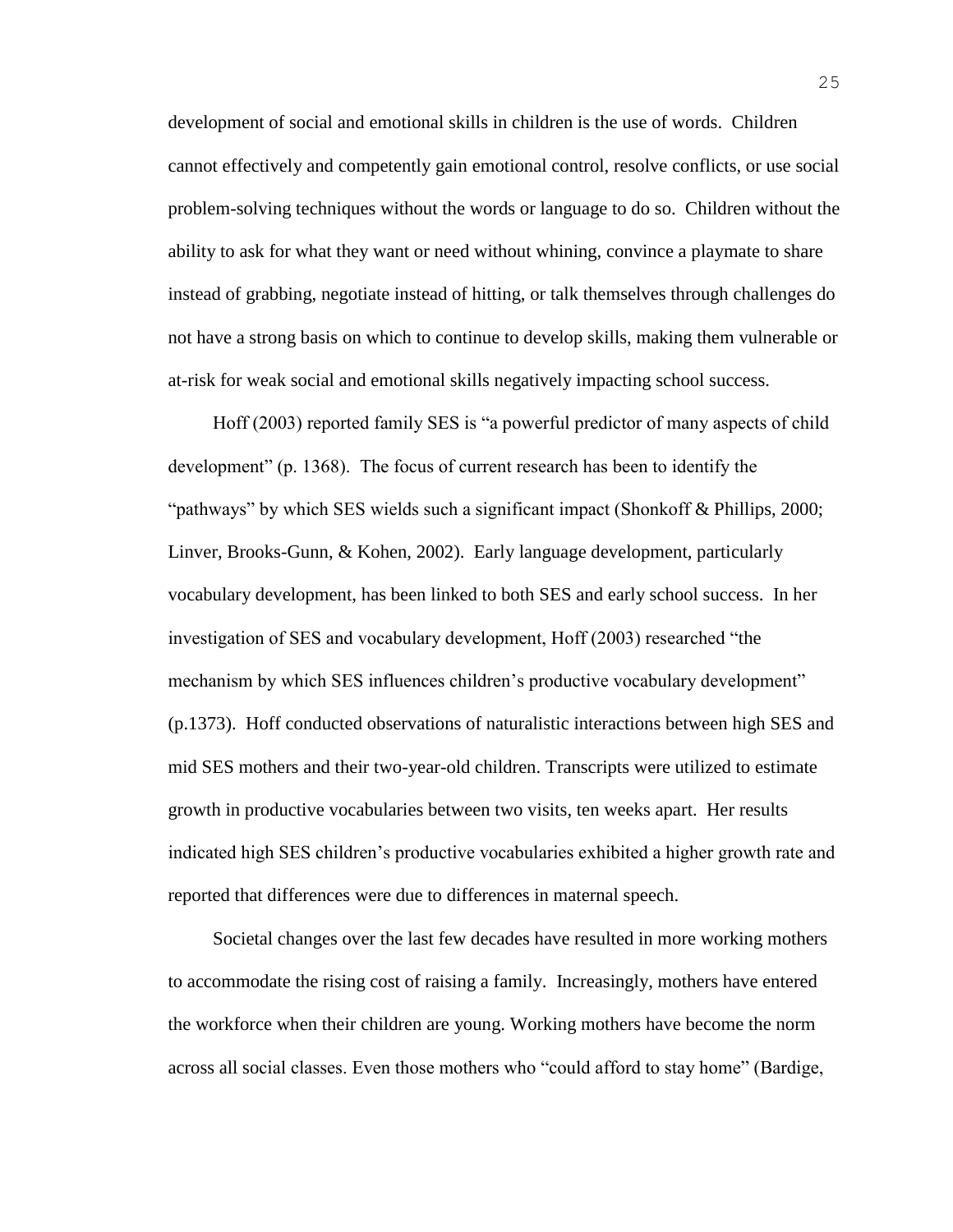development of social and emotional skills in children is the use of words. Children cannot effectively and competently gain emotional control, resolve conflicts, or use social problem-solving techniques without the words or language to do so. Children without the ability to ask for what they want or need without whining, convince a playmate to share instead of grabbing, negotiate instead of hitting, or talk themselves through challenges do not have a strong basis on which to continue to develop skills, making them vulnerable or at-risk for weak social and emotional skills negatively impacting school success.

Hoff (2003) reported family SES is "a powerful predictor of many aspects of child development" (p. 1368). The focus of current research has been to identify the "pathways" by which SES wields such a significant impact (Shonkoff & Phillips, 2000; Linver, Brooks-Gunn, & Kohen, 2002). Early language development, particularly vocabulary development, has been linked to both SES and early school success. In her investigation of SES and vocabulary development, Hoff (2003) researched "the mechanism by which SES influences children's productive vocabulary development" (p.1373). Hoff conducted observations of naturalistic interactions between high SES and mid SES mothers and their two-year-old children. Transcripts were utilized to estimate growth in productive vocabularies between two visits, ten weeks apart. Her results indicated high SES children's productive vocabularies exhibited a higher growth rate and reported that differences were due to differences in maternal speech.

Societal changes over the last few decades have resulted in more working mothers to accommodate the rising cost of raising a family. Increasingly, mothers have entered the workforce when their children are young. Working mothers have become the norm across all social classes. Even those mothers who "could afford to stay home" (Bardige,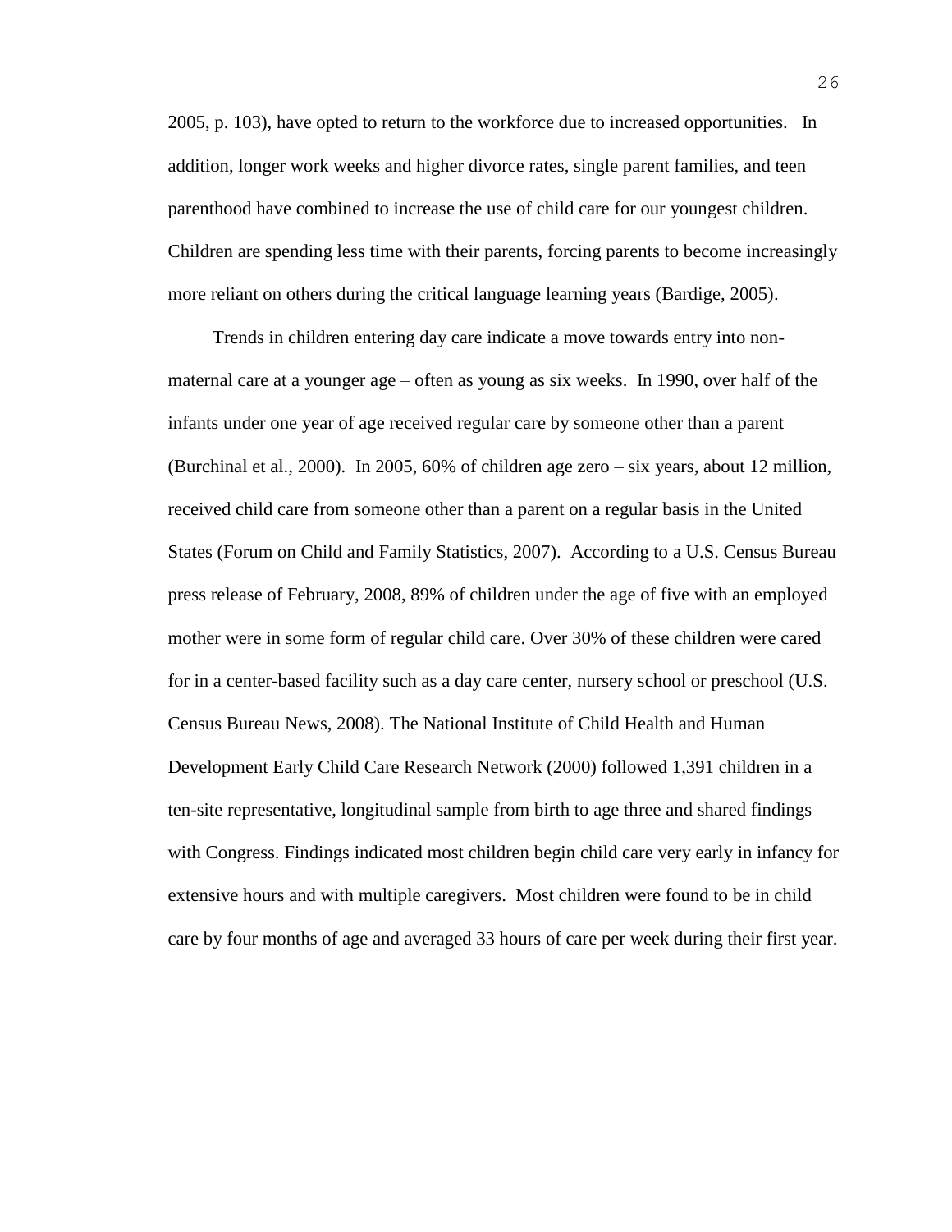2005, p. 103), have opted to return to the workforce due to increased opportunities. In addition, longer work weeks and higher divorce rates, single parent families, and teen parenthood have combined to increase the use of child care for our youngest children. Children are spending less time with their parents, forcing parents to become increasingly more reliant on others during the critical language learning years (Bardige, 2005).

Trends in children entering day care indicate a move towards entry into non-maternal care at a younger age – often as young as six weeks. In 1990, over half of the infants under one year of age received regular care by someone other than a parent (Burchinal et al., 2000). In 2005, 60% of children age zero – six years, about 12 million, received child care from someone other than a parent on a regular basis in the United States (Forum on Child and Family Statistics, 2007). According to a U.S. Census Bureau press release of February, 2008, 89% of children under the age of five with an employed mother were in some form of regular child care. Over 30% of these children were cared for in a center-based facility such as a day care center, nursery school or preschool (U.S. Census Bureau News, 2008). The National Institute of Child Health and Human Development Early Child Care Research Network (2000) followed 1,391 children in a ten-site representative, longitudinal sample from birth to age three and shared findings with Congress. Findings indicated most children begin child care very early in infancy for extensive hours and with multiple caregivers. Most children were found to be in child care by four months of age and averaged 33 hours of care per week during their first year.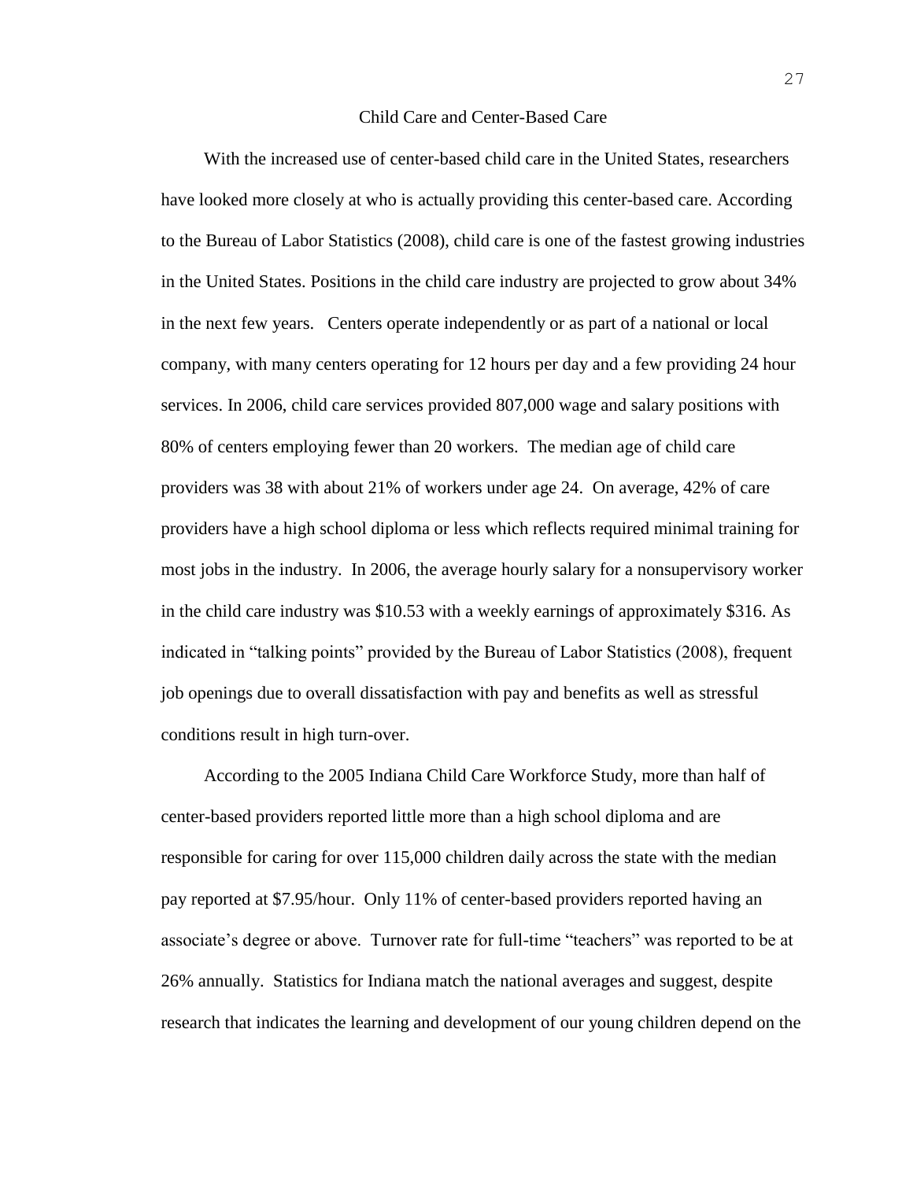## Child Care and Center-Based Care

With the increased use of center-based child care in the United States, researchers have looked more closely at who is actually providing this center-based care. According to the Bureau of Labor Statistics (2008), child care is one of the fastest growing industries in the United States. Positions in the child care industry are projected to grow about 34% in the next few years. Centers operate independently or as part of a national or local company, with many centers operating for 12 hours per day and a few providing 24 hour services. In 2006, child care services provided 807,000 wage and salary positions with 80% of centers employing fewer than 20 workers. The median age of child care providers was 38 with about 21% of workers under age 24. On average, 42% of care providers have a high school diploma or less which reflects required minimal training for most jobs in the industry. In 2006, the average hourly salary for a nonsupervisory worker in the child care industry was $10.53 with a weekly earnings of approximately $316. As indicated in "talking points" provided by the Bureau of Labor Statistics (2008), frequent job openings due to overall dissatisfaction with pay and benefits as well as stressful conditions result in high turn-over.

According to the 2005 Indiana Child Care Workforce Study, more than half of center-based providers reported little more than a high school diploma and are responsible for caring for over 115,000 children daily across the state with the median pay reported at $7.95/hour. Only 11% of center-based providers reported having an associate's degree or above. Turnover rate for full-time "teachers" was reported to be at 26% annually. Statistics for Indiana match the national averages and suggest, despite research that indicates the learning and development of our young children depend on the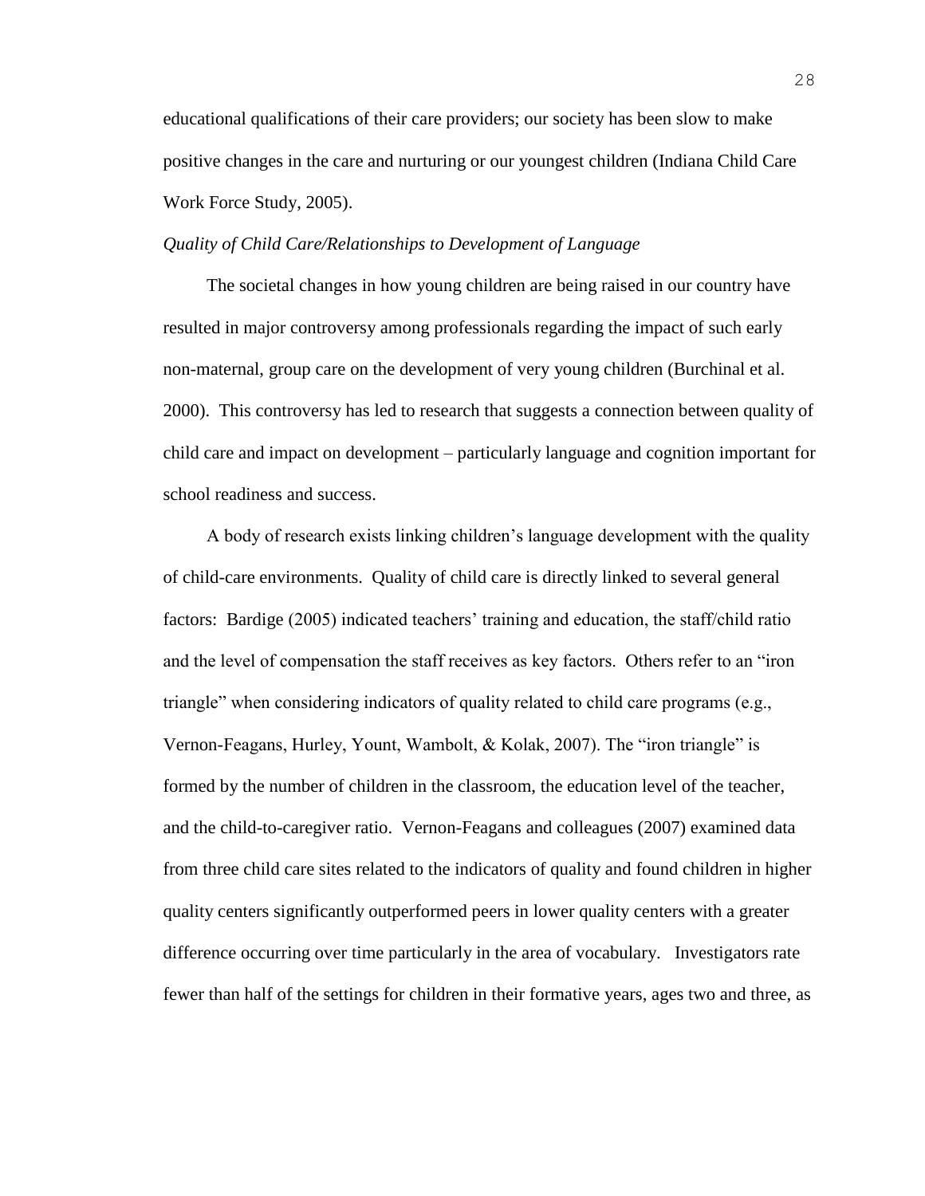educational qualifications of their care providers; our society has been slow to make positive changes in the care and nurturing or our youngest children (Indiana Child Care Work Force Study, 2005).

*Quality of Child Care/Relationships to Development of Language*

The societal changes in how young children are being raised in our country have resulted in major controversy among professionals regarding the impact of such early non-maternal, group care on the development of very young children (Burchinal et al. 2000). This controversy has led to research that suggests a connection between quality of child care and impact on development – particularly language and cognition important for school readiness and success.

A body of research exists linking children's language development with the quality of child-care environments. Quality of child care is directly linked to several general factors: Bardige (2005) indicated teachers' training and education, the staff/child ratio and the level of compensation the staff receives as key factors. Others refer to an "iron triangle" when considering indicators of quality related to child care programs (e.g., Vernon-Feagans, Hurley, Yount, Wambolt, & Kolak, 2007). The "iron triangle" is formed by the number of children in the classroom, the education level of the teacher, and the child-to-caregiver ratio. Vernon-Feagans and colleagues (2007) examined data from three child care sites related to the indicators of quality and found children in higher quality centers significantly outperformed peers in lower quality centers with a greater difference occurring over time particularly in the area of vocabulary. Investigators rate fewer than half of the settings for children in their formative years, ages two and three, as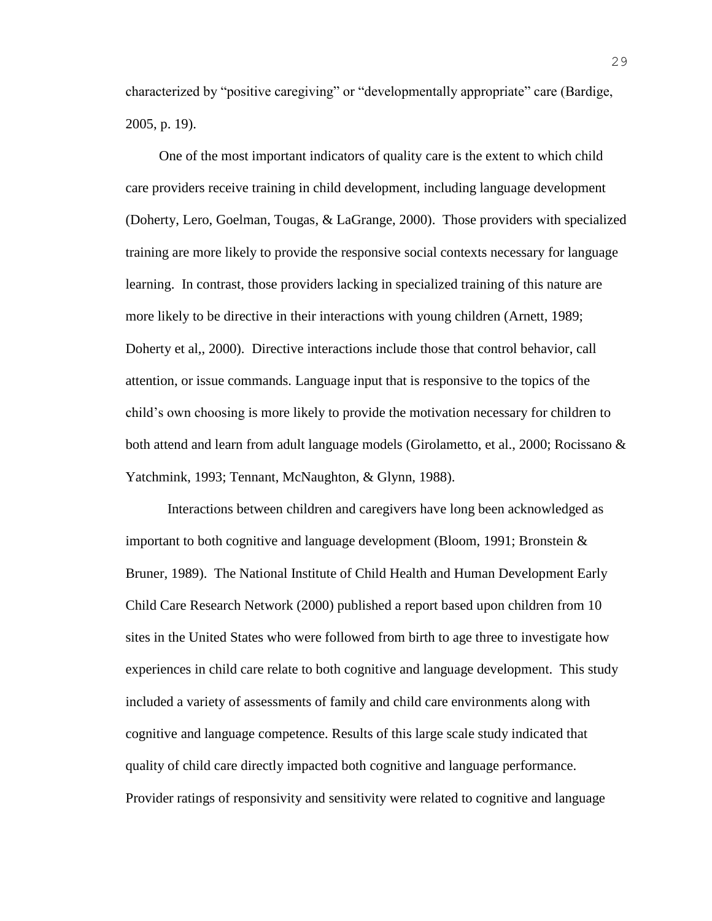characterized by “positive caregiving” or “developmentally appropriate” care (Bardige, 2005, p. 19).

One of the most important indicators of quality care is the extent to which child care providers receive training in child development, including language development (Doherty, Lero, Goelman, Tougas, & LaGrange, 2000). Those providers with specialized training are more likely to provide the responsive social contexts necessary for language learning. In contrast, those providers lacking in specialized training of this nature are more likely to be directive in their interactions with young children (Arnett, 1989; Doherty et al,, 2000). Directive interactions include those that control behavior, call attention, or issue commands. Language input that is responsive to the topics of the child’s own choosing is more likely to provide the motivation necessary for children to both attend and learn from adult language models (Girolametto, et al., 2000; Rocissano & Yatchmink, 1993; Tennant, McNaughton, & Glynn, 1988).

Interactions between children and caregivers have long been acknowledged as important to both cognitive and language development (Bloom, 1991; Bronstein & Bruner, 1989). The National Institute of Child Health and Human Development Early Child Care Research Network (2000) published a report based upon children from 10 sites in the United States who were followed from birth to age three to investigate how experiences in child care relate to both cognitive and language development. This study included a variety of assessments of family and child care environments along with cognitive and language competence. Results of this large scale study indicated that quality of child care directly impacted both cognitive and language performance. Provider ratings of responsivity and sensitivity were related to cognitive and language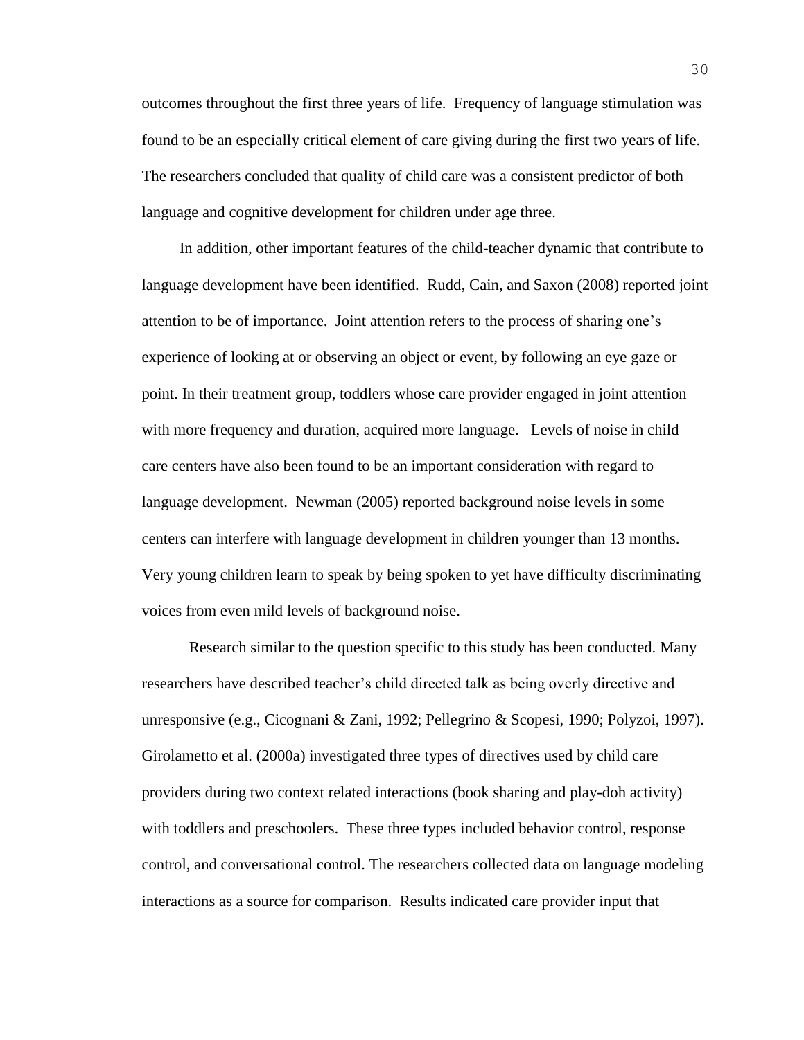outcomes throughout the first three years of life. Frequency of language stimulation was found to be an especially critical element of care giving during the first two years of life. The researchers concluded that quality of child care was a consistent predictor of both language and cognitive development for children under age three.

In addition, other important features of the child-teacher dynamic that contribute to language development have been identified. Rudd, Cain, and Saxon (2008) reported joint attention to be of importance. Joint attention refers to the process of sharing one's experience of looking at or observing an object or event, by following an eye gaze or point. In their treatment group, toddlers whose care provider engaged in joint attention with more frequency and duration, acquired more language. Levels of noise in child care centers have also been found to be an important consideration with regard to language development. Newman (2005) reported background noise levels in some centers can interfere with language development in children younger than 13 months. Very young children learn to speak by being spoken to yet have difficulty discriminating voices from even mild levels of background noise.

Research similar to the question specific to this study has been conducted. Many researchers have described teacher's child directed talk as being overly directive and unresponsive (e.g., Cicognani & Zani, 1992; Pellegrino & Scopesi, 1990; Polyzoi, 1997). Girolametto et al. (2000a) investigated three types of directives used by child care providers during two context related interactions (book sharing and play-doh activity) with toddlers and preschoolers. These three types included behavior control, response control, and conversational control. The researchers collected data on language modeling interactions as a source for comparison. Results indicated care provider input that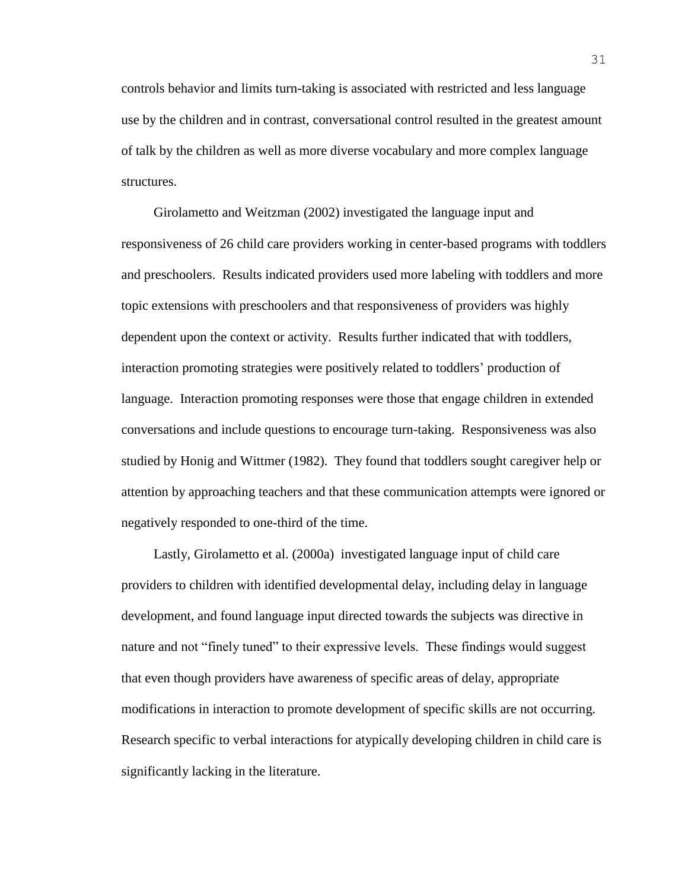controls behavior and limits turn-taking is associated with restricted and less language use by the children and in contrast, conversational control resulted in the greatest amount of talk by the children as well as more diverse vocabulary and more complex language structures.

Girolametto and Weitzman (2002) investigated the language input and responsiveness of 26 child care providers working in center-based programs with toddlers and preschoolers. Results indicated providers used more labeling with toddlers and more topic extensions with preschoolers and that responsiveness of providers was highly dependent upon the context or activity. Results further indicated that with toddlers, interaction promoting strategies were positively related to toddlers' production of language. Interaction promoting responses were those that engage children in extended conversations and include questions to encourage turn-taking. Responsiveness was also studied by Honig and Wittmer (1982). They found that toddlers sought caregiver help or attention by approaching teachers and that these communication attempts were ignored or negatively responded to one-third of the time.

Lastly, Girolametto et al. (2000a) investigated language input of child care providers to children with identified developmental delay, including delay in language development, and found language input directed towards the subjects was directive in nature and not "finely tuned" to their expressive levels. These findings would suggest that even though providers have awareness of specific areas of delay, appropriate modifications in interaction to promote development of specific skills are not occurring. Research specific to verbal interactions for atypically developing children in child care is significantly lacking in the literature.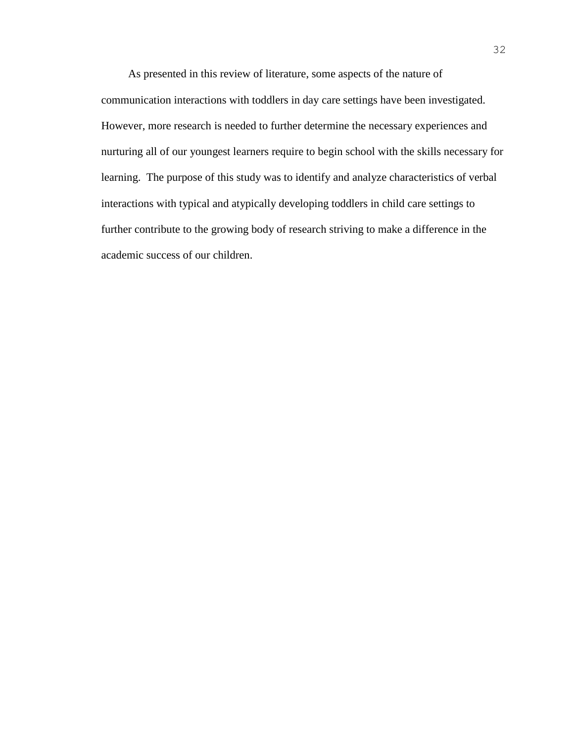As presented in this review of literature, some aspects of the nature of communication interactions with toddlers in day care settings have been investigated. However, more research is needed to further determine the necessary experiences and nurturing all of our youngest learners require to begin school with the skills necessary for learning. The purpose of this study was to identify and analyze characteristics of verbal interactions with typical and atypically developing toddlers in child care settings to further contribute to the growing body of research striving to make a difference in the academic success of our children.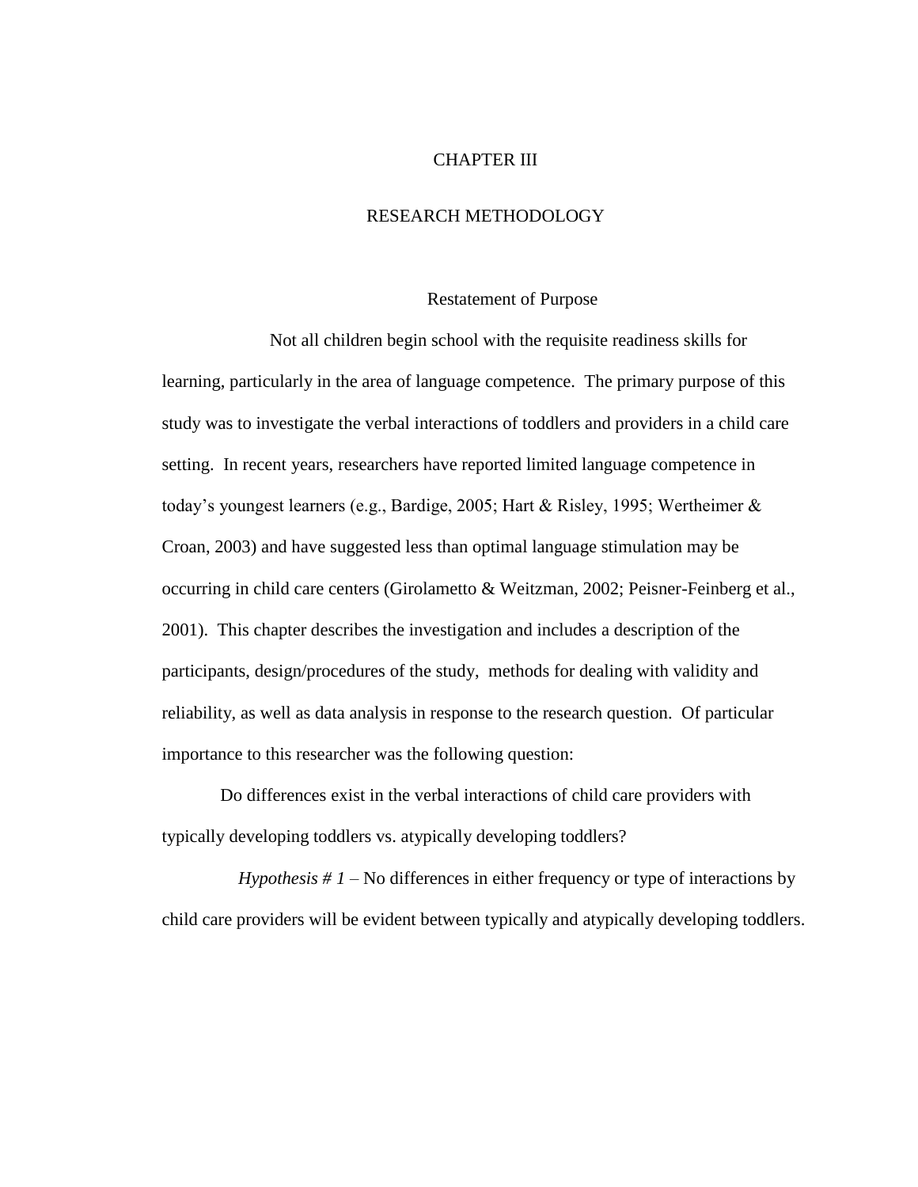# CHAPTER III

# RESEARCH METHODOLOGY

## Restatement of Purpose

Not all children begin school with the requisite readiness skills for learning, particularly in the area of language competence. The primary purpose of this study was to investigate the verbal interactions of toddlers and providers in a child care setting. In recent years, researchers have reported limited language competence in today's youngest learners (e.g., Bardige, 2005; Hart & Risley, 1995; Wertheimer & Croan, 2003) and have suggested less than optimal language stimulation may be occurring in child care centers (Girolametto & Weitzman, 2002; Peisner-Feinberg et al., 2001). This chapter describes the investigation and includes a description of the participants, design/procedures of the study, methods for dealing with validity and reliability, as well as data analysis in response to the research question. Of particular importance to this researcher was the following question:

Do differences exist in the verbal interactions of child care providers with typically developing toddlers vs. atypically developing toddlers?

*Hypothesis # 1* – No differences in either frequency or type of interactions by child care providers will be evident between typically and atypically developing toddlers.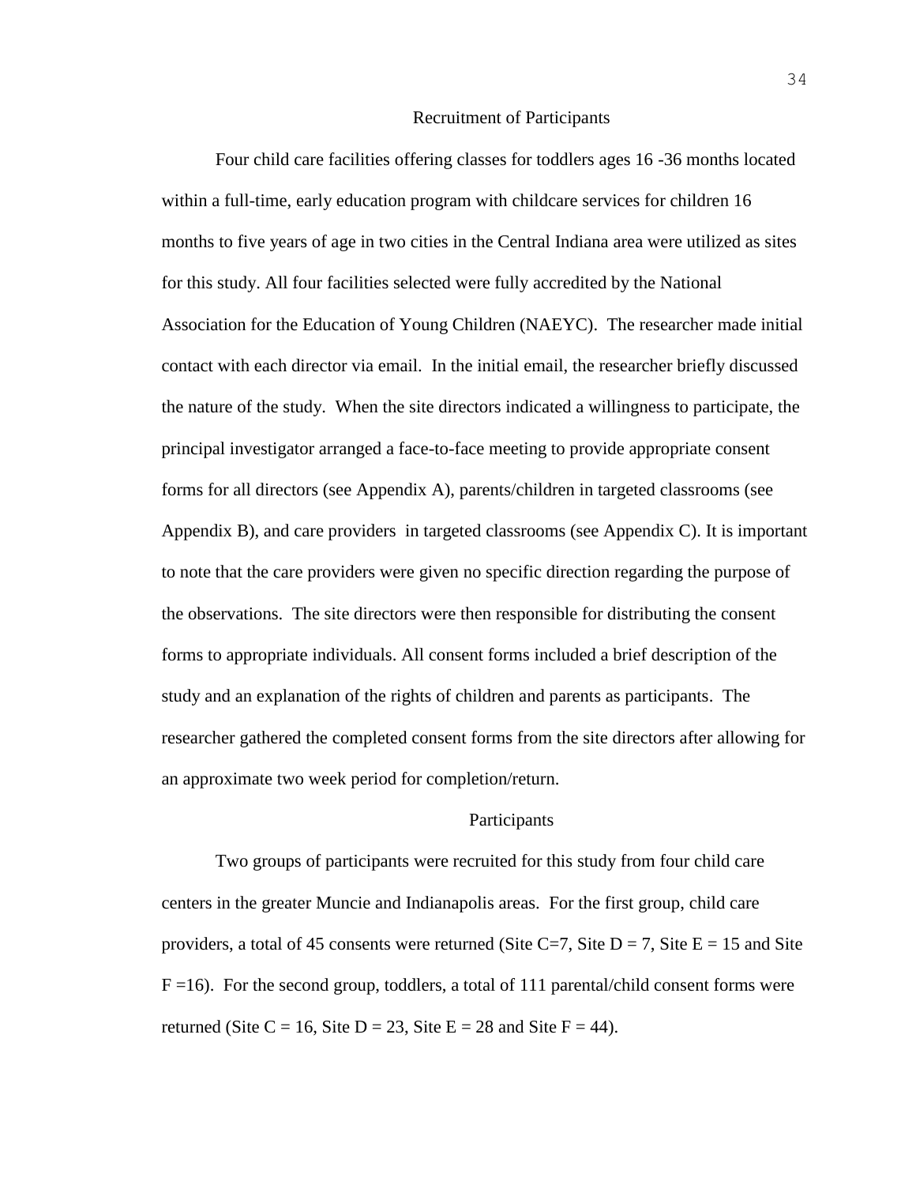## Recruitment of Participants

Four child care facilities offering classes for toddlers ages 16 -36 months located within a full-time, early education program with childcare services for children 16 months to five years of age in two cities in the Central Indiana area were utilized as sites for this study. All four facilities selected were fully accredited by the National Association for the Education of Young Children (NAEYC). The researcher made initial contact with each director via email. In the initial email, the researcher briefly discussed the nature of the study. When the site directors indicated a willingness to participate, the principal investigator arranged a face-to-face meeting to provide appropriate consent forms for all directors (see Appendix A), parents/children in targeted classrooms (see Appendix B), and care providers in targeted classrooms (see Appendix C). It is important to note that the care providers were given no specific direction regarding the purpose of the observations. The site directors were then responsible for distributing the consent forms to appropriate individuals. All consent forms included a brief description of the study and an explanation of the rights of children and parents as participants. The researcher gathered the completed consent forms from the site directors after allowing for an approximate two week period for completion/return.

## Participants

Two groups of participants were recruited for this study from four child care centers in the greater Muncie and Indianapolis areas. For the first group, child care providers, a total of 45 consents were returned (Site C=7, Site D = 7, Site E = 15 and Site F =16). For the second group, toddlers, a total of 111 parental/child consent forms were returned (Site C = 16, Site D = 23, Site E = 28 and Site F = 44).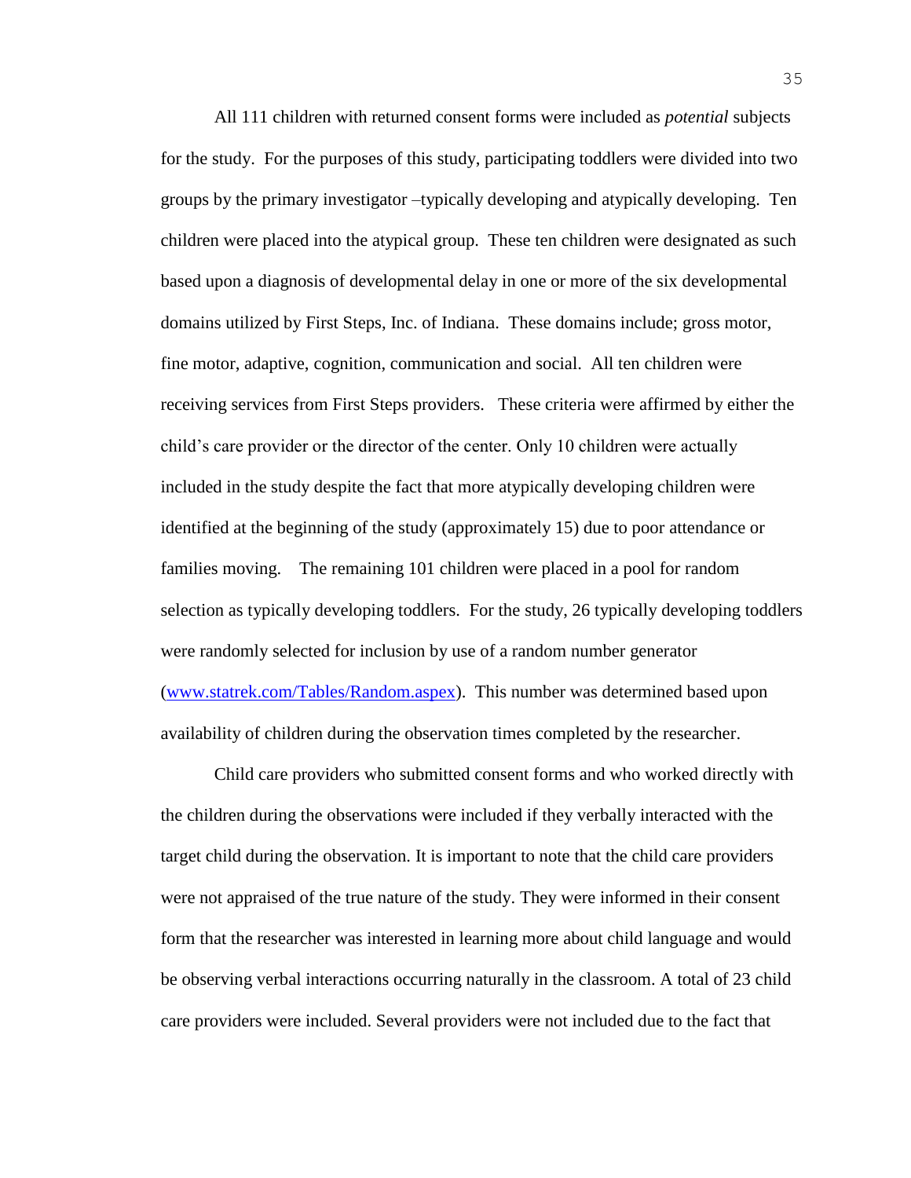All 111 children with returned consent forms were included as *potential* subjects for the study. For the purposes of this study, participating toddlers were divided into two groups by the primary investigator –typically developing and atypically developing. Ten children were placed into the atypical group. These ten children were designated as such based upon a diagnosis of developmental delay in one or more of the six developmental domains utilized by First Steps, Inc. of Indiana. These domains include; gross motor, fine motor, adaptive, cognition, communication and social. All ten children were receiving services from First Steps providers. These criteria were affirmed by either the child's care provider or the director of the center. Only 10 children were actually included in the study despite the fact that more atypically developing children were identified at the beginning of the study (approximately 15) due to poor attendance or families moving. The remaining 101 children were placed in a pool for random selection as typically developing toddlers. For the study, 26 typically developing toddlers were randomly selected for inclusion by use of a random number generator (www.statrek.com/Tables/Random.aspex). This number was determined based upon availability of children during the observation times completed by the researcher.

Child care providers who submitted consent forms and who worked directly with the children during the observations were included if they verbally interacted with the target child during the observation. It is important to note that the child care providers were not appraised of the true nature of the study. They were informed in their consent form that the researcher was interested in learning more about child language and would be observing verbal interactions occurring naturally in the classroom. A total of 23 child care providers were included. Several providers were not included due to the fact that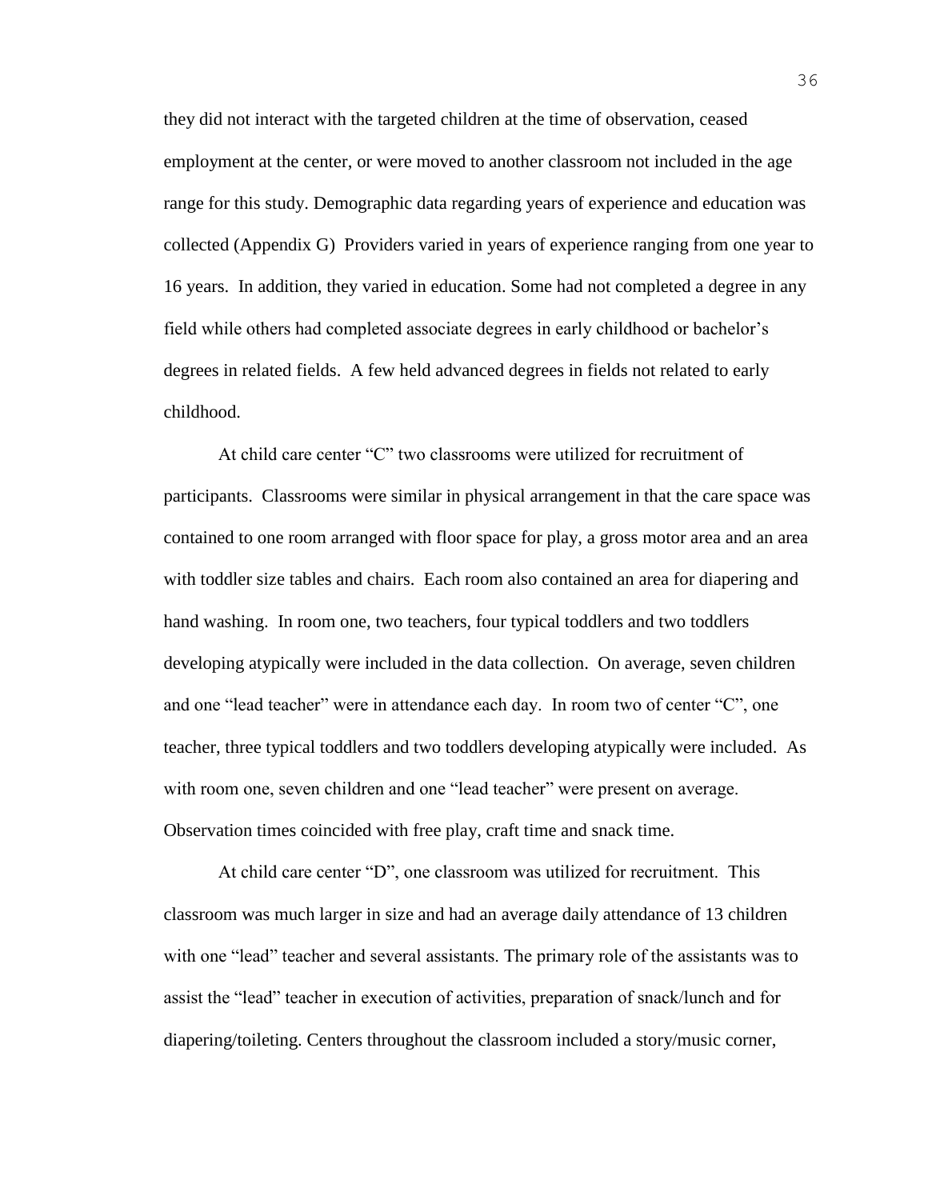they did not interact with the targeted children at the time of observation, ceased employment at the center, or were moved to another classroom not included in the age range for this study. Demographic data regarding years of experience and education was collected (Appendix G) Providers varied in years of experience ranging from one year to 16 years. In addition, they varied in education. Some had not completed a degree in any field while others had completed associate degrees in early childhood or bachelor's degrees in related fields. A few held advanced degrees in fields not related to early childhood.

At child care center "C" two classrooms were utilized for recruitment of participants. Classrooms were similar in physical arrangement in that the care space was contained to one room arranged with floor space for play, a gross motor area and an area with toddler size tables and chairs. Each room also contained an area for diapering and hand washing. In room one, two teachers, four typical toddlers and two toddlers developing atypically were included in the data collection. On average, seven children and one "lead teacher" were in attendance each day. In room two of center "C", one teacher, three typical toddlers and two toddlers developing atypically were included. As with room one, seven children and one "lead teacher" were present on average. Observation times coincided with free play, craft time and snack time.

At child care center "D", one classroom was utilized for recruitment. This classroom was much larger in size and had an average daily attendance of 13 children with one "lead" teacher and several assistants. The primary role of the assistants was to assist the "lead" teacher in execution of activities, preparation of snack/lunch and for diapering/toileting. Centers throughout the classroom included a story/music corner,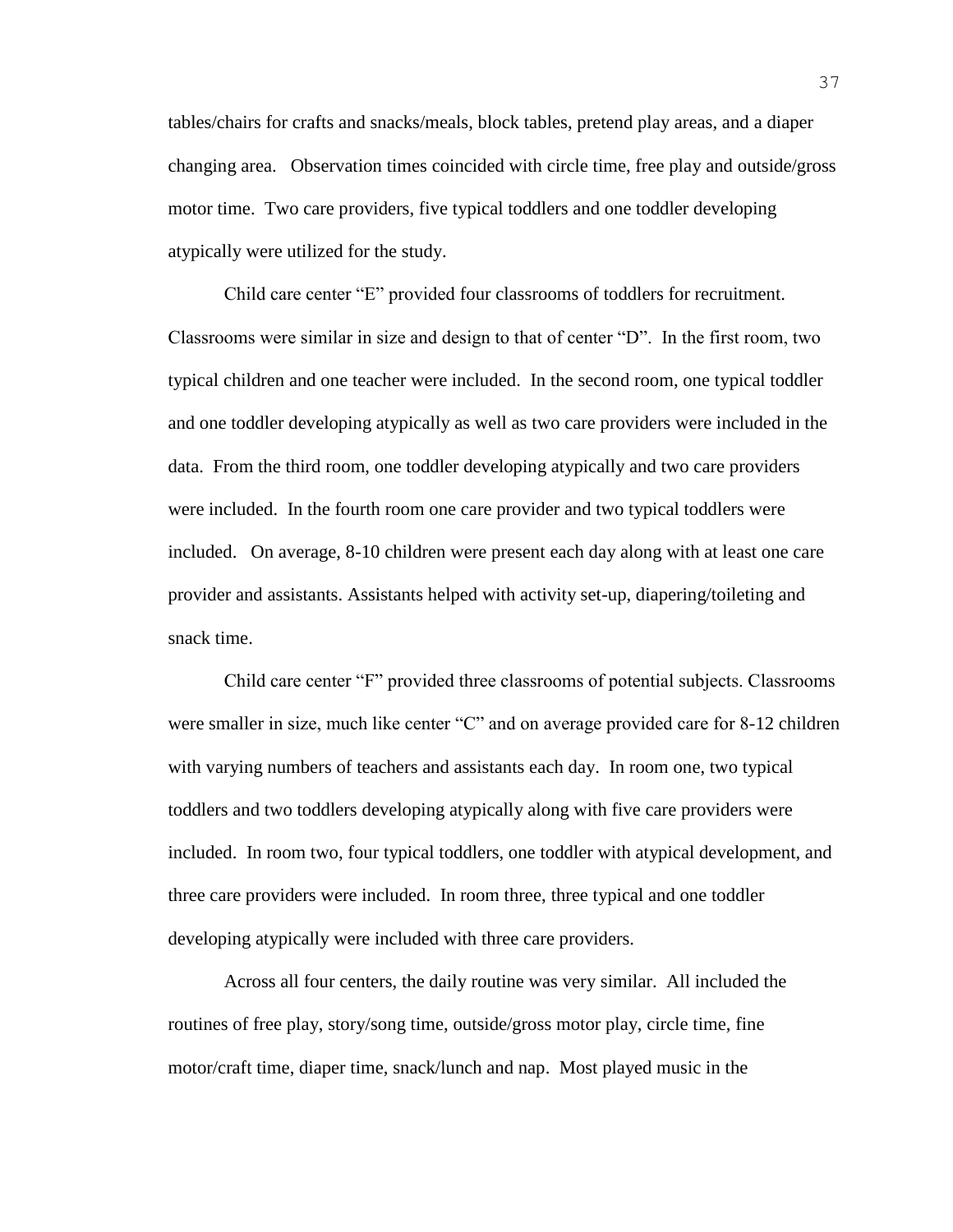tables/chairs for crafts and snacks/meals, block tables, pretend play areas, and a diaper changing area. Observation times coincided with circle time, free play and outside/gross motor time. Two care providers, five typical toddlers and one toddler developing atypically were utilized for the study.

Child care center "E" provided four classrooms of toddlers for recruitment. Classrooms were similar in size and design to that of center "D". In the first room, two typical children and one teacher were included. In the second room, one typical toddler and one toddler developing atypically as well as two care providers were included in the data. From the third room, one toddler developing atypically and two care providers were included. In the fourth room one care provider and two typical toddlers were included. On average, 8-10 children were present each day along with at least one care provider and assistants. Assistants helped with activity set-up, diapering/toileting and snack time.

Child care center "F" provided three classrooms of potential subjects. Classrooms were smaller in size, much like center "C" and on average provided care for 8-12 children with varying numbers of teachers and assistants each day. In room one, two typical toddlers and two toddlers developing atypically along with five care providers were included. In room two, four typical toddlers, one toddler with atypical development, and three care providers were included. In room three, three typical and one toddler developing atypically were included with three care providers.

Across all four centers, the daily routine was very similar. All included the routines of free play, story/song time, outside/gross motor play, circle time, fine motor/craft time, diaper time, snack/lunch and nap. Most played music in the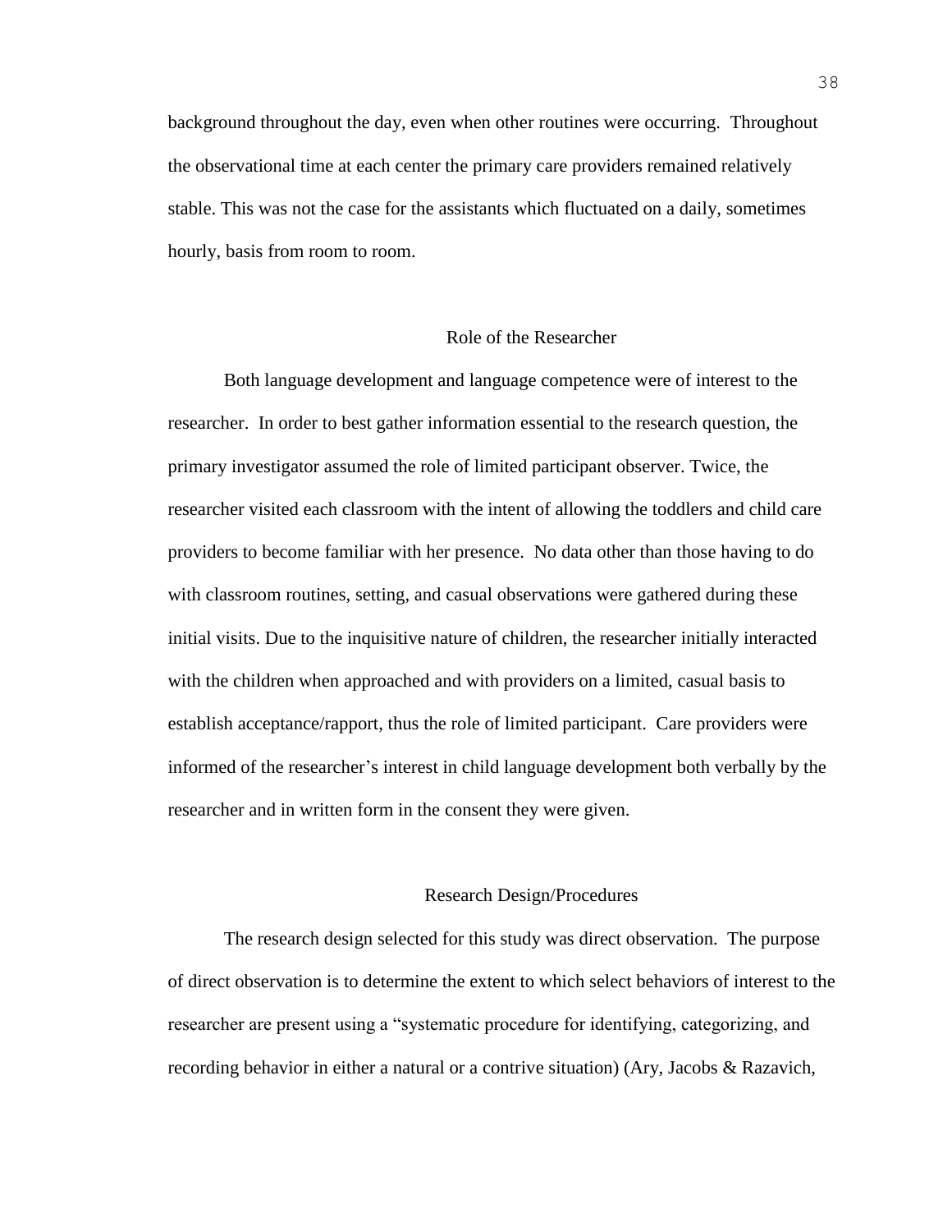background throughout the day, even when other routines were occurring. Throughout the observational time at each center the primary care providers remained relatively stable. This was not the case for the assistants which fluctuated on a daily, sometimes hourly, basis from room to room.

## Role of the Researcher

Both language development and language competence were of interest to the researcher. In order to best gather information essential to the research question, the primary investigator assumed the role of limited participant observer. Twice, the researcher visited each classroom with the intent of allowing the toddlers and child care providers to become familiar with her presence. No data other than those having to do with classroom routines, setting, and casual observations were gathered during these initial visits. Due to the inquisitive nature of children, the researcher initially interacted with the children when approached and with providers on a limited, casual basis to establish acceptance/rapport, thus the role of limited participant. Care providers were informed of the researcher's interest in child language development both verbally by the researcher and in written form in the consent they were given.

## Research Design/Procedures

The research design selected for this study was direct observation. The purpose of direct observation is to determine the extent to which select behaviors of interest to the researcher are present using a "systematic procedure for identifying, categorizing, and recording behavior in either a natural or a contrive situation) (Ary, Jacobs & Razavich,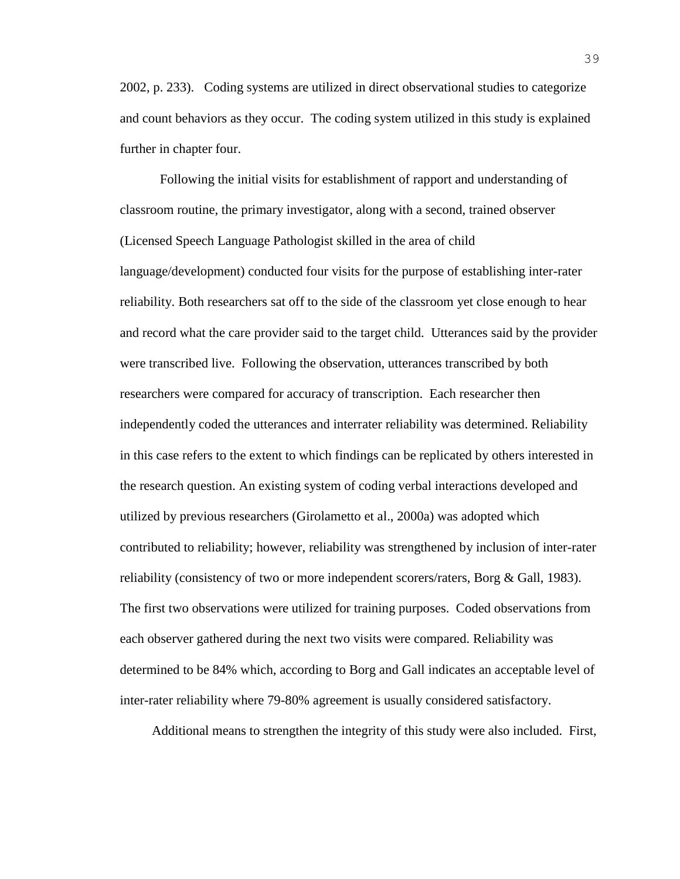2002, p. 233). Coding systems are utilized in direct observational studies to categorize and count behaviors as they occur. The coding system utilized in this study is explained further in chapter four.

Following the initial visits for establishment of rapport and understanding of classroom routine, the primary investigator, along with a second, trained observer (Licensed Speech Language Pathologist skilled in the area of child language/development) conducted four visits for the purpose of establishing inter-rater reliability. Both researchers sat off to the side of the classroom yet close enough to hear and record what the care provider said to the target child. Utterances said by the provider were transcribed live. Following the observation, utterances transcribed by both researchers were compared for accuracy of transcription. Each researcher then independently coded the utterances and interrater reliability was determined. Reliability in this case refers to the extent to which findings can be replicated by others interested in the research question. An existing system of coding verbal interactions developed and utilized by previous researchers (Girolametto et al., 2000a) was adopted which contributed to reliability; however, reliability was strengthened by inclusion of inter-rater reliability (consistency of two or more independent scorers/raters, Borg & Gall, 1983). The first two observations were utilized for training purposes. Coded observations from each observer gathered during the next two visits were compared. Reliability was determined to be 84% which, according to Borg and Gall indicates an acceptable level of inter-rater reliability where 79-80% agreement is usually considered satisfactory.

Additional means to strengthen the integrity of this study were also included. First,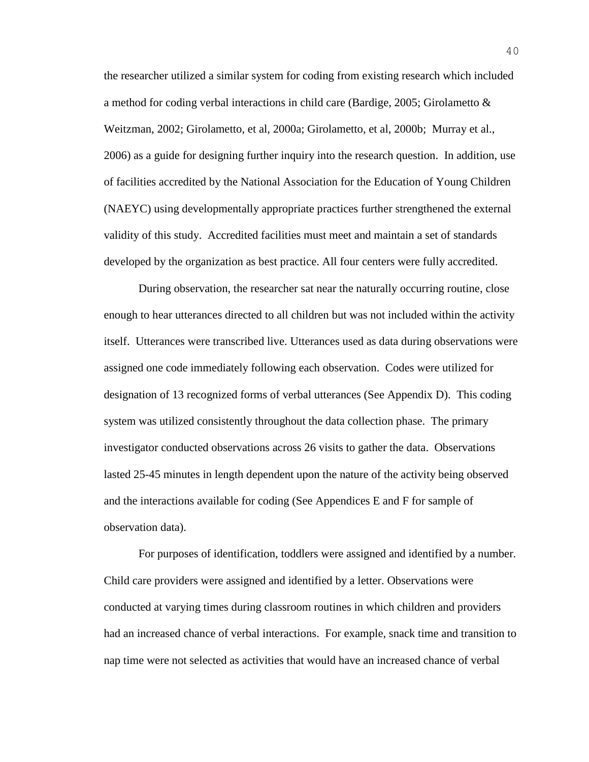the researcher utilized a similar system for coding from existing research which included a method for coding verbal interactions in child care (Bardige, 2005; Girolametto & Weitzman, 2002; Girolametto, et al, 2000a; Girolametto, et al, 2000b;  Murray et al., 2006) as a guide for designing further inquiry into the research question.  In addition, use of facilities accredited by the National Association for the Education of Young Children (NAEYC) using developmentally appropriate practices further strengthened the external validity of this study.  Accredited facilities must meet and maintain a set of standards developed by the organization as best practice. All four centers were fully accredited.

During observation, the researcher sat near the naturally occurring routine, close enough to hear utterances directed to all children but was not included within the activity itself.  Utterances were transcribed live. Utterances used as data during observations were assigned one code immediately following each observation.  Codes were utilized for designation of 13 recognized forms of verbal utterances (See Appendix D).  This coding system was utilized consistently throughout the data collection phase.  The primary investigator conducted observations across 26 visits to gather the data.  Observations lasted 25-45 minutes in length dependent upon the nature of the activity being observed and the interactions available for coding (See Appendices E and F for sample of observation data).

For purposes of identification, toddlers were assigned and identified by a number. Child care providers were assigned and identified by a letter. Observations were conducted at varying times during classroom routines in which children and providers had an increased chance of verbal interactions.  For example, snack time and transition to nap time were not selected as activities that would have an increased chance of verbal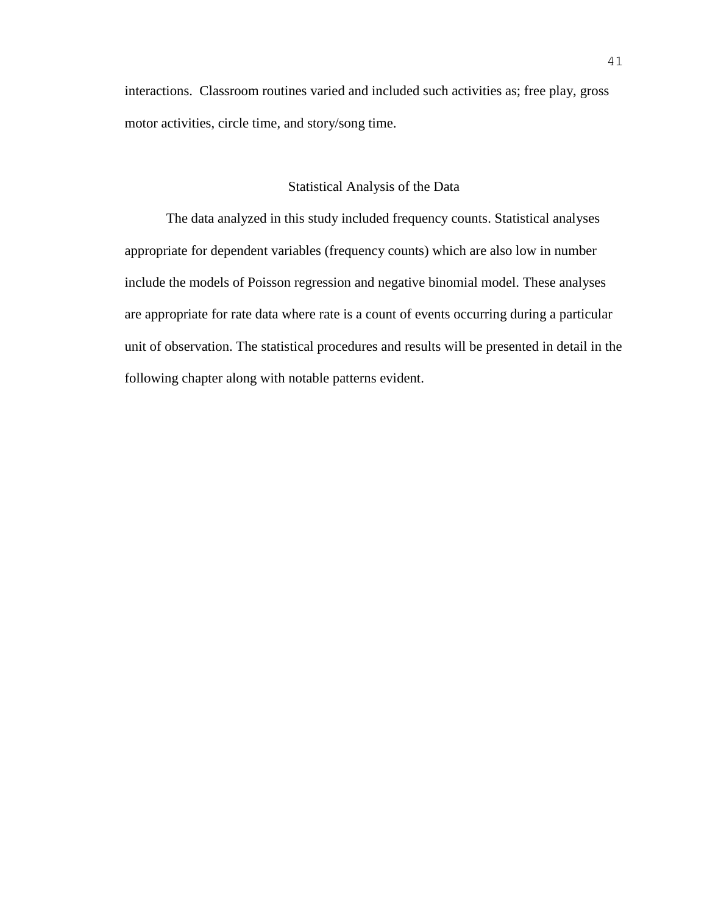interactions.  Classroom routines varied and included such activities as; free play, gross motor activities, circle time, and story/song time.

## Statistical Analysis of the Data

The data analyzed in this study included frequency counts. Statistical analyses appropriate for dependent variables (frequency counts) which are also low in number include the models of Poisson regression and negative binomial model. These analyses are appropriate for rate data where rate is a count of events occurring during a particular unit of observation. The statistical procedures and results will be presented in detail in the following chapter along with notable patterns evident.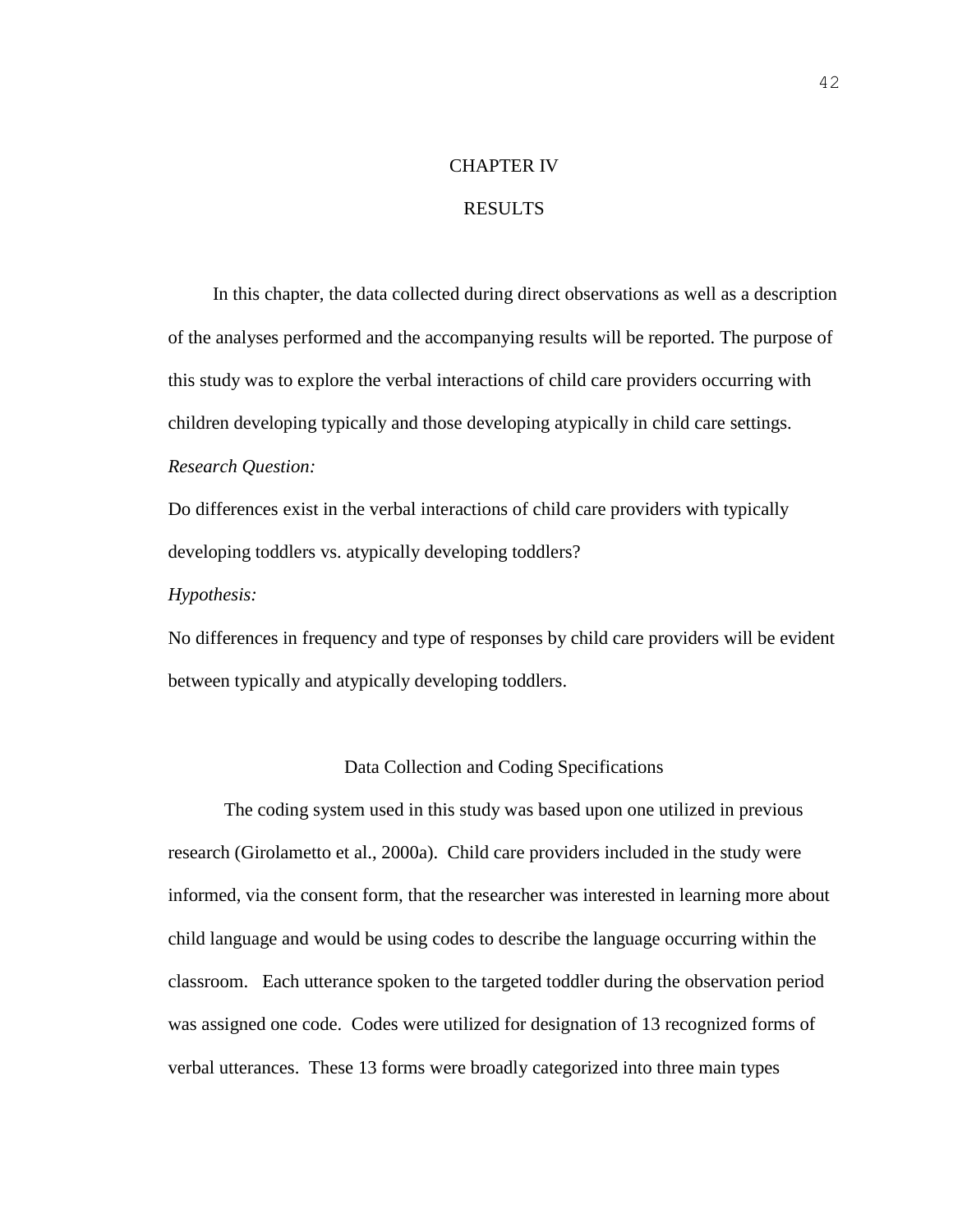# CHAPTER IV

# RESULTS

In this chapter, the data collected during direct observations as well as a description of the analyses performed and the accompanying results will be reported. The purpose of this study was to explore the verbal interactions of child care providers occurring with children developing typically and those developing atypically in child care settings.

*Research Question:*

Do differences exist in the verbal interactions of child care providers with typically developing toddlers vs. atypically developing toddlers?

*Hypothesis:*

No differences in frequency and type of responses by child care providers will be evident between typically and atypically developing toddlers.

## Data Collection and Coding Specifications

The coding system used in this study was based upon one utilized in previous research (Girolametto et al., 2000a). Child care providers included in the study were informed, via the consent form, that the researcher was interested in learning more about child language and would be using codes to describe the language occurring within the classroom. Each utterance spoken to the targeted toddler during the observation period was assigned one code. Codes were utilized for designation of 13 recognized forms of verbal utterances. These 13 forms were broadly categorized into three main types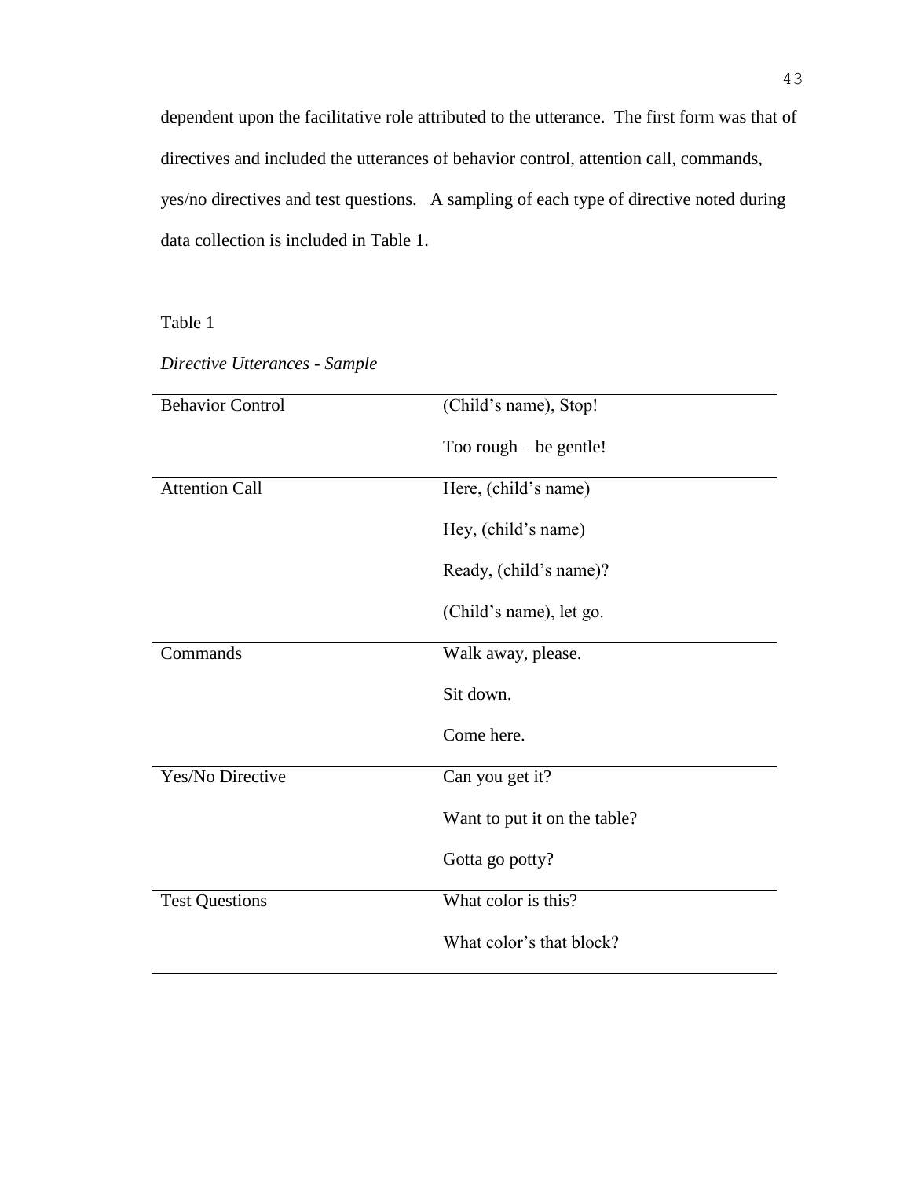dependent upon the facilitative role attributed to the utterance. The first form was that of directives and included the utterances of behavior control, attention call, commands, yes/no directives and test questions. A sampling of each type of directive noted during data collection is included in Table 1.

Table 1

*Directive Utterances - Sample*

| | |
|---|---|
| Behavior Control | (Child's name), Stop! |
| | Too rough – be gentle! |
| Attention Call | Here, (child's name) |
| | Hey, (child's name) |
| | Ready, (child's name)? |
| | (Child's name), let go. |
| Commands | Walk away, please. |
| | Sit down. |
| | Come here. |
| Yes/No Directive | Can you get it? |
| | Want to put it on the table? |
| | Gotta go potty? |
| Test Questions | What color is this? |
| | What color's that block? |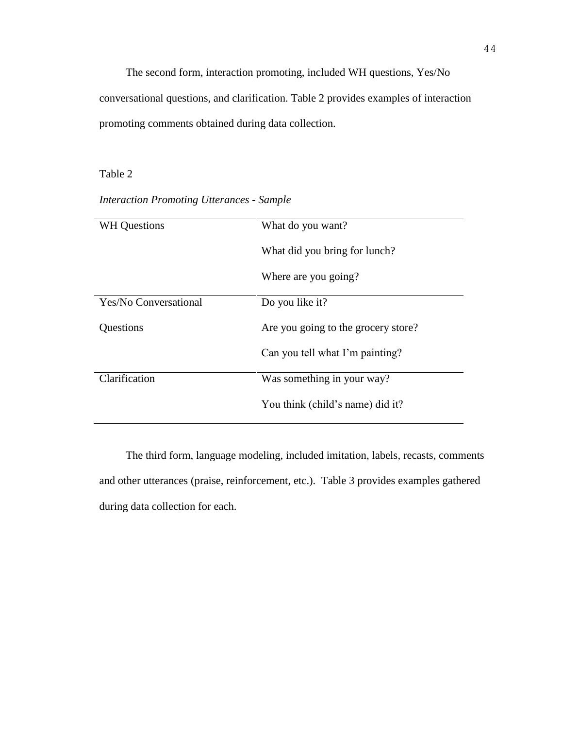The second form, interaction promoting, included WH questions, Yes/No conversational questions, and clarification. Table 2 provides examples of interaction promoting comments obtained during data collection.

Table 2

*Interaction Promoting Utterances - Sample*

| | |
|---|---|
| WH Questions | What do you want?<br>What did you bring for lunch?<br>Where are you going? |
| Yes/No Conversational Questions | Do you like it?<br>Are you going to the grocery store?<br>Can you tell what I'm painting? |
| Clarification | Was something in your way?<br>You think (child's name) did it? |

The third form, language modeling, included imitation, labels, recasts, comments and other utterances (praise, reinforcement, etc.). Table 3 provides examples gathered during data collection for each.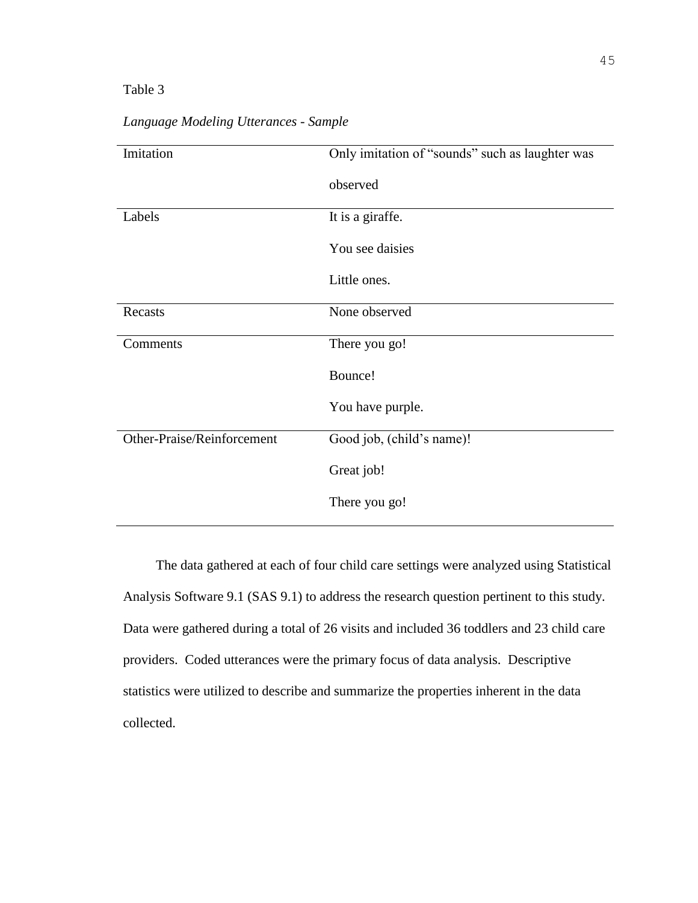Table 3

*Language Modeling Utterances - Sample*

| | |
|---|---|
| Imitation | Only imitation of "sounds" such as laughter was observed |
| Labels | It is a giraffe.<br>You see daisies<br>Little ones. |
| Recasts | None observed |
| Comments | There you go!<br>Bounce!<br>You have purple. |
| Other-Praise/Reinforcement | Good job, (child's name)!<br>Great job!<br>There you go! |

The data gathered at each of four child care settings were analyzed using Statistical Analysis Software 9.1 (SAS 9.1) to address the research question pertinent to this study. Data were gathered during a total of 26 visits and included 36 toddlers and 23 child care providers. Coded utterances were the primary focus of data analysis. Descriptive statistics were utilized to describe and summarize the properties inherent in the data collected.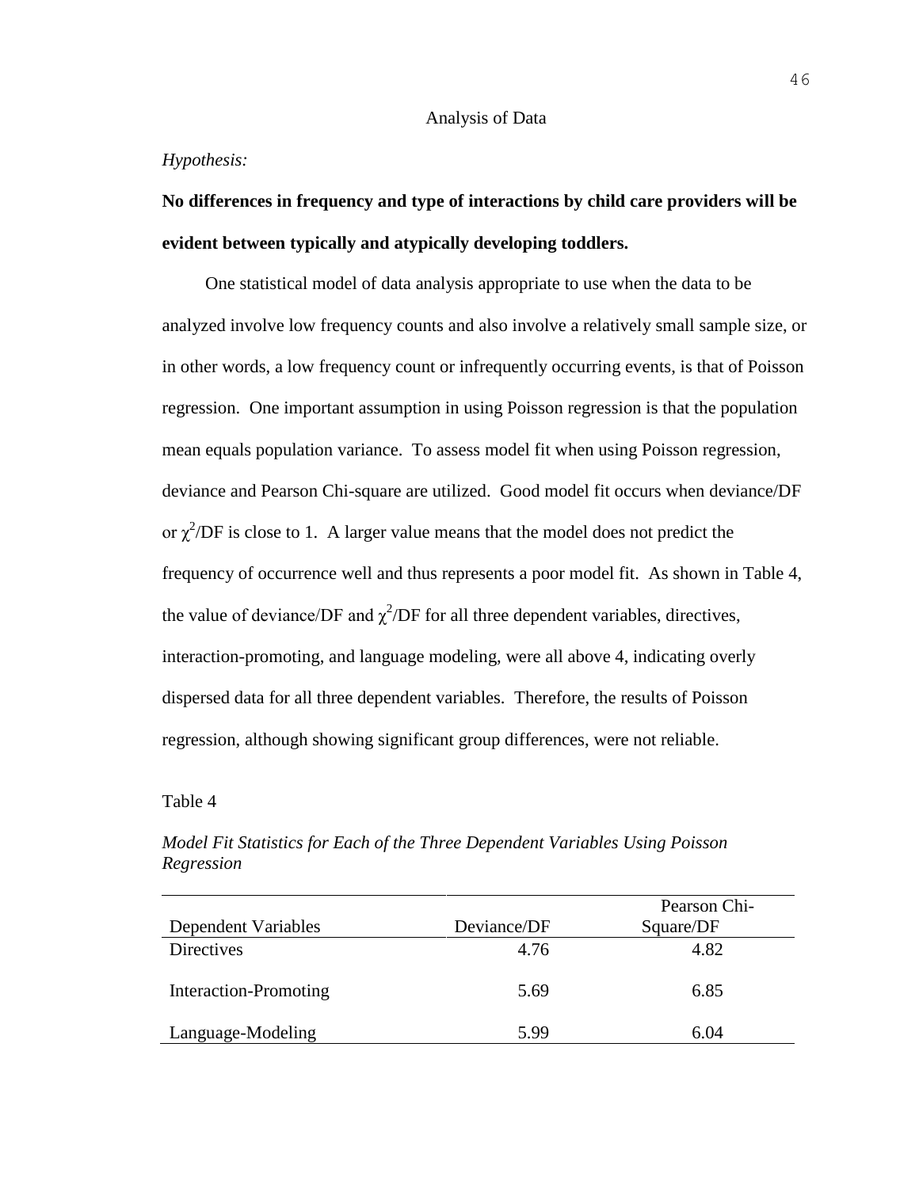## Analysis of Data

*Hypothesis:*

**No differences in frequency and type of interactions by child care providers will be evident between typically and atypically developing toddlers.**

One statistical model of data analysis appropriate to use when the data to be analyzed involve low frequency counts and also involve a relatively small sample size, or in other words, a low frequency count or infrequently occurring events, is that of Poisson regression. One important assumption in using Poisson regression is that the population mean equals population variance. To assess model fit when using Poisson regression, deviance and Pearson Chi-square are utilized. Good model fit occurs when deviance/DF or $\chi^2$/DF is close to 1. A larger value means that the model does not predict the frequency of occurrence well and thus represents a poor model fit. As shown in Table 4, the value of deviance/DF and $\chi^2$/DF for all three dependent variables, directives, interaction-promoting, and language modeling, were all above 4, indicating overly dispersed data for all three dependent variables. Therefore, the results of Poisson regression, although showing significant group differences, were not reliable.

Table 4

*Model Fit Statistics for Each of the Three Dependent Variables Using Poisson Regression*

| Dependent Variables | Deviance/DF | Pearson Chi-Square/DF |
|---|---|---|
| Directives | 4.76 | 4.82 |
| Interaction-Promoting | 5.69 | 6.85 |
| Language-Modeling | 5.99 | 6.04 |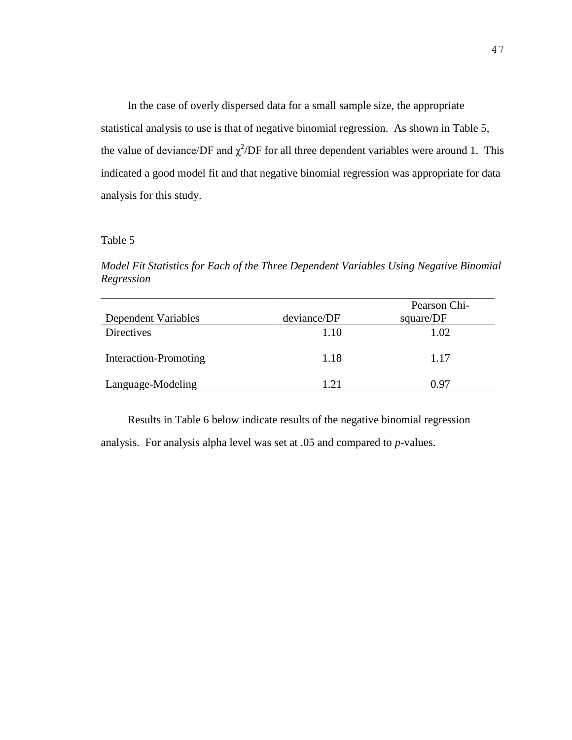In the case of overly dispersed data for a small sample size, the appropriate statistical analysis to use is that of negative binomial regression. As shown in Table 5, the value of deviance/DF and $\chi^2$/DF for all three dependent variables were around 1. This indicated a good model fit and that negative binomial regression was appropriate for data analysis for this study.

Table 5

*Model Fit Statistics for Each of the Three Dependent Variables Using Negative Binomial Regression*

| Dependent Variables | deviance/DF | Pearson Chi-square/DF |
|---|---|---|
| Directives | 1.10 | 1.02 |
| Interaction-Promoting | 1.18 | 1.17 |
| Language-Modeling | 1.21 | 0.97 |

Results in Table 6 below indicate results of the negative binomial regression analysis. For analysis alpha level was set at .05 and compared to *p*-values.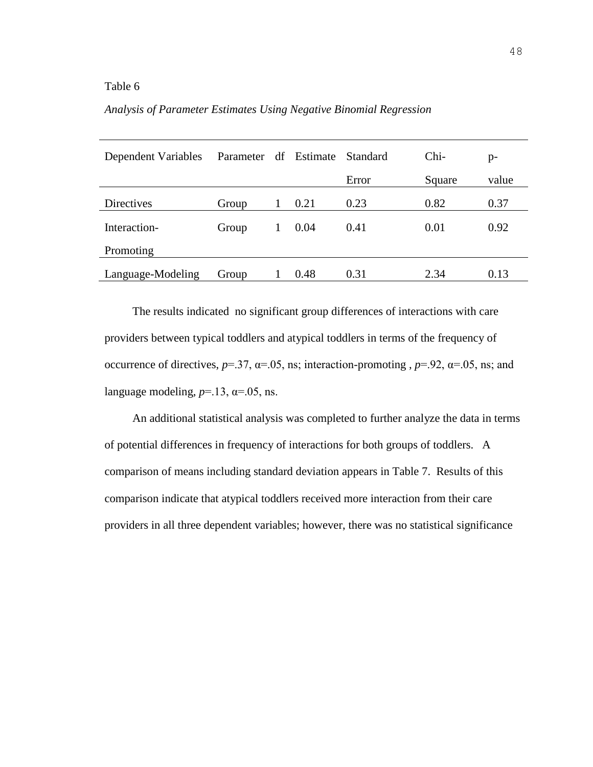Table 6

*Analysis of Parameter Estimates Using Negative Binomial Regression*

| Dependent Variables | Parameter | df | Estimate | Standard Error | Chi-Square | p-value |
|---|---|---|---|---|---|---|
| Directives | Group | 1 | 0.21 | 0.23 | 0.82 | 0.37 |
| Interaction-Promoting | Group | 1 | 0.04 | 0.41 | 0.01 | 0.92 |
| Language-Modeling | Group | 1 | 0.48 | 0.31 | 2.34 | 0.13 |

The results indicated no significant group differences of interactions with care providers between typical toddlers and atypical toddlers in terms of the frequency of occurrence of directives, $p$=.37, α=.05, ns; interaction-promoting , $p$=.92, α=.05, ns; and language modeling, $p$=.13, α=.05, ns.

An additional statistical analysis was completed to further analyze the data in terms of potential differences in frequency of interactions for both groups of toddlers. A comparison of means including standard deviation appears in Table 7. Results of this comparison indicate that atypical toddlers received more interaction from their care providers in all three dependent variables; however, there was no statistical significance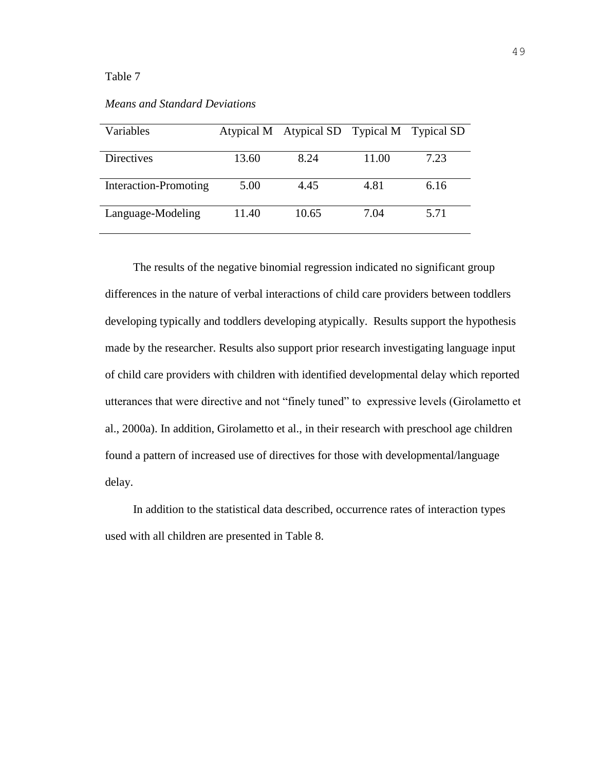Table 7

*Means and Standard Deviations*

| Variables | Atypical M | Atypical SD | Typical M | Typical SD |
|---|---|---|---|---|
| Directives | 13.60 | 8.24 | 11.00 | 7.23 |
| Interaction-Promoting | 5.00 | 4.45 | 4.81 | 6.16 |
| Language-Modeling | 11.40 | 10.65 | 7.04 | 5.71 |

The results of the negative binomial regression indicated no significant group differences in the nature of verbal interactions of child care providers between toddlers developing typically and toddlers developing atypically. Results support the hypothesis made by the researcher. Results also support prior research investigating language input of child care providers with children with identified developmental delay which reported utterances that were directive and not "finely tuned" to expressive levels (Girolametto et al., 2000a). In addition, Girolametto et al., in their research with preschool age children found a pattern of increased use of directives for those with developmental/language delay.

In addition to the statistical data described, occurrence rates of interaction types used with all children are presented in Table 8.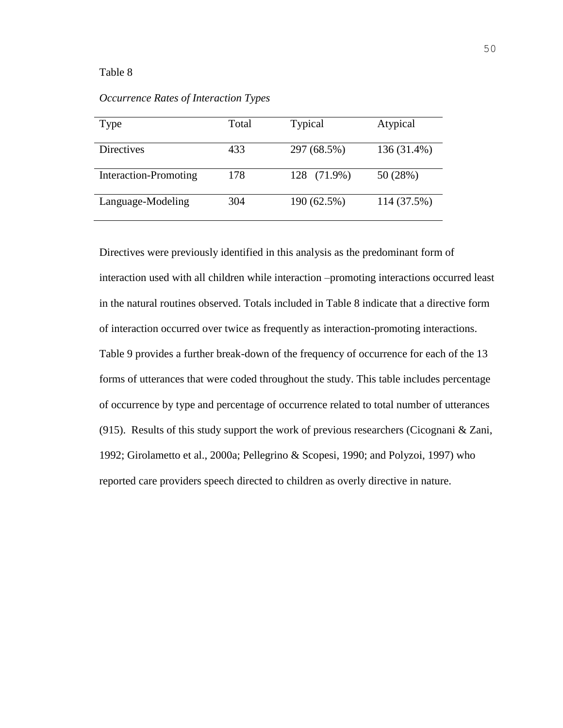Table 8

*Occurrence Rates of Interaction Types*

| Type | Total | Typical | Atypical |
|---|---|---|---|
| Directives | 433 | 297 (68.5%) | 136 (31.4%) |
| Interaction-Promoting | 178 | 128 (71.9%) | 50 (28%) |
| Language-Modeling | 304 | 190 (62.5%) | 114 (37.5%) |

Directives were previously identified in this analysis as the predominant form of interaction used with all children while interaction –promoting interactions occurred least in the natural routines observed. Totals included in Table 8 indicate that a directive form of interaction occurred over twice as frequently as interaction-promoting interactions. Table 9 provides a further break-down of the frequency of occurrence for each of the 13 forms of utterances that were coded throughout the study. This table includes percentage of occurrence by type and percentage of occurrence related to total number of utterances (915). Results of this study support the work of previous researchers (Cicognani & Zani, 1992; Girolametto et al., 2000a; Pellegrino & Scopesi, 1990; and Polyzoi, 1997) who reported care providers speech directed to children as overly directive in nature.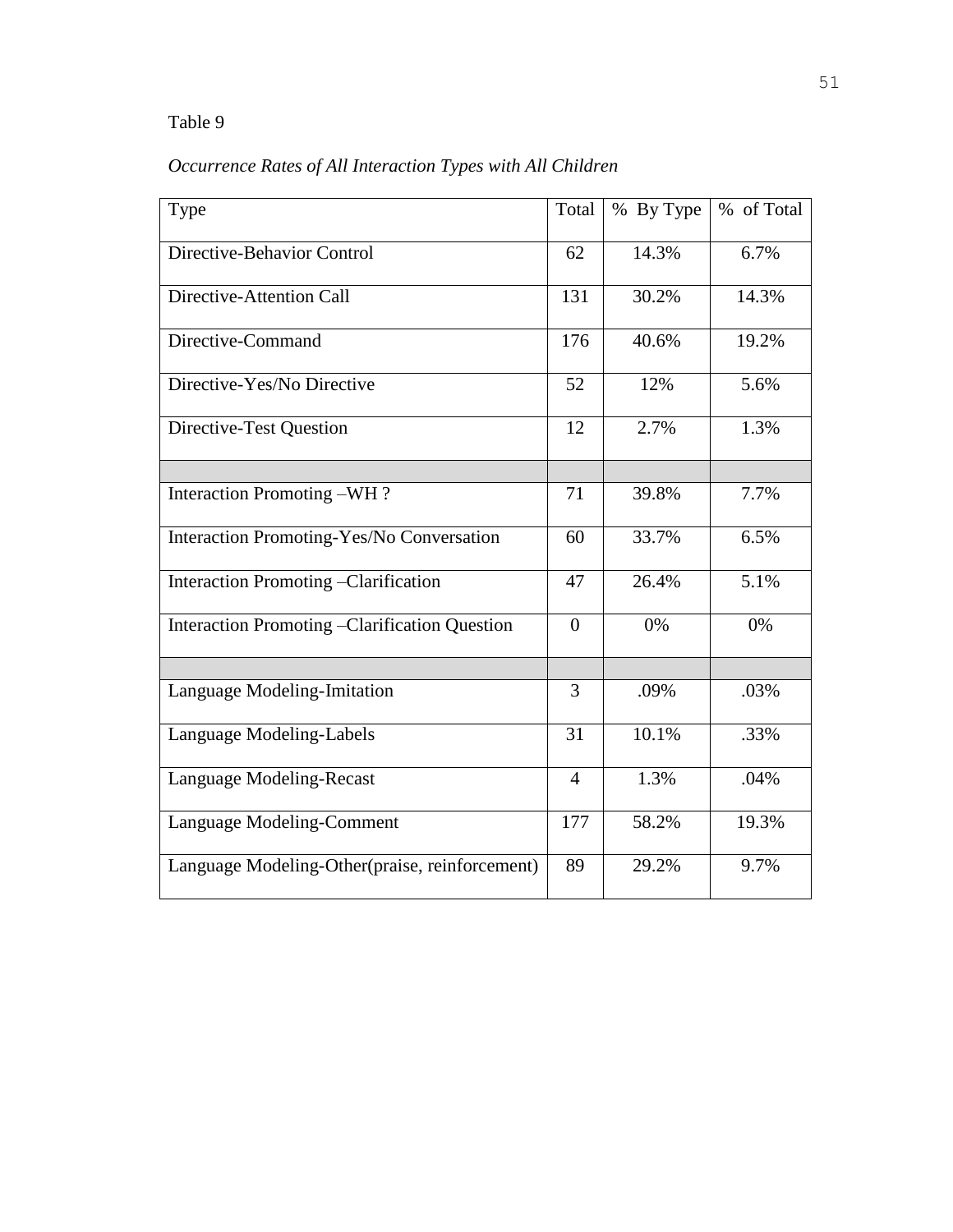Table 9

*Occurrence Rates of All Interaction Types with All Children*

| Type | Total | % By Type | % of Total |
|---|---|---|---|
| Directive-Behavior Control | 62 | 14.3% | 6.7% |
| Directive-Attention Call | 131 | 30.2% | 14.3% |
| Directive-Command | 176 | 40.6% | 19.2% |
| Directive-Yes/No Directive | 52 | 12% | 5.6% |
| Directive-Test Question | 12 | 2.7% | 1.3% |
| | | | |
| Interaction Promoting –WH ? | 71 | 39.8% | 7.7% |
| Interaction Promoting-Yes/No Conversation | 60 | 33.7% | 6.5% |
| Interaction Promoting –Clarification | 47 | 26.4% | 5.1% |
| Interaction Promoting –Clarification Question | 0 | 0% | 0% |
| | | | |
| Language Modeling-Imitation | 3 | .09% | .03% |
| Language Modeling-Labels | 31 | 10.1% | .33% |
| Language Modeling-Recast | 4 | 1.3% | .04% |
| Language Modeling-Comment | 177 | 58.2% | 19.3% |
| Language Modeling-Other(praise, reinforcement) | 89 | 29.2% | 9.7% |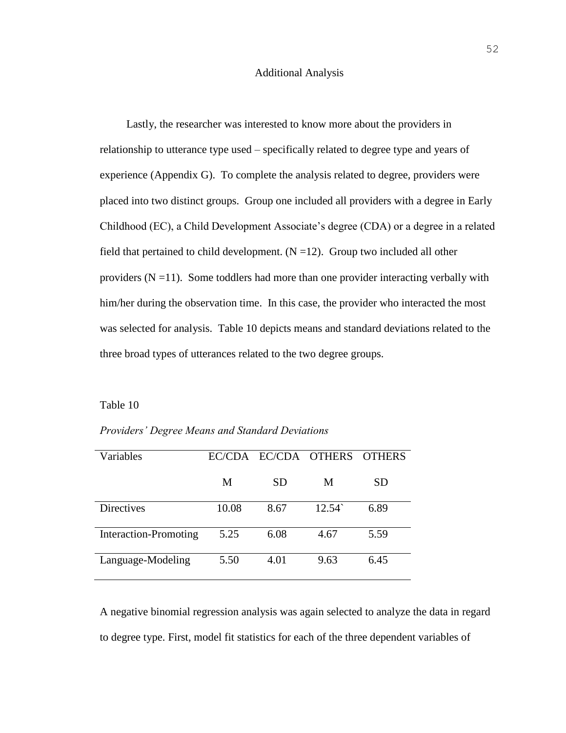## Additional Analysis

Lastly, the researcher was interested to know more about the providers in relationship to utterance type used – specifically related to degree type and years of experience (Appendix G). To complete the analysis related to degree, providers were placed into two distinct groups. Group one included all providers with a degree in Early Childhood (EC), a Child Development Associate's degree (CDA) or a degree in a related field that pertained to child development. (N =12). Group two included all other providers (N =11). Some toddlers had more than one provider interacting verbally with him/her during the observation time. In this case, the provider who interacted the most was selected for analysis. Table 10 depicts means and standard deviations related to the three broad types of utterances related to the two degree groups.

Table 10

*Providers' Degree Means and Standard Deviations*

| Variables | EC/CDA M | EC/CDA SD | OTHERS M | OTHERS SD |
|---|---|---|---|---|
| Directives | 10.08 | 8.67 | 12.54` | 6.89 |
| Interaction-Promoting | 5.25 | 6.08 | 4.67 | 5.59 |
| Language-Modeling | 5.50 | 4.01 | 9.63 | 6.45 |

A negative binomial regression analysis was again selected to analyze the data in regard to degree type. First, model fit statistics for each of the three dependent variables of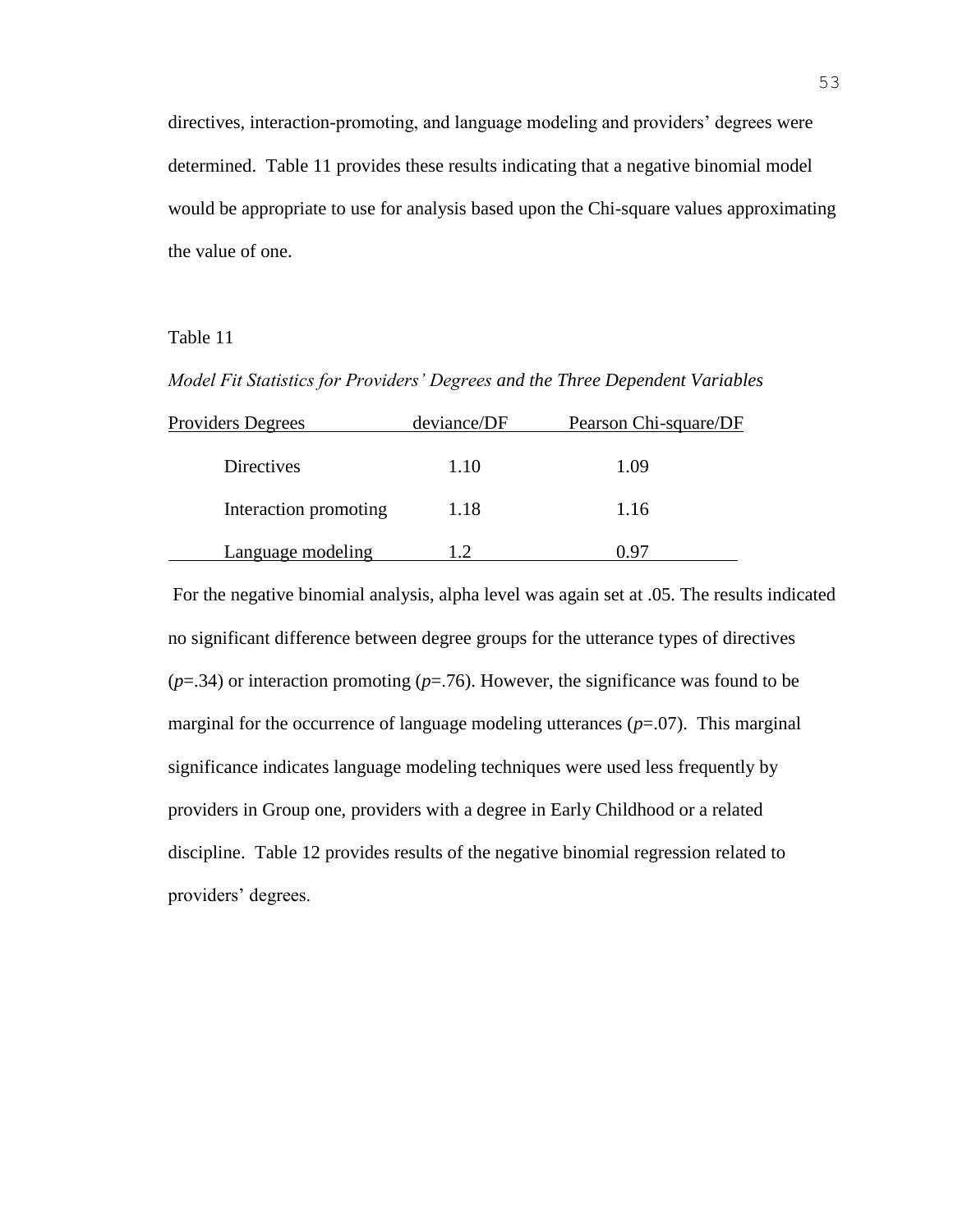directives, interaction-promoting, and language modeling and providers' degrees were determined. Table 11 provides these results indicating that a negative binomial model would be appropriate to use for analysis based upon the Chi-square values approximating the value of one.

Table 11

*Model Fit Statistics for Providers' Degrees* *and the Three Dependent Variables*

| Providers Degrees | deviance/DF | Pearson Chi-square/DF |
|---|---|---|
| Directives | 1.10 | 1.09 |
| Interaction promoting | 1.18 | 1.16 |
| Language modeling | 1.2 | 0.97 |

For the negative binomial analysis, alpha level was again set at .05. The results indicated no significant difference between degree groups for the utterance types of directives ($p$=.34) or interaction promoting ($p$=.76). However, the significance was found to be marginal for the occurrence of language modeling utterances ($p$=.07). This marginal significance indicates language modeling techniques were used less frequently by providers in Group one, providers with a degree in Early Childhood or a related discipline. Table 12 provides results of the negative binomial regression related to providers' degrees.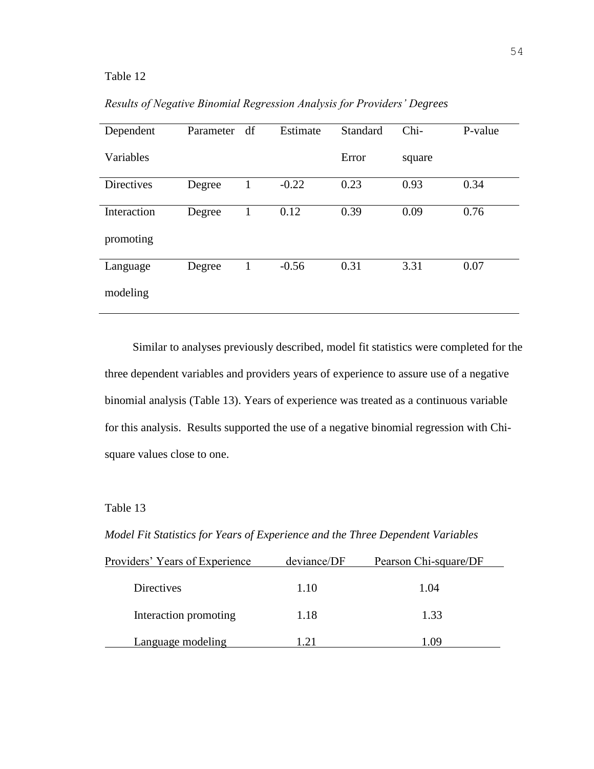Table 12

*Results of Negative Binomial Regression Analysis for Providers' Degrees*

| Dependent Variables | Parameter | df | Estimate | Standard Error | Chi-square | P-value |
|---|---|---|---|---|---|---|
| Directives | Degree | 1 | -0.22 | 0.23 | 0.93 | 0.34 |
| Interaction promoting | Degree | 1 | 0.12 | 0.39 | 0.09 | 0.76 |
| Language modeling | Degree | 1 | -0.56 | 0.31 | 3.31 | 0.07 |

Similar to analyses previously described, model fit statistics were completed for the three dependent variables and providers years of experience to assure use of a negative binomial analysis (Table 13). Years of experience was treated as a continuous variable for this analysis. Results supported the use of a negative binomial regression with Chi-square values close to one.

Table 13

*Model Fit Statistics for Years of Experience and the Three Dependent Variables*

| Providers' Years of Experience | deviance/DF | Pearson Chi-square/DF |
|---|---|---|
| Directives | 1.10 | 1.04 |
| Interaction promoting | 1.18 | 1.33 |
| Language modeling | 1.21 | 1.09 |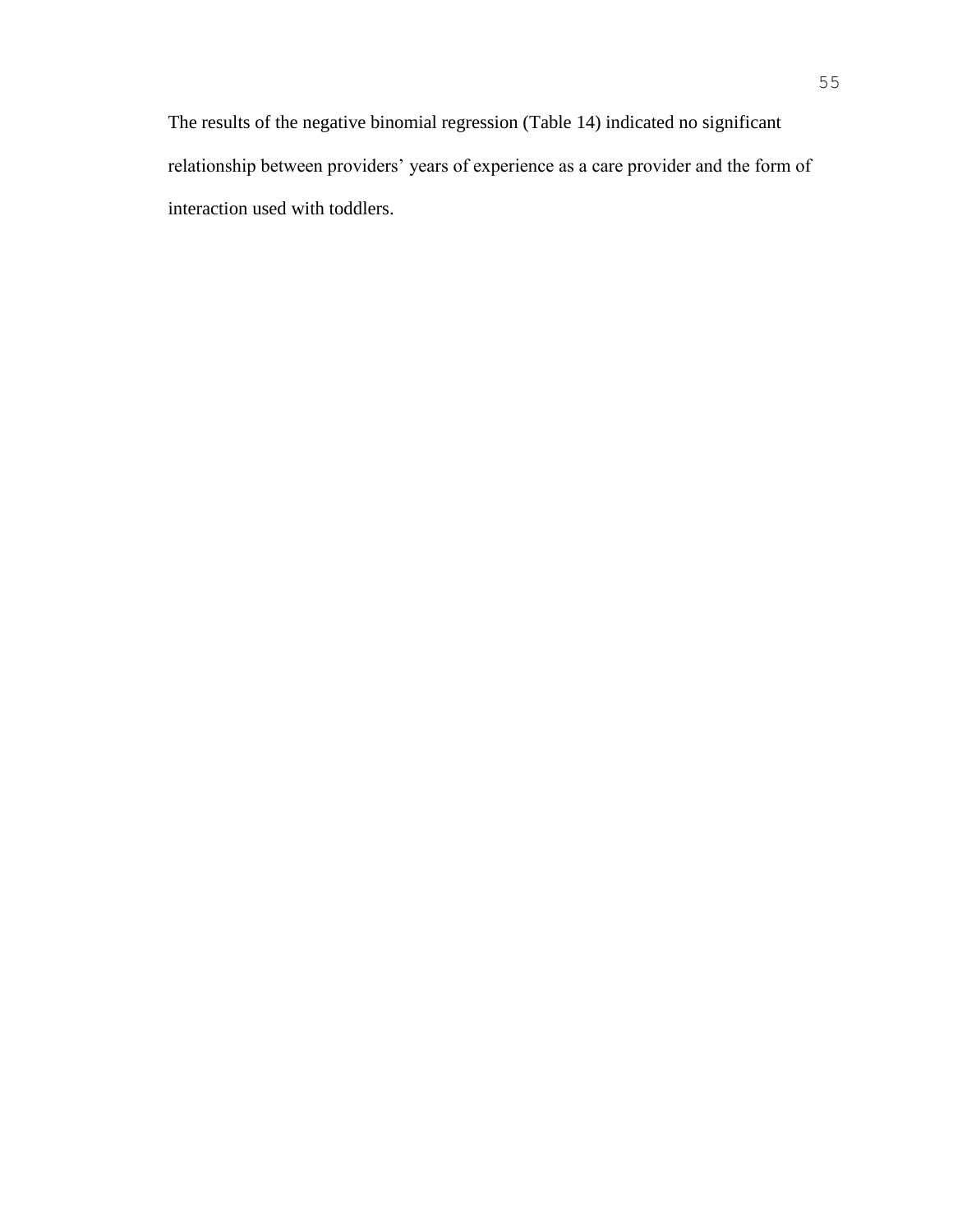The results of the negative binomial regression (Table 14) indicated no significant relationship between providers' years of experience as a care provider and the form of interaction used with toddlers.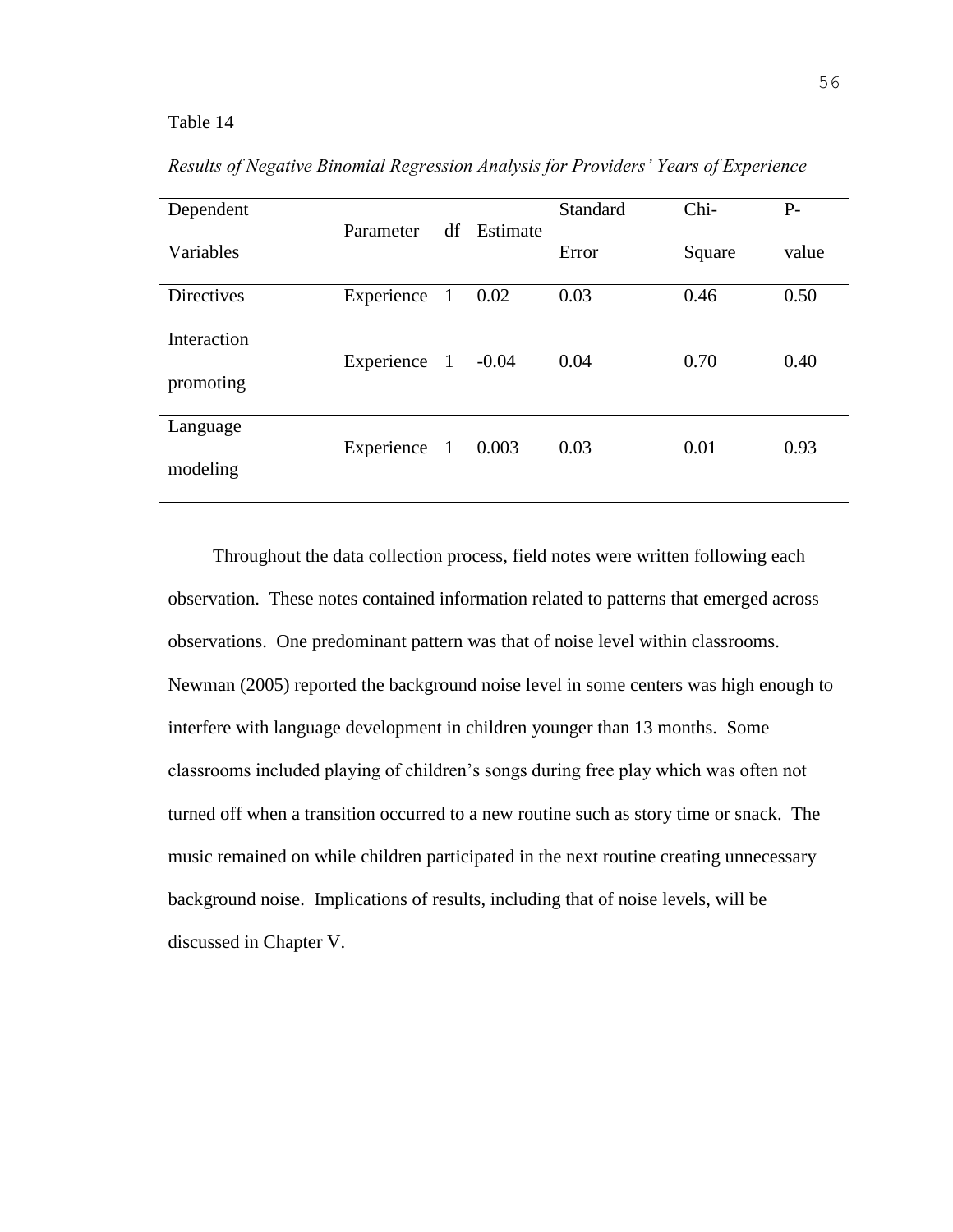Table 14

*Results of Negative Binomial Regression Analysis for Providers' Years of Experience*

| Dependent Variables | Parameter | df | Estimate | Standard Error | Chi-Square | P-value |
|---|---|---|---|---|---|---|
| Directives | Experience | 1 | 0.02 | 0.03 | 0.46 | 0.50 |
| Interaction promoting | Experience | 1 | -0.04 | 0.04 | 0.70 | 0.40 |
| Language modeling | Experience | 1 | 0.003 | 0.03 | 0.01 | 0.93 |

Throughout the data collection process, field notes were written following each observation. These notes contained information related to patterns that emerged across observations. One predominant pattern was that of noise level within classrooms. Newman (2005) reported the background noise level in some centers was high enough to interfere with language development in children younger than 13 months. Some classrooms included playing of children's songs during free play which was often not turned off when a transition occurred to a new routine such as story time or snack. The music remained on while children participated in the next routine creating unnecessary background noise. Implications of results, including that of noise levels, will be discussed in Chapter V.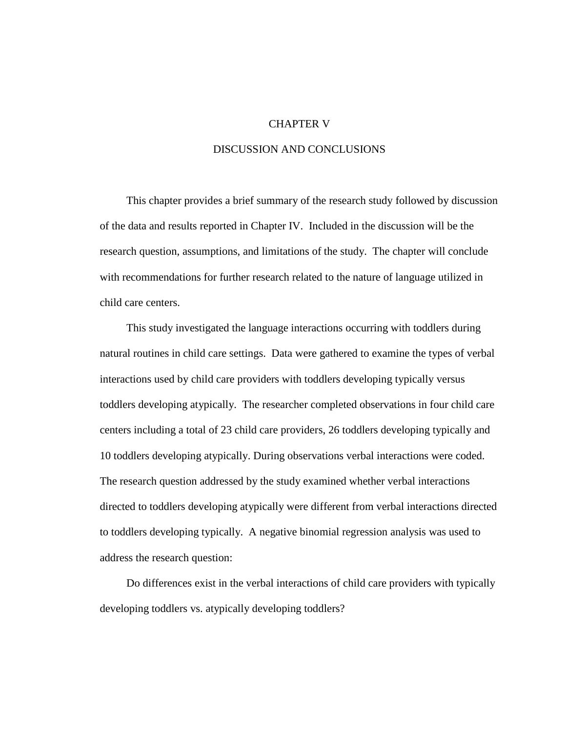# CHAPTER V

## DISCUSSION AND CONCLUSIONS

This chapter provides a brief summary of the research study followed by discussion of the data and results reported in Chapter IV. Included in the discussion will be the research question, assumptions, and limitations of the study. The chapter will conclude with recommendations for further research related to the nature of language utilized in child care centers.

This study investigated the language interactions occurring with toddlers during natural routines in child care settings. Data were gathered to examine the types of verbal interactions used by child care providers with toddlers developing typically versus toddlers developing atypically. The researcher completed observations in four child care centers including a total of 23 child care providers, 26 toddlers developing typically and 10 toddlers developing atypically. During observations verbal interactions were coded. The research question addressed by the study examined whether verbal interactions directed to toddlers developing atypically were different from verbal interactions directed to toddlers developing typically. A negative binomial regression analysis was used to address the research question:

Do differences exist in the verbal interactions of child care providers with typically developing toddlers vs. atypically developing toddlers?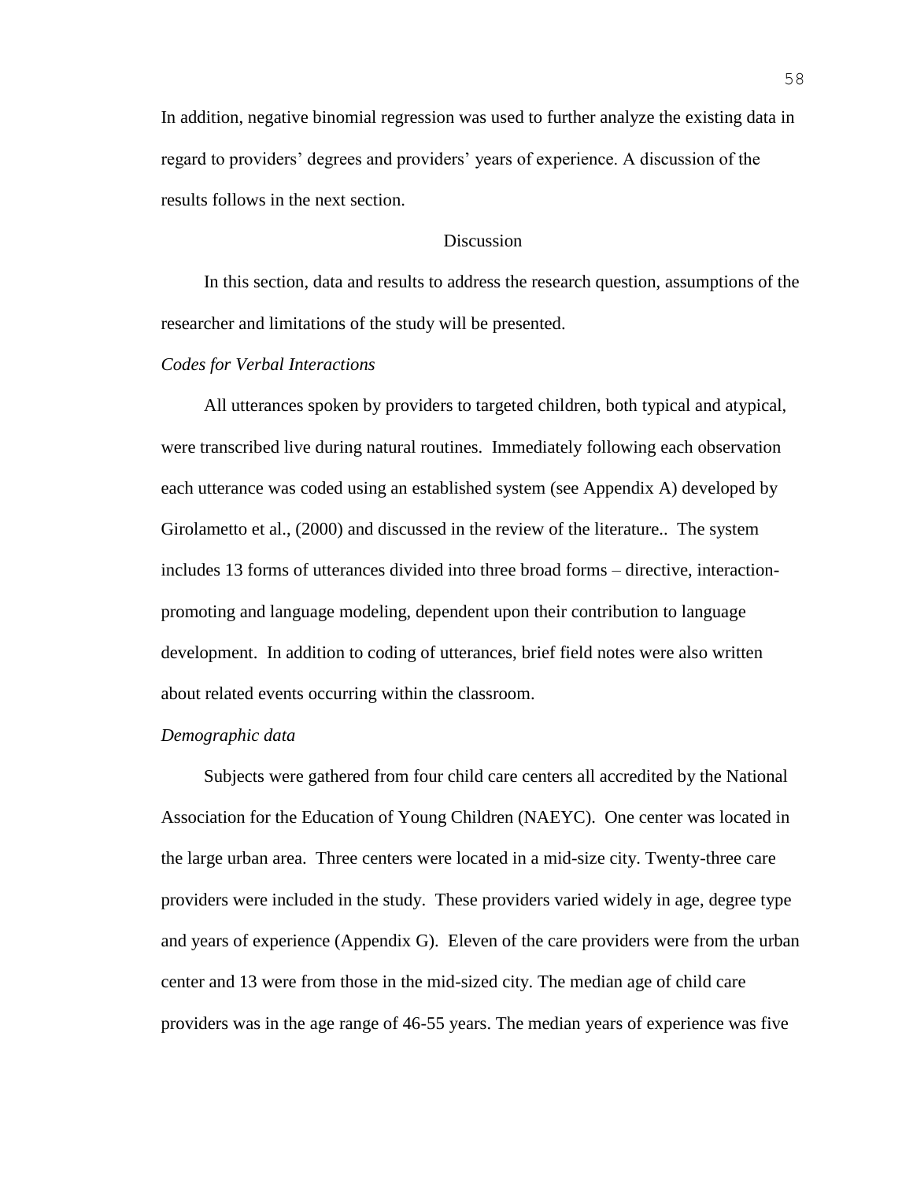In addition, negative binomial regression was used to further analyze the existing data in regard to providers' degrees and providers' years of experience. A discussion of the results follows in the next section.

## Discussion

In this section, data and results to address the research question, assumptions of the researcher and limitations of the study will be presented.

### *Codes for Verbal Interactions*

All utterances spoken by providers to targeted children, both typical and atypical, were transcribed live during natural routines. Immediately following each observation each utterance was coded using an established system (see Appendix A) developed by Girolametto et al., (2000) and discussed in the review of the literature.. The system includes 13 forms of utterances divided into three broad forms – directive, interaction-promoting and language modeling, dependent upon their contribution to language development. In addition to coding of utterances, brief field notes were also written about related events occurring within the classroom.

### *Demographic data*

Subjects were gathered from four child care centers all accredited by the National Association for the Education of Young Children (NAEYC). One center was located in the large urban area. Three centers were located in a mid-size city. Twenty-three care providers were included in the study. These providers varied widely in age, degree type and years of experience (Appendix G). Eleven of the care providers were from the urban center and 13 were from those in the mid-sized city. The median age of child care providers was in the age range of 46-55 years. The median years of experience was five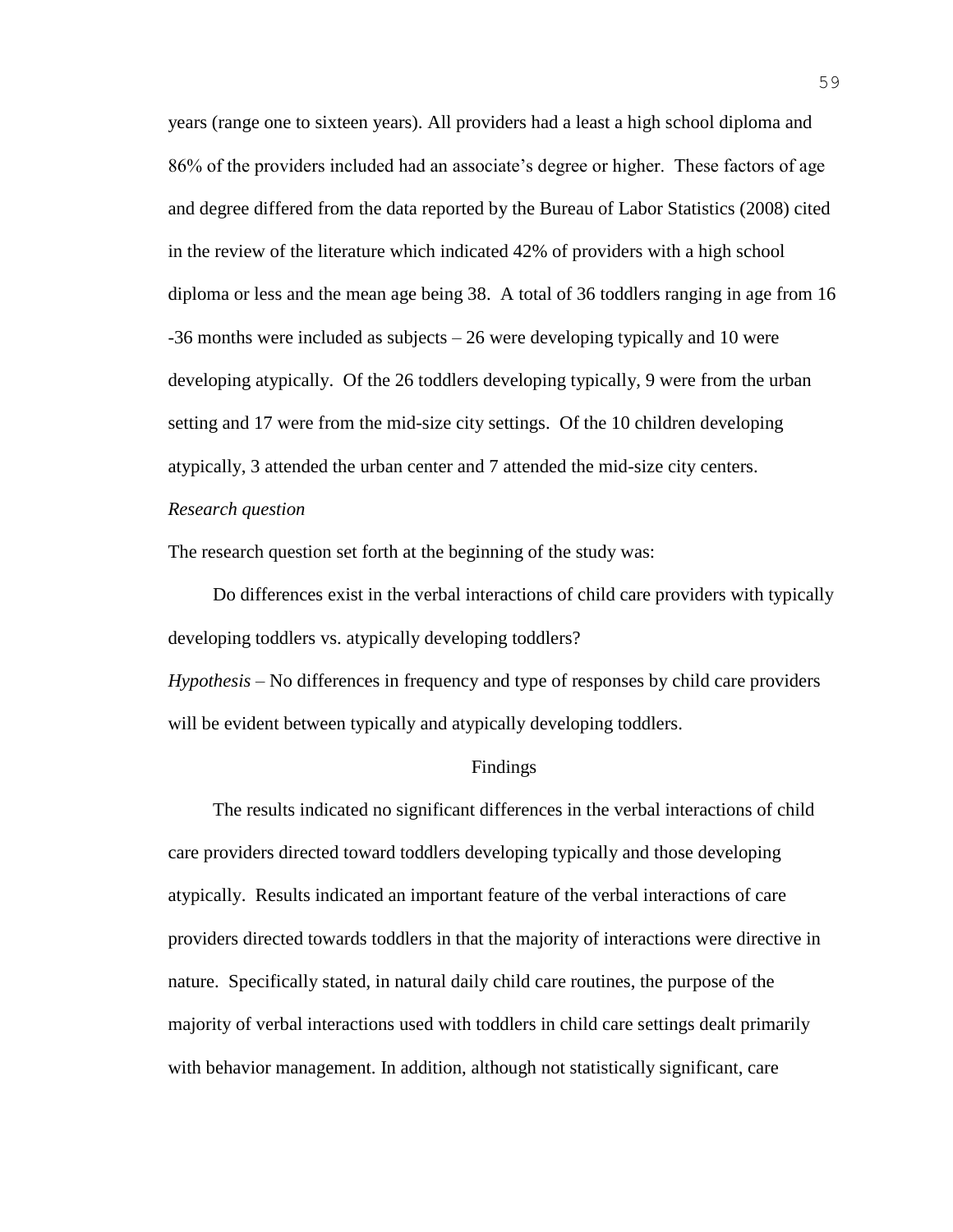years (range one to sixteen years). All providers had a least a high school diploma and 86% of the providers included had an associate's degree or higher. These factors of age and degree differed from the data reported by the Bureau of Labor Statistics (2008) cited in the review of the literature which indicated 42% of providers with a high school diploma or less and the mean age being 38. A total of 36 toddlers ranging in age from 16 -36 months were included as subjects – 26 were developing typically and 10 were developing atypically. Of the 26 toddlers developing typically, 9 were from the urban setting and 17 were from the mid-size city settings. Of the 10 children developing atypically, 3 attended the urban center and 7 attended the mid-size city centers.

*Research question*

The research question set forth at the beginning of the study was:

Do differences exist in the verbal interactions of child care providers with typically developing toddlers vs. atypically developing toddlers?

*Hypothesis* – No differences in frequency and type of responses by child care providers will be evident between typically and atypically developing toddlers.

## Findings

The results indicated no significant differences in the verbal interactions of child care providers directed toward toddlers developing typically and those developing atypically. Results indicated an important feature of the verbal interactions of care providers directed towards toddlers in that the majority of interactions were directive in nature. Specifically stated, in natural daily child care routines, the purpose of the majority of verbal interactions used with toddlers in child care settings dealt primarily with behavior management. In addition, although not statistically significant, care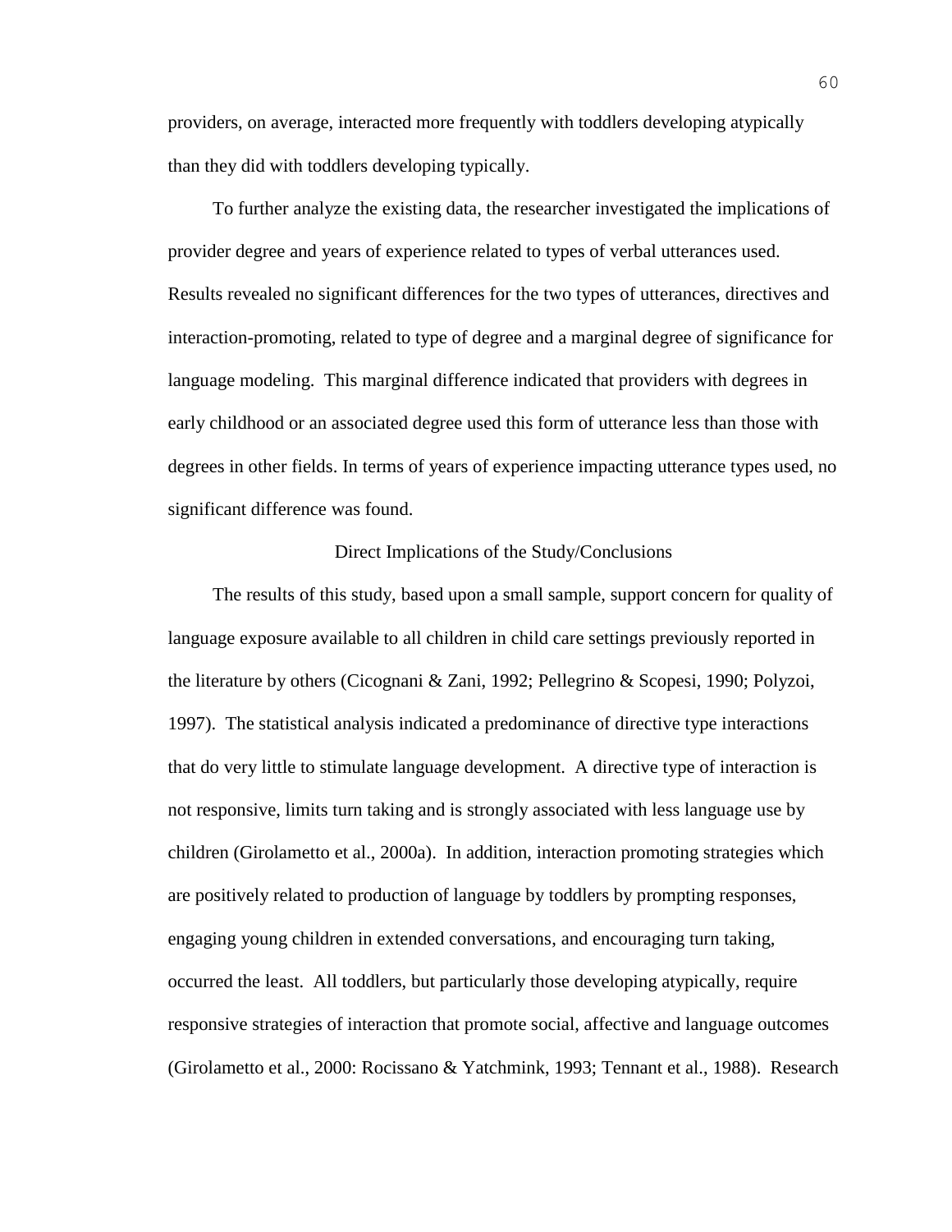providers, on average, interacted more frequently with toddlers developing atypically than they did with toddlers developing typically.

To further analyze the existing data, the researcher investigated the implications of provider degree and years of experience related to types of verbal utterances used. Results revealed no significant differences for the two types of utterances, directives and interaction-promoting, related to type of degree and a marginal degree of significance for language modeling. This marginal difference indicated that providers with degrees in early childhood or an associated degree used this form of utterance less than those with degrees in other fields. In terms of years of experience impacting utterance types used, no significant difference was found.

## Direct Implications of the Study/Conclusions

The results of this study, based upon a small sample, support concern for quality of language exposure available to all children in child care settings previously reported in the literature by others (Cicognani & Zani, 1992; Pellegrino & Scopesi, 1990; Polyzoi, 1997). The statistical analysis indicated a predominance of directive type interactions that do very little to stimulate language development. A directive type of interaction is not responsive, limits turn taking and is strongly associated with less language use by children (Girolametto et al., 2000a). In addition, interaction promoting strategies which are positively related to production of language by toddlers by prompting responses, engaging young children in extended conversations, and encouraging turn taking, occurred the least. All toddlers, but particularly those developing atypically, require responsive strategies of interaction that promote social, affective and language outcomes (Girolametto et al., 2000: Rocissano & Yatchmink, 1993; Tennant et al., 1988). Research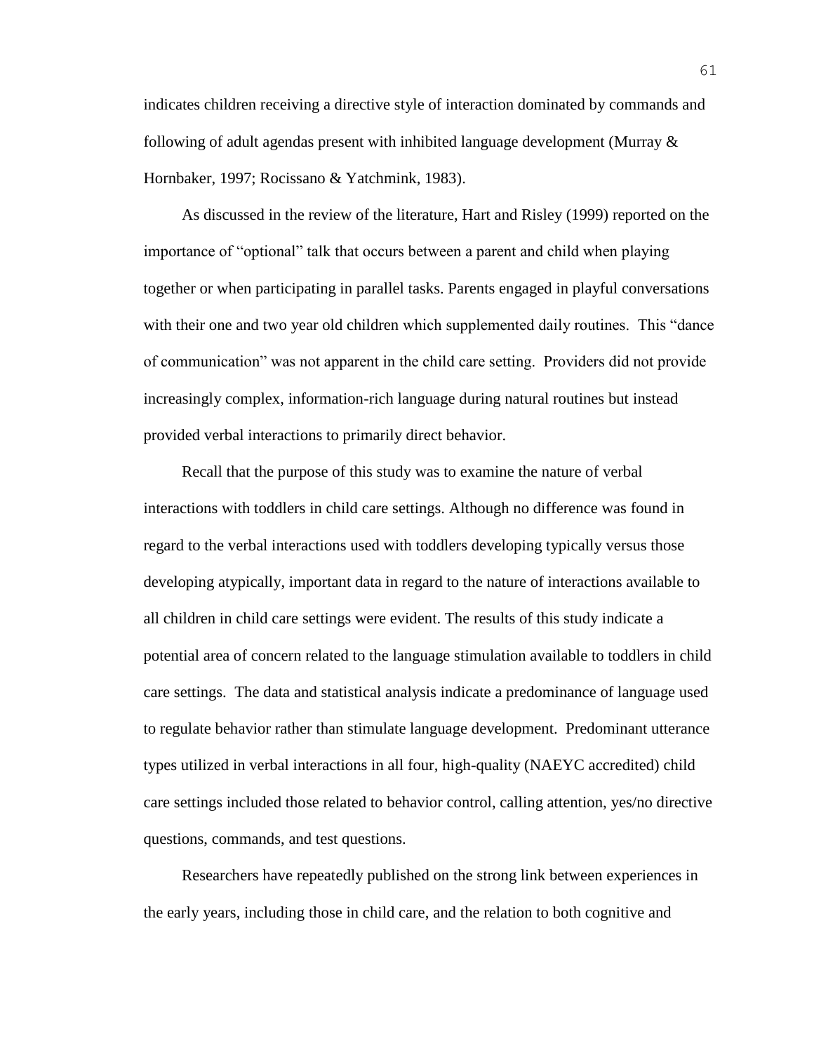indicates children receiving a directive style of interaction dominated by commands and following of adult agendas present with inhibited language development (Murray & Hornbaker, 1997; Rocissano & Yatchmink, 1983).

As discussed in the review of the literature, Hart and Risley (1999) reported on the importance of "optional" talk that occurs between a parent and child when playing together or when participating in parallel tasks. Parents engaged in playful conversations with their one and two year old children which supplemented daily routines. This "dance of communication" was not apparent in the child care setting. Providers did not provide increasingly complex, information-rich language during natural routines but instead provided verbal interactions to primarily direct behavior.

Recall that the purpose of this study was to examine the nature of verbal interactions with toddlers in child care settings. Although no difference was found in regard to the verbal interactions used with toddlers developing typically versus those developing atypically, important data in regard to the nature of interactions available to all children in child care settings were evident. The results of this study indicate a potential area of concern related to the language stimulation available to toddlers in child care settings. The data and statistical analysis indicate a predominance of language used to regulate behavior rather than stimulate language development. Predominant utterance types utilized in verbal interactions in all four, high-quality (NAEYC accredited) child care settings included those related to behavior control, calling attention, yes/no directive questions, commands, and test questions.

Researchers have repeatedly published on the strong link between experiences in the early years, including those in child care, and the relation to both cognitive and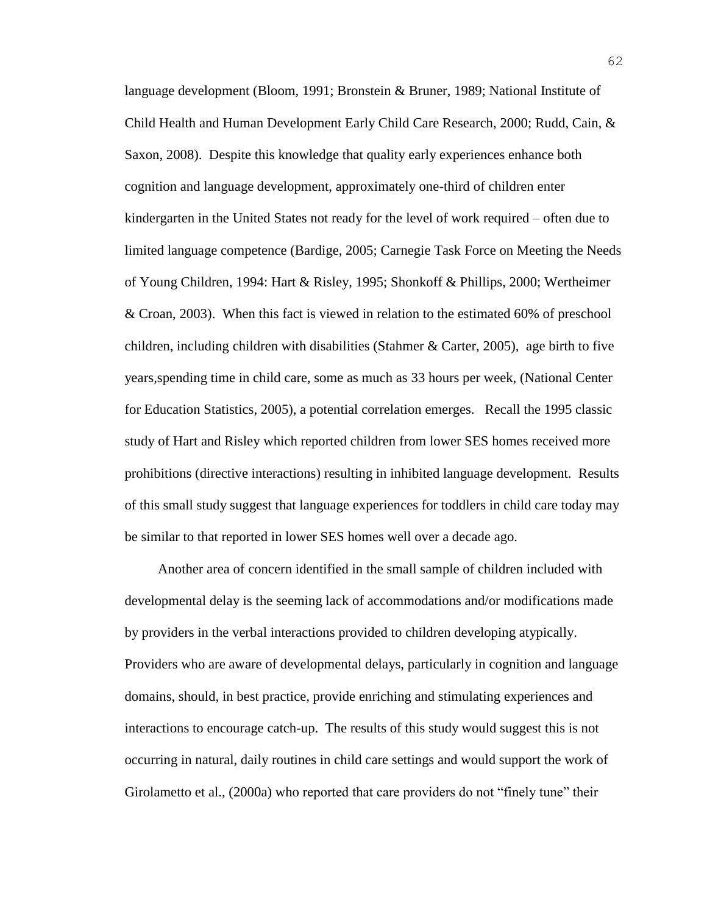language development (Bloom, 1991; Bronstein & Bruner, 1989; National Institute of Child Health and Human Development Early Child Care Research, 2000; Rudd, Cain, & Saxon, 2008). Despite this knowledge that quality early experiences enhance both cognition and language development, approximately one-third of children enter kindergarten in the United States not ready for the level of work required – often due to limited language competence (Bardige, 2005; Carnegie Task Force on Meeting the Needs of Young Children, 1994: Hart & Risley, 1995; Shonkoff & Phillips, 2000; Wertheimer & Croan, 2003). When this fact is viewed in relation to the estimated 60% of preschool children, including children with disabilities (Stahmer & Carter, 2005), age birth to five years,spending time in child care, some as much as 33 hours per week, (National Center for Education Statistics, 2005), a potential correlation emerges. Recall the 1995 classic study of Hart and Risley which reported children from lower SES homes received more prohibitions (directive interactions) resulting in inhibited language development. Results of this small study suggest that language experiences for toddlers in child care today may be similar to that reported in lower SES homes well over a decade ago.

Another area of concern identified in the small sample of children included with developmental delay is the seeming lack of accommodations and/or modifications made by providers in the verbal interactions provided to children developing atypically. Providers who are aware of developmental delays, particularly in cognition and language domains, should, in best practice, provide enriching and stimulating experiences and interactions to encourage catch-up. The results of this study would suggest this is not occurring in natural, daily routines in child care settings and would support the work of Girolametto et al., (2000a) who reported that care providers do not "finely tune" their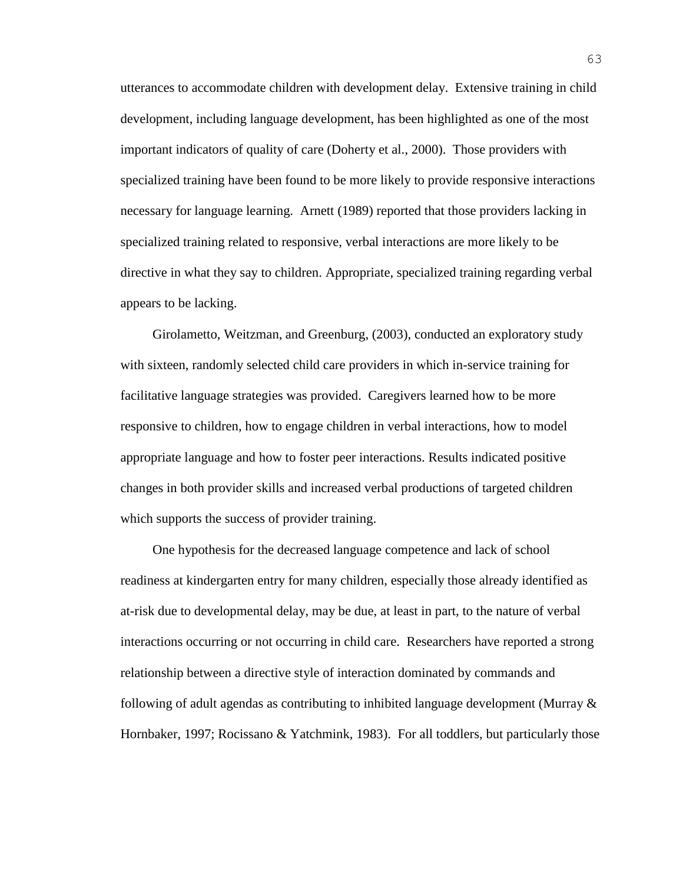utterances to accommodate children with development delay. Extensive training in child development, including language development, has been highlighted as one of the most important indicators of quality of care (Doherty et al., 2000). Those providers with specialized training have been found to be more likely to provide responsive interactions necessary for language learning. Arnett (1989) reported that those providers lacking in specialized training related to responsive, verbal interactions are more likely to be directive in what they say to children. Appropriate, specialized training regarding verbal appears to be lacking.

Girolametto, Weitzman, and Greenburg, (2003), conducted an exploratory study with sixteen, randomly selected child care providers in which in-service training for facilitative language strategies was provided. Caregivers learned how to be more responsive to children, how to engage children in verbal interactions, how to model appropriate language and how to foster peer interactions. Results indicated positive changes in both provider skills and increased verbal productions of targeted children which supports the success of provider training.

One hypothesis for the decreased language competence and lack of school readiness at kindergarten entry for many children, especially those already identified as at-risk due to developmental delay, may be due, at least in part, to the nature of verbal interactions occurring or not occurring in child care. Researchers have reported a strong relationship between a directive style of interaction dominated by commands and following of adult agendas as contributing to inhibited language development (Murray & Hornbaker, 1997; Rocissano & Yatchmink, 1983). For all toddlers, but particularly those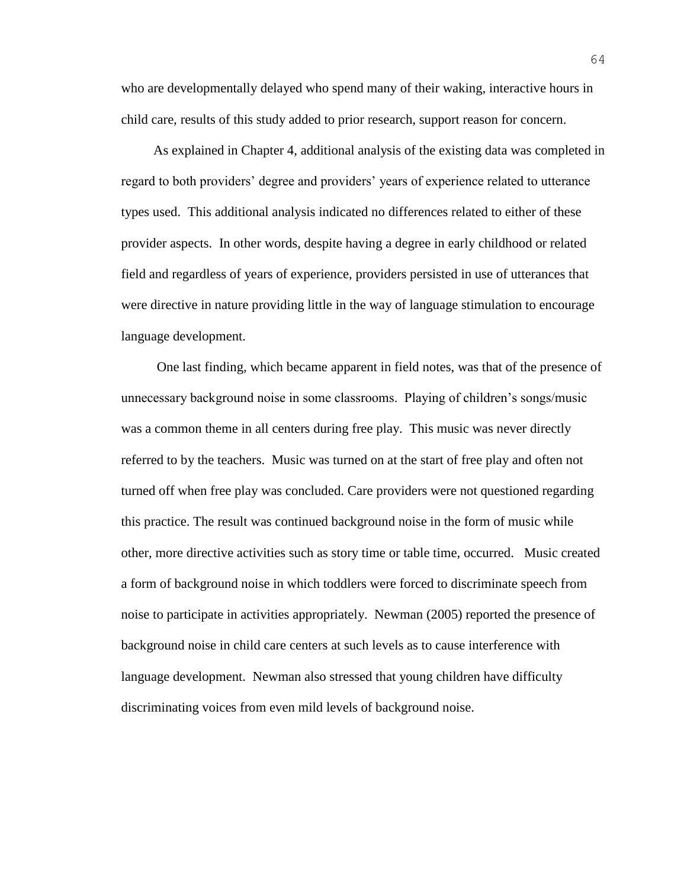who are developmentally delayed who spend many of their waking, interactive hours in child care, results of this study added to prior research, support reason for concern.

As explained in Chapter 4, additional analysis of the existing data was completed in regard to both providers' degree and providers' years of experience related to utterance types used. This additional analysis indicated no differences related to either of these provider aspects. In other words, despite having a degree in early childhood or related field and regardless of years of experience, providers persisted in use of utterances that were directive in nature providing little in the way of language stimulation to encourage language development.

One last finding, which became apparent in field notes, was that of the presence of unnecessary background noise in some classrooms. Playing of children's songs/music was a common theme in all centers during free play. This music was never directly referred to by the teachers. Music was turned on at the start of free play and often not turned off when free play was concluded. Care providers were not questioned regarding this practice. The result was continued background noise in the form of music while other, more directive activities such as story time or table time, occurred. Music created a form of background noise in which toddlers were forced to discriminate speech from noise to participate in activities appropriately. Newman (2005) reported the presence of background noise in child care centers at such levels as to cause interference with language development. Newman also stressed that young children have difficulty discriminating voices from even mild levels of background noise.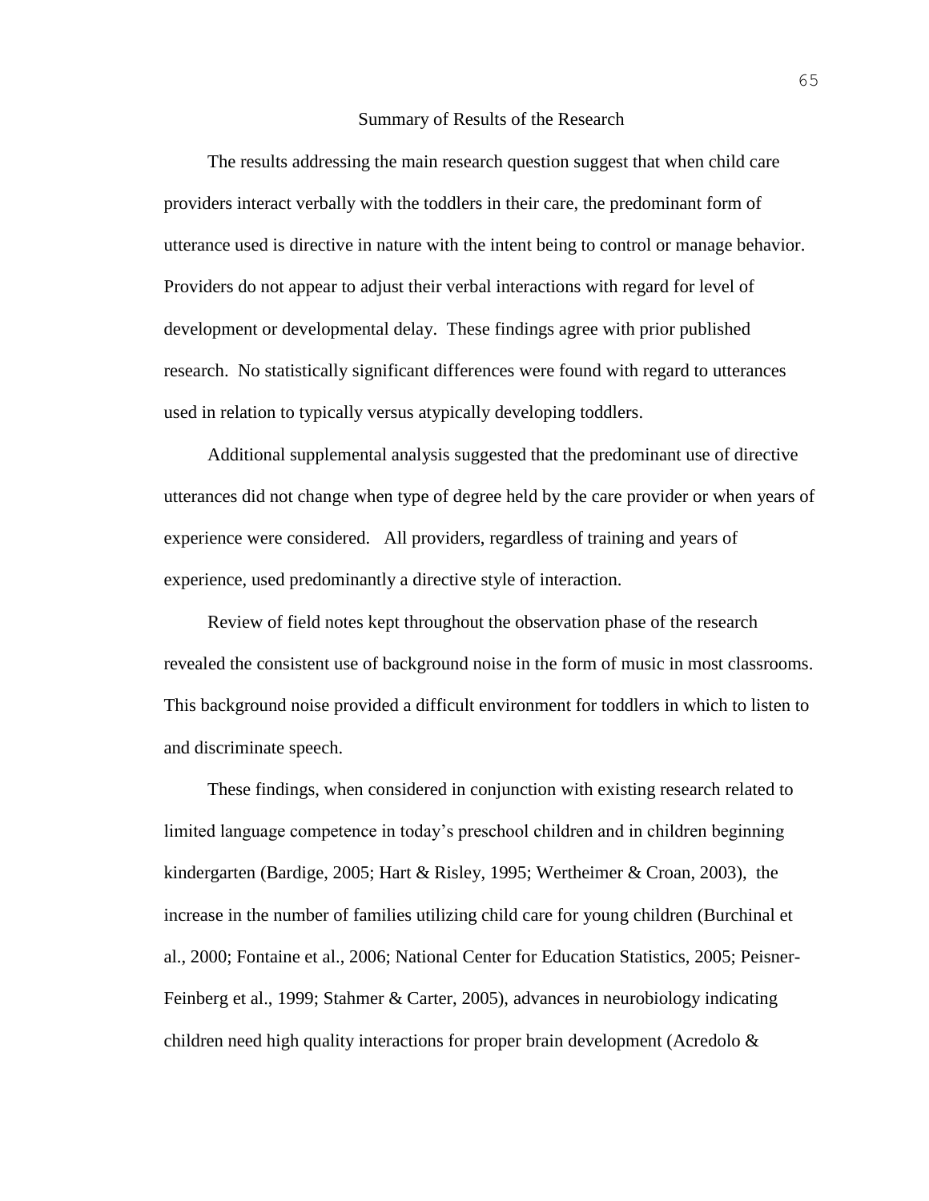## Summary of Results of the Research

The results addressing the main research question suggest that when child care providers interact verbally with the toddlers in their care, the predominant form of utterance used is directive in nature with the intent being to control or manage behavior. Providers do not appear to adjust their verbal interactions with regard for level of development or developmental delay. These findings agree with prior published research. No statistically significant differences were found with regard to utterances used in relation to typically versus atypically developing toddlers.

Additional supplemental analysis suggested that the predominant use of directive utterances did not change when type of degree held by the care provider or when years of experience were considered. All providers, regardless of training and years of experience, used predominantly a directive style of interaction.

Review of field notes kept throughout the observation phase of the research revealed the consistent use of background noise in the form of music in most classrooms. This background noise provided a difficult environment for toddlers in which to listen to and discriminate speech.

These findings, when considered in conjunction with existing research related to limited language competence in today's preschool children and in children beginning kindergarten (Bardige, 2005; Hart & Risley, 1995; Wertheimer & Croan, 2003), the increase in the number of families utilizing child care for young children (Burchinal et al., 2000; Fontaine et al., 2006; National Center for Education Statistics, 2005; Peisner-Feinberg et al., 1999; Stahmer & Carter, 2005), advances in neurobiology indicating children need high quality interactions for proper brain development (Acredolo &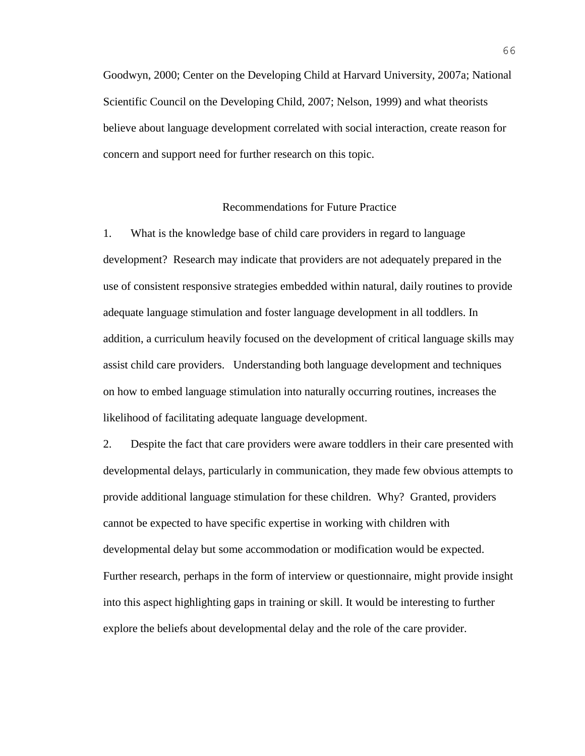Goodwyn, 2000; Center on the Developing Child at Harvard University, 2007a; National Scientific Council on the Developing Child, 2007; Nelson, 1999) and what theorists believe about language development correlated with social interaction, create reason for concern and support need for further research on this topic.

## Recommendations for Future Practice

1. What is the knowledge base of child care providers in regard to language development? Research may indicate that providers are not adequately prepared in the use of consistent responsive strategies embedded within natural, daily routines to provide adequate language stimulation and foster language development in all toddlers. In addition, a curriculum heavily focused on the development of critical language skills may assist child care providers. Understanding both language development and techniques on how to embed language stimulation into naturally occurring routines, increases the likelihood of facilitating adequate language development.

2. Despite the fact that care providers were aware toddlers in their care presented with developmental delays, particularly in communication, they made few obvious attempts to provide additional language stimulation for these children. Why? Granted, providers cannot be expected to have specific expertise in working with children with developmental delay but some accommodation or modification would be expected. Further research, perhaps in the form of interview or questionnaire, might provide insight into this aspect highlighting gaps in training or skill. It would be interesting to further explore the beliefs about developmental delay and the role of the care provider.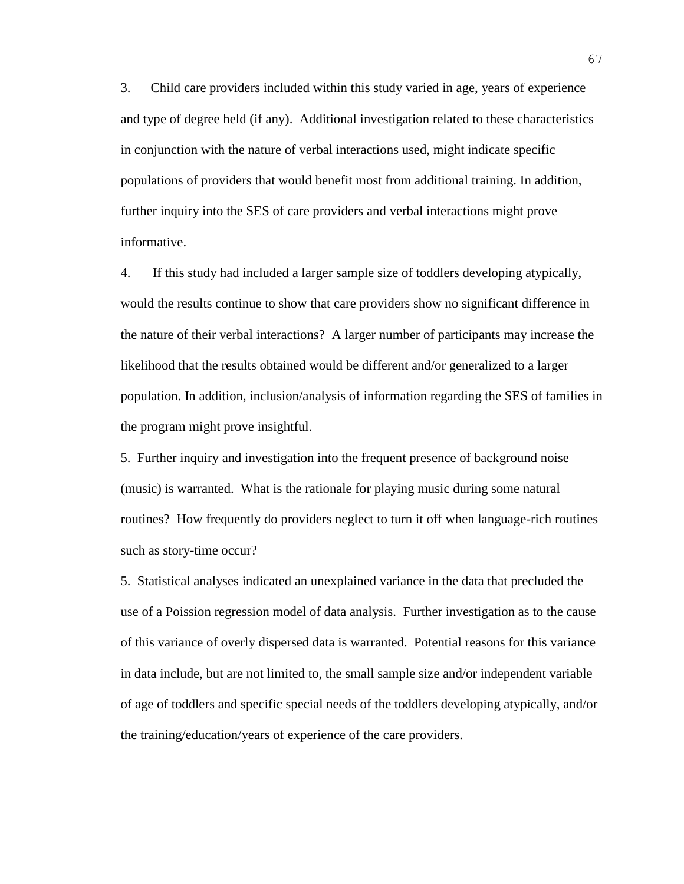3. Child care providers included within this study varied in age, years of experience and type of degree held (if any). Additional investigation related to these characteristics in conjunction with the nature of verbal interactions used, might indicate specific populations of providers that would benefit most from additional training. In addition, further inquiry into the SES of care providers and verbal interactions might prove informative.

4. If this study had included a larger sample size of toddlers developing atypically, would the results continue to show that care providers show no significant difference in the nature of their verbal interactions? A larger number of participants may increase the likelihood that the results obtained would be different and/or generalized to a larger population. In addition, inclusion/analysis of information regarding the SES of families in the program might prove insightful.

5. Further inquiry and investigation into the frequent presence of background noise (music) is warranted. What is the rationale for playing music during some natural routines? How frequently do providers neglect to turn it off when language-rich routines such as story-time occur?

5. Statistical analyses indicated an unexplained variance in the data that precluded the use of a Poission regression model of data analysis. Further investigation as to the cause of this variance of overly dispersed data is warranted. Potential reasons for this variance in data include, but are not limited to, the small sample size and/or independent variable of age of toddlers and specific special needs of the toddlers developing atypically, and/or the training/education/years of experience of the care providers.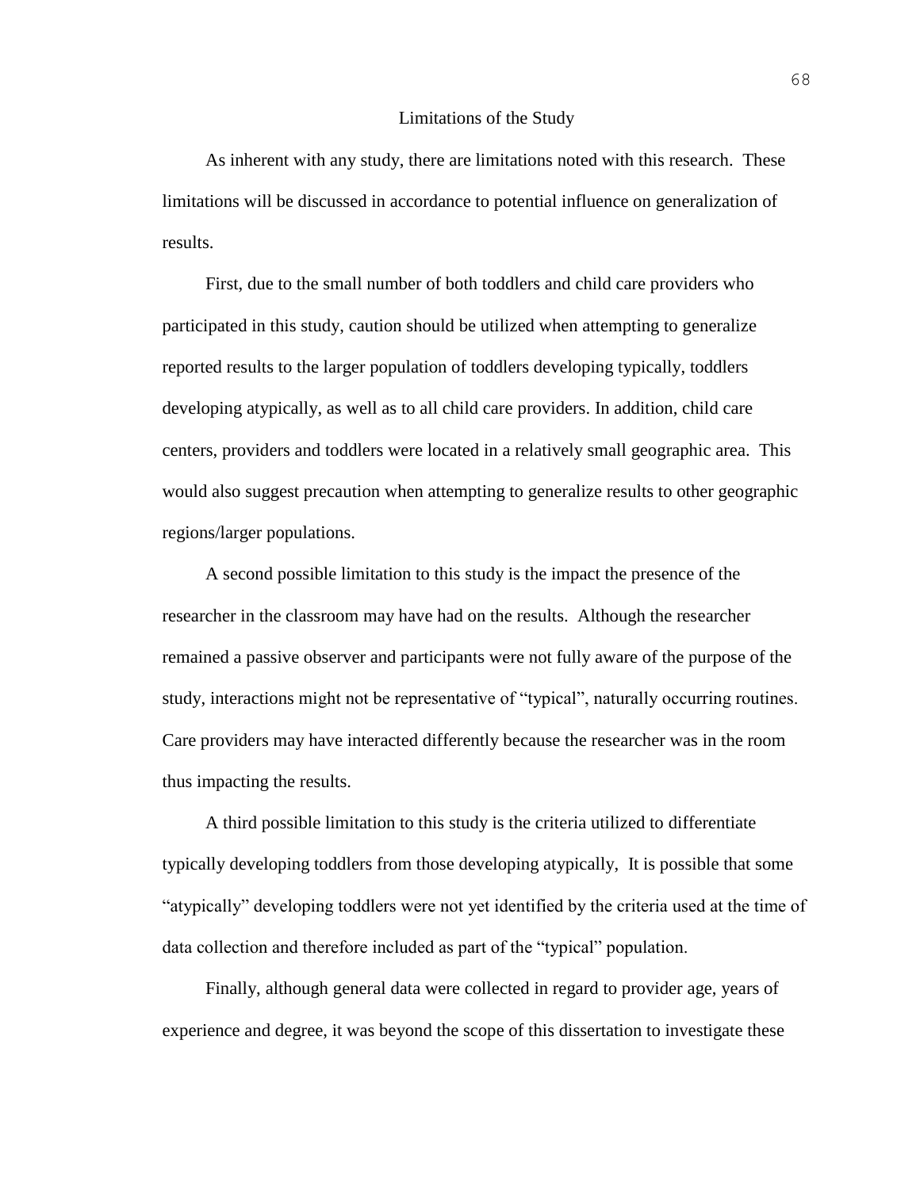## Limitations of the Study

As inherent with any study, there are limitations noted with this research. These limitations will be discussed in accordance to potential influence on generalization of results.

First, due to the small number of both toddlers and child care providers who participated in this study, caution should be utilized when attempting to generalize reported results to the larger population of toddlers developing typically, toddlers developing atypically, as well as to all child care providers. In addition, child care centers, providers and toddlers were located in a relatively small geographic area. This would also suggest precaution when attempting to generalize results to other geographic regions/larger populations.

A second possible limitation to this study is the impact the presence of the researcher in the classroom may have had on the results. Although the researcher remained a passive observer and participants were not fully aware of the purpose of the study, interactions might not be representative of "typical", naturally occurring routines. Care providers may have interacted differently because the researcher was in the room thus impacting the results.

A third possible limitation to this study is the criteria utilized to differentiate typically developing toddlers from those developing atypically, It is possible that some "atypically" developing toddlers were not yet identified by the criteria used at the time of data collection and therefore included as part of the "typical" population.

Finally, although general data were collected in regard to provider age, years of experience and degree, it was beyond the scope of this dissertation to investigate these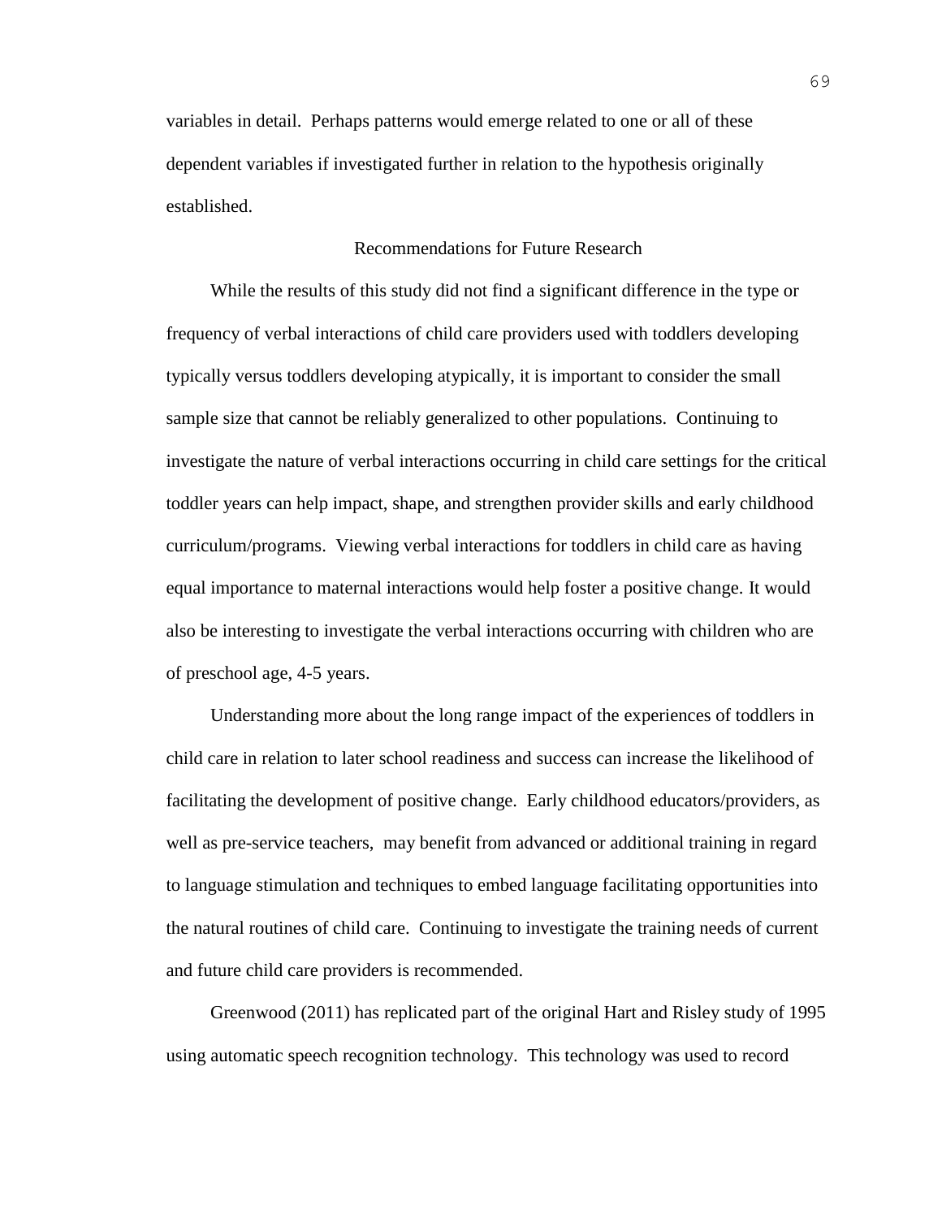variables in detail. Perhaps patterns would emerge related to one or all of these dependent variables if investigated further in relation to the hypothesis originally established.

## Recommendations for Future Research

While the results of this study did not find a significant difference in the type or frequency of verbal interactions of child care providers used with toddlers developing typically versus toddlers developing atypically, it is important to consider the small sample size that cannot be reliably generalized to other populations. Continuing to investigate the nature of verbal interactions occurring in child care settings for the critical toddler years can help impact, shape, and strengthen provider skills and early childhood curriculum/programs. Viewing verbal interactions for toddlers in child care as having equal importance to maternal interactions would help foster a positive change. It would also be interesting to investigate the verbal interactions occurring with children who are of preschool age, 4-5 years.

Understanding more about the long range impact of the experiences of toddlers in child care in relation to later school readiness and success can increase the likelihood of facilitating the development of positive change. Early childhood educators/providers, as well as pre-service teachers, may benefit from advanced or additional training in regard to language stimulation and techniques to embed language facilitating opportunities into the natural routines of child care. Continuing to investigate the training needs of current and future child care providers is recommended.

Greenwood (2011) has replicated part of the original Hart and Risley study of 1995 using automatic speech recognition technology. This technology was used to record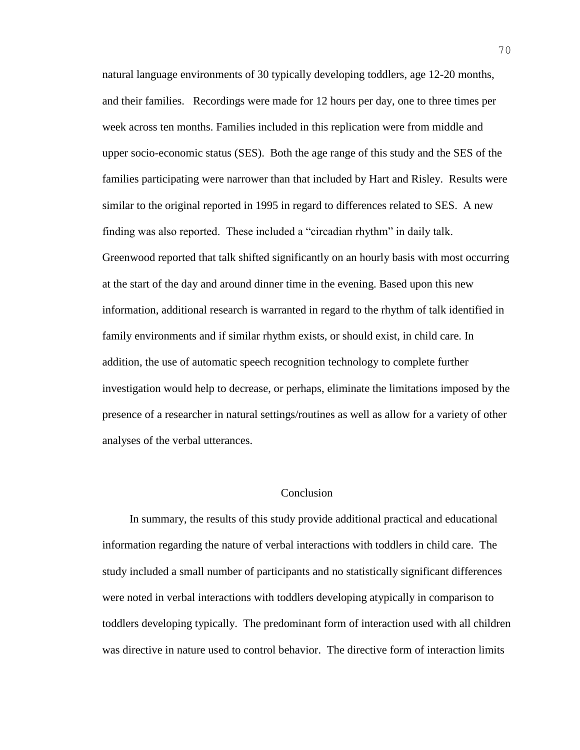natural language environments of 30 typically developing toddlers, age 12-20 months, and their families. Recordings were made for 12 hours per day, one to three times per week across ten months. Families included in this replication were from middle and upper socio-economic status (SES). Both the age range of this study and the SES of the families participating were narrower than that included by Hart and Risley. Results were similar to the original reported in 1995 in regard to differences related to SES. A new finding was also reported. These included a "circadian rhythm" in daily talk. Greenwood reported that talk shifted significantly on an hourly basis with most occurring at the start of the day and around dinner time in the evening. Based upon this new information, additional research is warranted in regard to the rhythm of talk identified in family environments and if similar rhythm exists, or should exist, in child care. In addition, the use of automatic speech recognition technology to complete further investigation would help to decrease, or perhaps, eliminate the limitations imposed by the presence of a researcher in natural settings/routines as well as allow for a variety of other analyses of the verbal utterances.

## Conclusion

In summary, the results of this study provide additional practical and educational information regarding the nature of verbal interactions with toddlers in child care. The study included a small number of participants and no statistically significant differences were noted in verbal interactions with toddlers developing atypically in comparison to toddlers developing typically. The predominant form of interaction used with all children was directive in nature used to control behavior. The directive form of interaction limits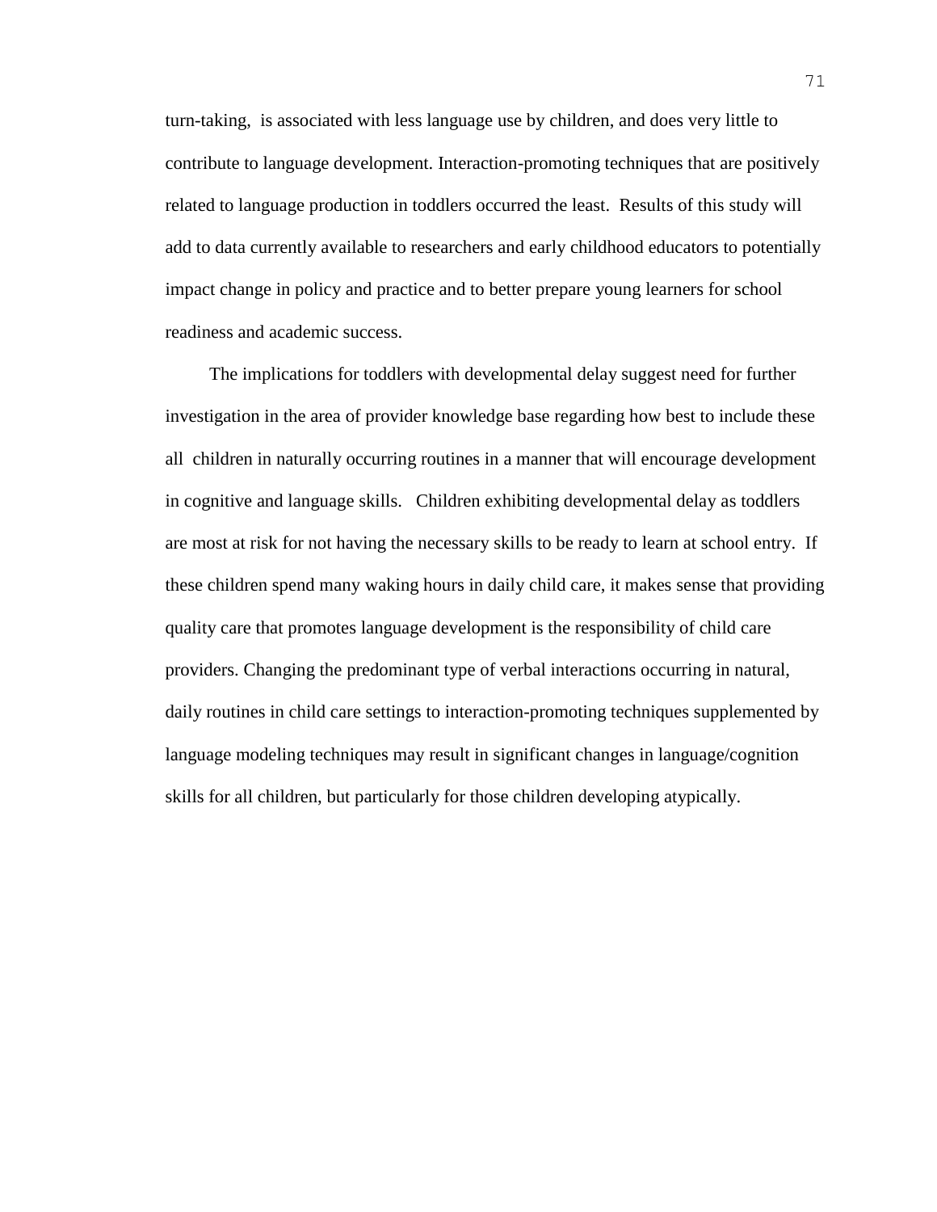turn-taking,  is associated with less language use by children, and does very little to contribute to language development. Interaction-promoting techniques that are positively related to language production in toddlers occurred the least.  Results of this study will add to data currently available to researchers and early childhood educators to potentially impact change in policy and practice and to better prepare young learners for school readiness and academic success.

The implications for toddlers with developmental delay suggest need for further investigation in the area of provider knowledge base regarding how best to include these all  children in naturally occurring routines in a manner that will encourage development in cognitive and language skills.   Children exhibiting developmental delay as toddlers are most at risk for not having the necessary skills to be ready to learn at school entry.  If these children spend many waking hours in daily child care, it makes sense that providing quality care that promotes language development is the responsibility of child care providers. Changing the predominant type of verbal interactions occurring in natural, daily routines in child care settings to interaction-promoting techniques supplemented by language modeling techniques may result in significant changes in language/cognition skills for all children, but particularly for those children developing atypically.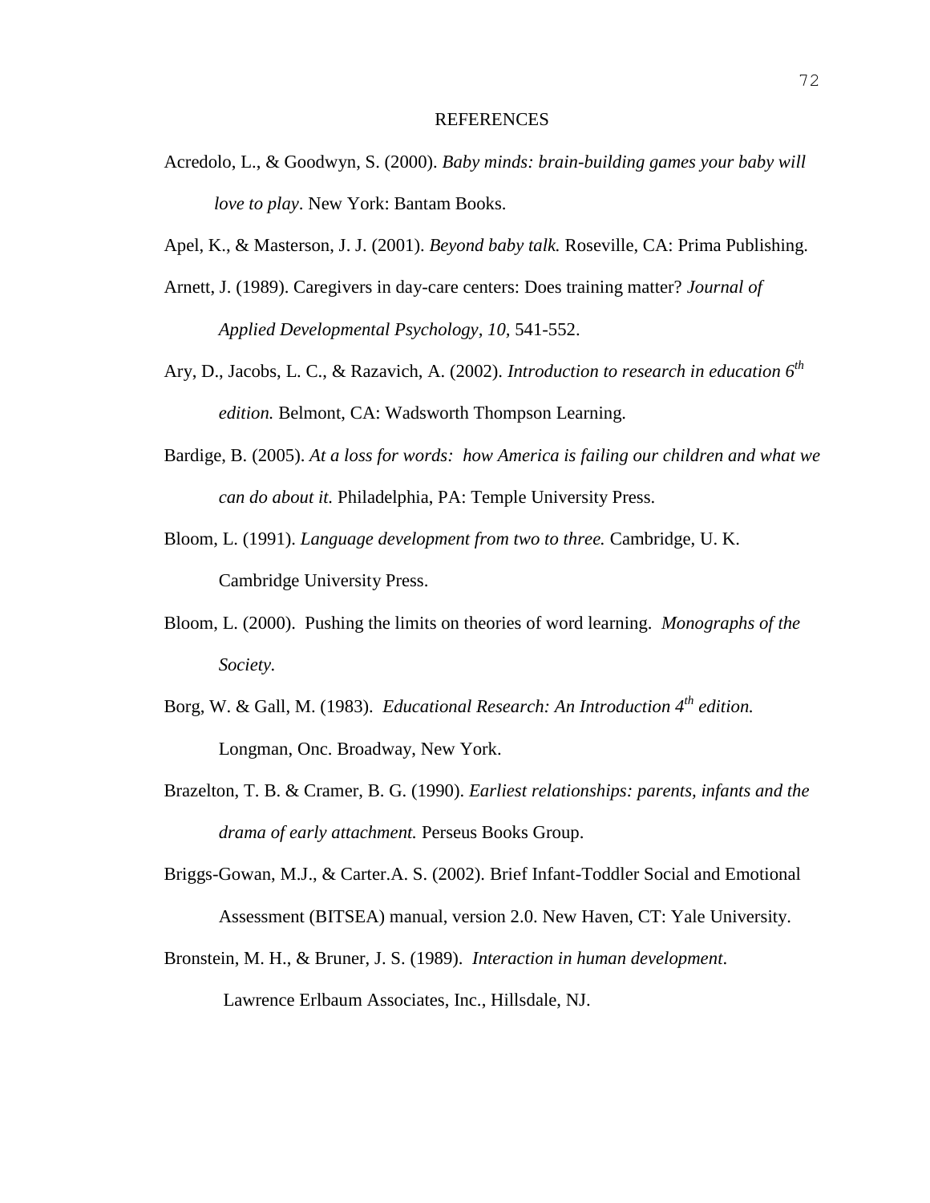# REFERENCES

Acredolo, L., & Goodwyn, S. (2000). *Baby minds: brain-building games your baby will love to play*. New York: Bantam Books.

Apel, K., & Masterson, J. J. (2001). *Beyond baby talk.* Roseville, CA: Prima Publishing.

Arnett, J. (1989). Caregivers in day-care centers: Does training matter? *Journal of Applied Developmental Psychology, 10,* 541-552.

Ary, D., Jacobs, L. C., & Razavich, A. (2002). *Introduction to research in education 6th edition.* Belmont, CA: Wadsworth Thompson Learning.

Bardige, B. (2005). *At a loss for words: how America is failing our children and what we can do about it.* Philadelphia, PA: Temple University Press.

Bloom, L. (1991). *Language development from two to three.* Cambridge, U. K. Cambridge University Press.

Bloom, L. (2000). Pushing the limits on theories of word learning. *Monographs of the Society.*

Borg, W. & Gall, M. (1983). *Educational Research: An Introduction 4th edition.* Longman, Onc. Broadway, New York.

Brazelton, T. B. & Cramer, B. G. (1990). *Earliest relationships: parents, infants and the drama of early attachment.* Perseus Books Group.

Briggs-Gowan, M.J., & Carter.A. S. (2002). Brief Infant-Toddler Social and Emotional Assessment (BITSEA) manual, version 2.0. New Haven, CT: Yale University.

Bronstein, M. H., & Bruner, J. S. (1989). *Interaction in human development*. Lawrence Erlbaum Associates, Inc., Hillsdale, NJ.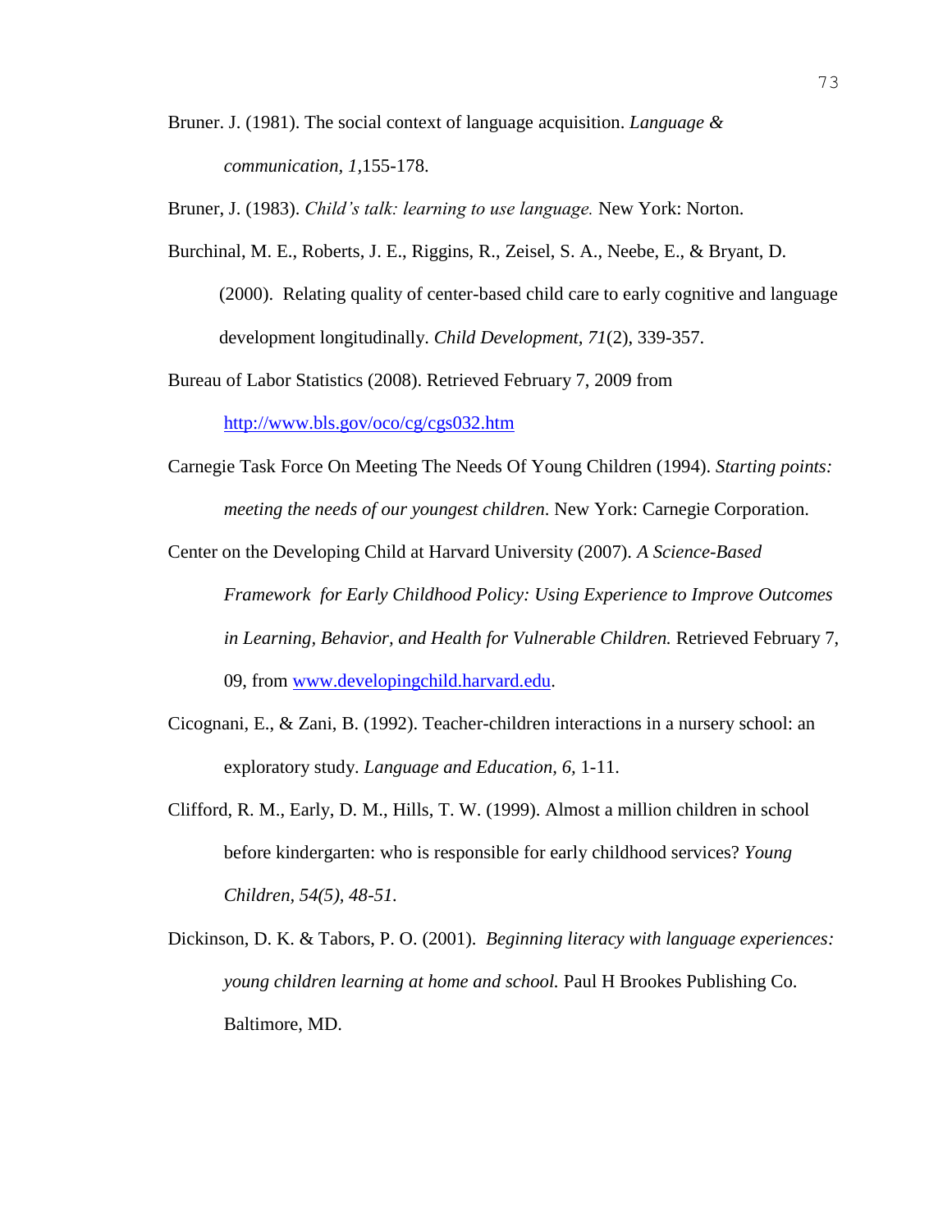Bruner. J. (1981). The social context of language acquisition. *Language & communication, 1,*155-178.

Bruner, J. (1983). *Child's talk: learning to use language.* New York: Norton.

Burchinal, M. E., Roberts, J. E., Riggins, R., Zeisel, S. A., Neebe, E., & Bryant, D. (2000). Relating quality of center-based child care to early cognitive and language development longitudinally. *Child Development, 71*(2), 339-357.

Bureau of Labor Statistics (2008). Retrieved February 7, 2009 from http://www.bls.gov/oco/cg/cgs032.htm

Carnegie Task Force On Meeting The Needs Of Young Children (1994). *Starting points: meeting the needs of our youngest children*. New York: Carnegie Corporation.

Center on the Developing Child at Harvard University (2007). *A Science-Based Framework for Early Childhood Policy: Using Experience to Improve Outcomes in Learning, Behavior, and Health for Vulnerable Children.* Retrieved February 7, 09, from www.developingchild.harvard.edu.

Cicognani, E., & Zani, B. (1992). Teacher-children interactions in a nursery school: an exploratory study. *Language and Education, 6,* 1-11.

Clifford, R. M., Early, D. M., Hills, T. W. (1999). Almost a million children in school before kindergarten: who is responsible for early childhood services? *Young Children, 54(5), 48-51.*

Dickinson, D. K. & Tabors, P. O. (2001). *Beginning literacy with language experiences: young children learning at home and school.* Paul H Brookes Publishing Co. Baltimore, MD.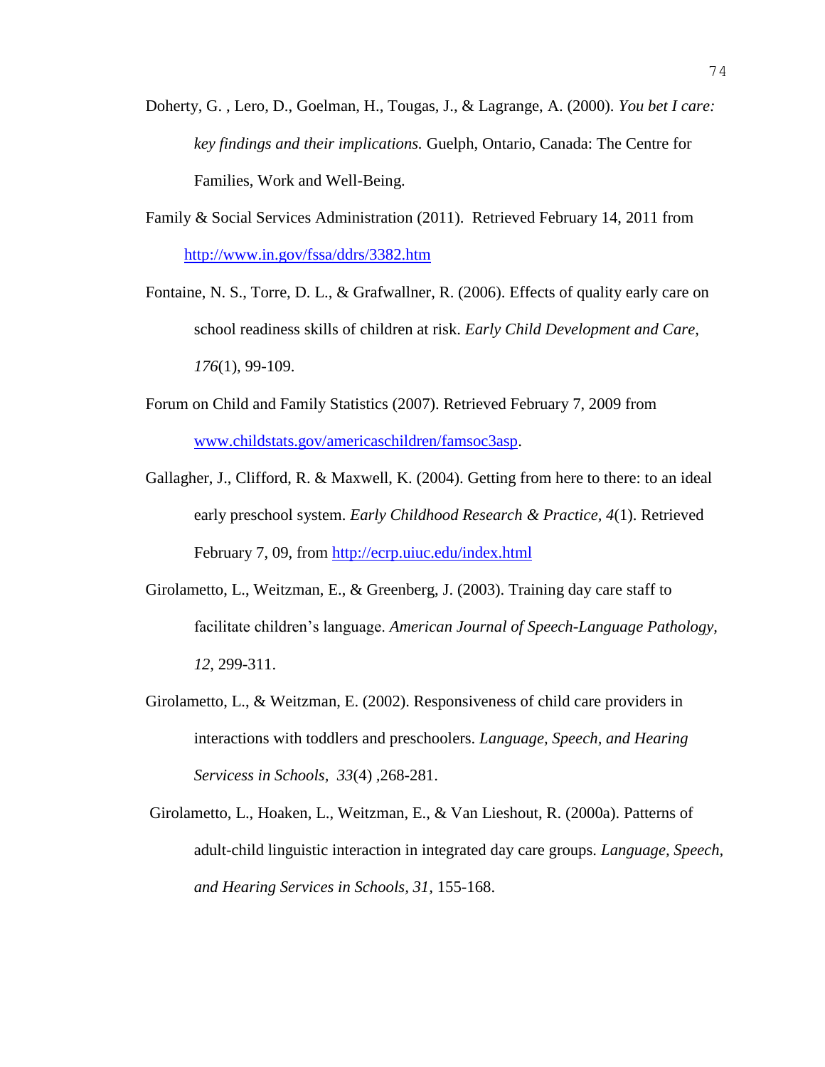Doherty, G. , Lero, D., Goelman, H., Tougas, J., & Lagrange, A. (2000). *You bet I care: key findings and their implications.* Guelph, Ontario, Canada: The Centre for Families, Work and Well-Being.

Family & Social Services Administration (2011). Retrieved February 14, 2011 from http://www.in.gov/fssa/ddrs/3382.htm

Fontaine, N. S., Torre, D. L., & Grafwallner, R. (2006). Effects of quality early care on school readiness skills of children at risk. *Early Child Development and Care, 176*(1), 99-109.

Forum on Child and Family Statistics (2007). Retrieved February 7, 2009 from www.childstats.gov/americaschildren/famsoc3asp.

Gallagher, J., Clifford, R. & Maxwell, K. (2004). Getting from here to there: to an ideal early preschool system. *Early Childhood Research & Practice, 4*(1). Retrieved February 7, 09, from http://ecrp.uiuc.edu/index.html

Girolametto, L., Weitzman, E., & Greenberg, J. (2003). Training day care staff to facilitate children's language. *American Journal of Speech-Language Pathology, 12*, 299-311.

Girolametto, L., & Weitzman, E. (2002). Responsiveness of child care providers in interactions with toddlers and preschoolers. *Language, Speech, and Hearing Servicess in Schools, 33*(4) ,268-281.

Girolametto, L., Hoaken, L., Weitzman, E., & Van Lieshout, R. (2000a). Patterns of adult-child linguistic interaction in integrated day care groups. *Language, Speech, and Hearing Services in Schools, 31*, 155-168.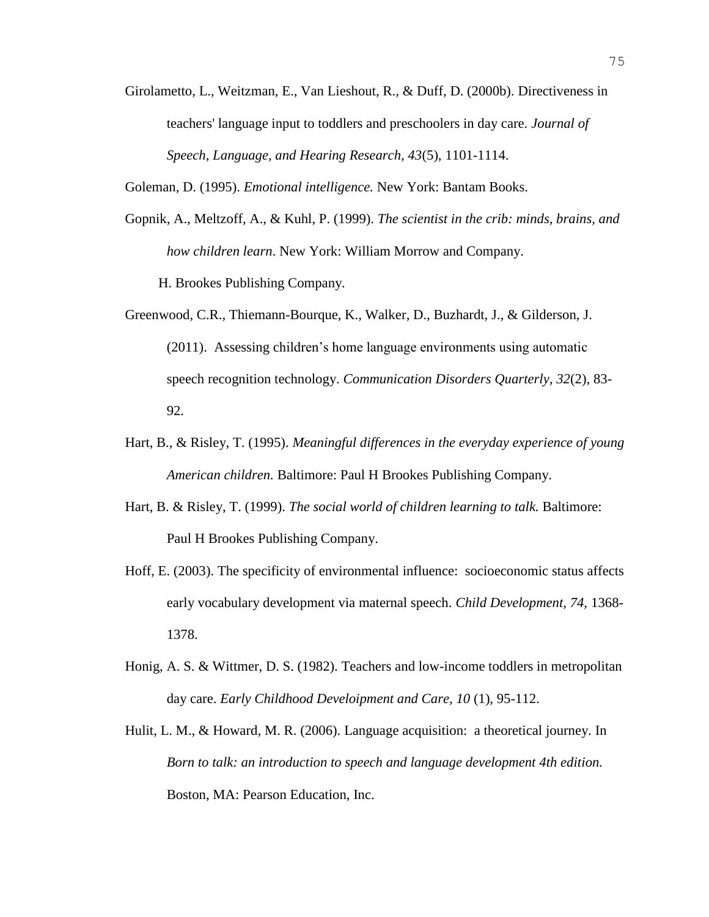Girolametto, L., Weitzman, E., Van Lieshout, R., & Duff, D. (2000b). Directiveness in teachers' language input to toddlers and preschoolers in day care. *Journal of Speech, Language, and Hearing Research, 43*(5), 1101-1114.

Goleman, D. (1995). *Emotional intelligence.* New York: Bantam Books.

Gopnik, A., Meltzoff, A., & Kuhl, P. (1999). *The scientist in the crib: minds, brains, and how children learn*. New York: William Morrow and Company.

H. Brookes Publishing Company.

Greenwood, C.R., Thiemann-Bourque, K., Walker, D., Buzhardt, J., & Gilderson, J. (2011). Assessing children's home language environments using automatic speech recognition technology. *Communication Disorders Quarterly, 32*(2), 83-92.

Hart, B., & Risley, T. (1995). *Meaningful differences in the everyday experience of young American children.* Baltimore: Paul H Brookes Publishing Company.

Hart, B. & Risley, T. (1999). *The social world of children learning to talk.* Baltimore: Paul H Brookes Publishing Company.

Hoff, E. (2003). The specificity of environmental influence: socioeconomic status affects early vocabulary development via maternal speech. *Child Development, 74,* 1368-1378.

Honig, A. S. & Wittmer, D. S. (1982). Teachers and low-income toddlers in metropolitan day care. *Early Childhood Develoipment and Care, 10* (1), 95-112.

Hulit, L. M., & Howard, M. R. (2006). Language acquisition: a theoretical journey. In *Born to talk: an introduction to speech and language development 4th edition.* Boston, MA: Pearson Education, Inc.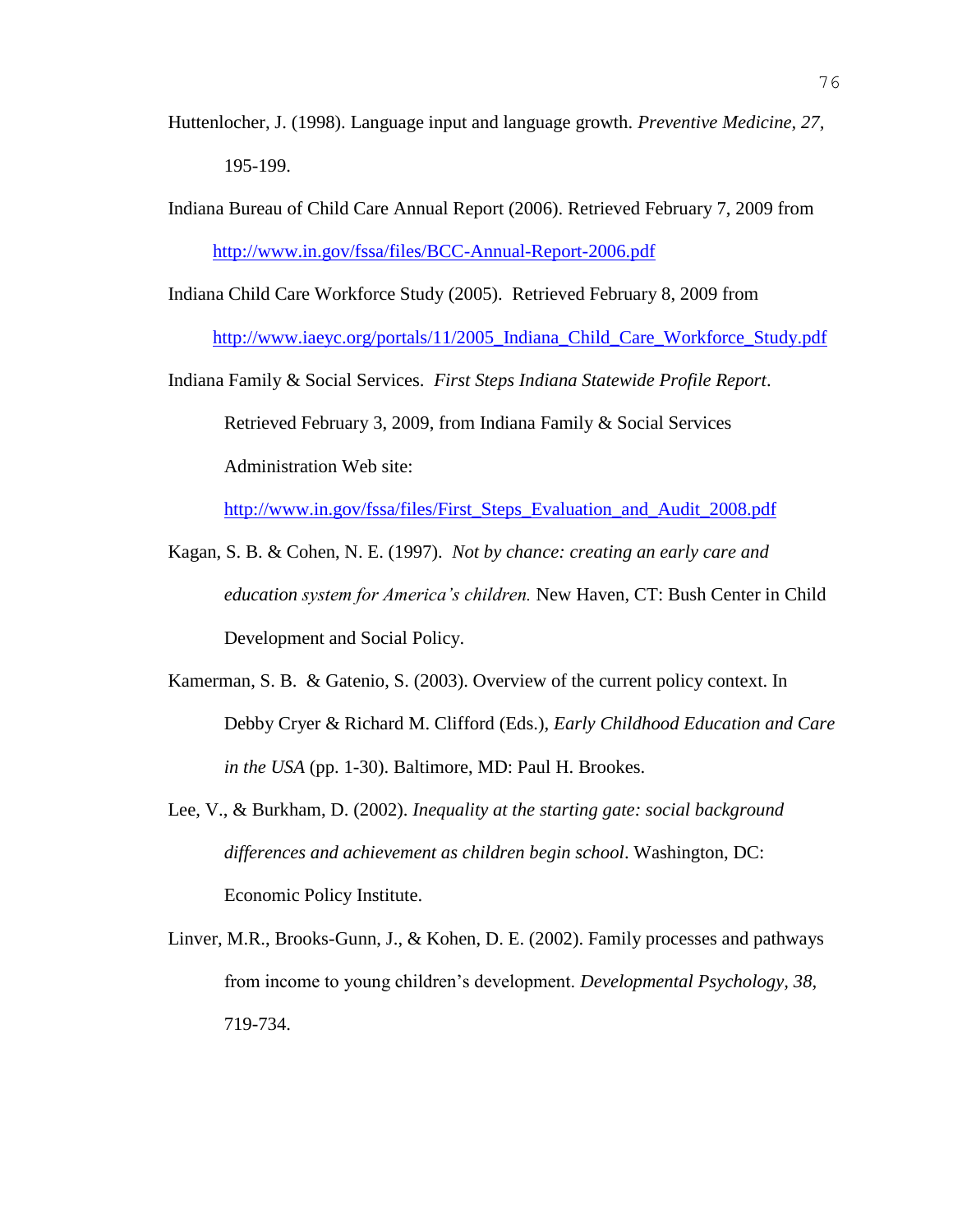Huttenlocher, J. (1998). Language input and language growth. *Preventive Medicine, 27,* 195-199.

Indiana Bureau of Child Care Annual Report (2006). Retrieved February 7, 2009 from http://www.in.gov/fssa/files/BCC-Annual-Report-2006.pdf

Indiana Child Care Workforce Study (2005). Retrieved February 8, 2009 from http://www.iaeyc.org/portals/11/2005_Indiana_Child_Care_Workforce_Study.pdf

Indiana Family & Social Services. *First Steps Indiana Statewide Profile Report*. Retrieved February 3, 2009, from Indiana Family & Social Services Administration Web site: http://www.in.gov/fssa/files/First_Steps_Evaluation_and_Audit_2008.pdf

Kagan, S. B. & Cohen, N. E. (1997). *Not by chance: creating an early care and education system for America's children.* New Haven, CT: Bush Center in Child Development and Social Policy.

Kamerman, S. B. & Gatenio, S. (2003). Overview of the current policy context. In Debby Cryer & Richard M. Clifford (Eds.), *Early Childhood Education and Care in the USA* (pp. 1-30). Baltimore, MD: Paul H. Brookes.

Lee, V., & Burkham, D. (2002). *Inequality at the starting gate: social background differences and achievement as children begin school*. Washington, DC: Economic Policy Institute.

Linver, M.R., Brooks-Gunn, J., & Kohen, D. E. (2002). Family processes and pathways from income to young children's development. *Developmental Psychology, 38,* 719-734.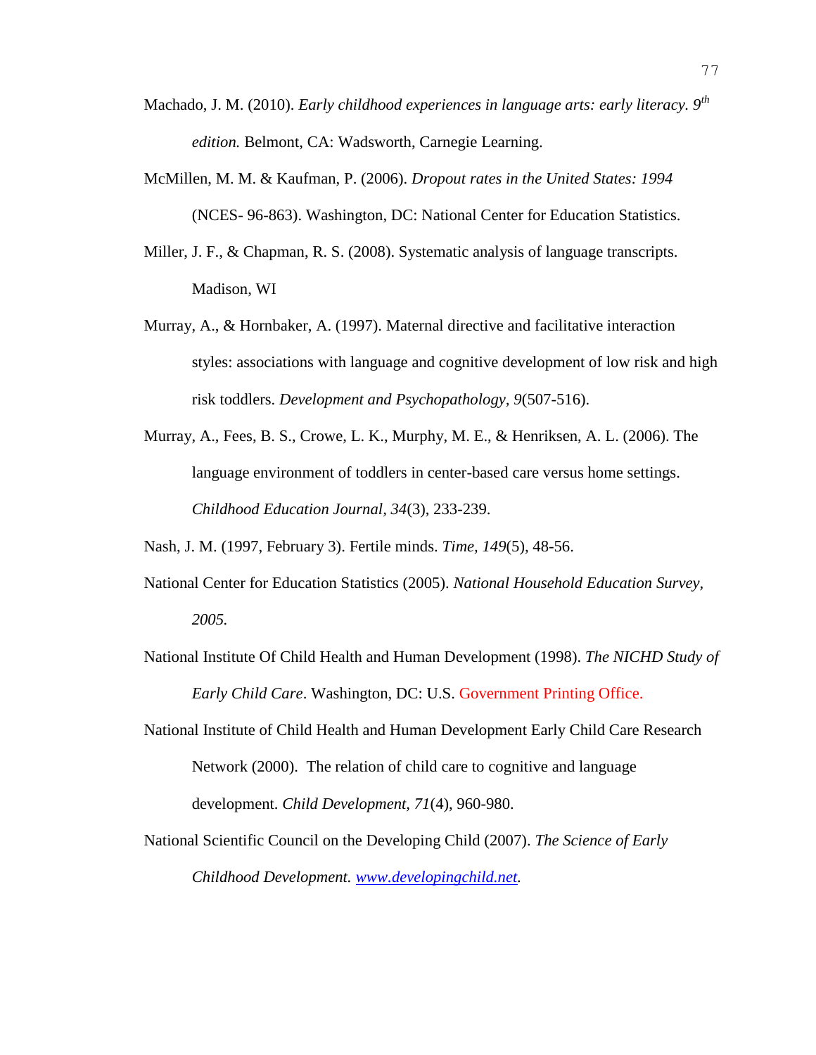Machado, J. M. (2010). *Early childhood experiences in language arts: early literacy. 9th edition.* Belmont, CA: Wadsworth, Carnegie Learning.

McMillen, M. M. & Kaufman, P. (2006). *Dropout rates in the United States: 1994* (NCES- 96-863). Washington, DC: National Center for Education Statistics.

Miller, J. F., & Chapman, R. S. (2008). Systematic analysis of language transcripts. Madison, WI

Murray, A., & Hornbaker, A. (1997). Maternal directive and facilitative interaction styles: associations with language and cognitive development of low risk and high risk toddlers. *Development and Psychopathology, 9*(507-516).

Murray, A., Fees, B. S., Crowe, L. K., Murphy, M. E., & Henriksen, A. L. (2006). The language environment of toddlers in center-based care versus home settings. *Childhood Education Journal, 34*(3), 233-239.

Nash, J. M. (1997, February 3). Fertile minds. *Time, 149*(5), 48-56.

National Center for Education Statistics (2005). *National Household Education Survey, 2005.*

National Institute Of Child Health and Human Development (1998). *The NICHD Study of Early Child Care*. Washington, DC: U.S. Government Printing Office.

National Institute of Child Health and Human Development Early Child Care Research Network (2000). The relation of child care to cognitive and language development. *Child Development, 71*(4), 960-980.

National Scientific Council on the Developing Child (2007). *The Science of Early Childhood Development. www.developingchild.net.*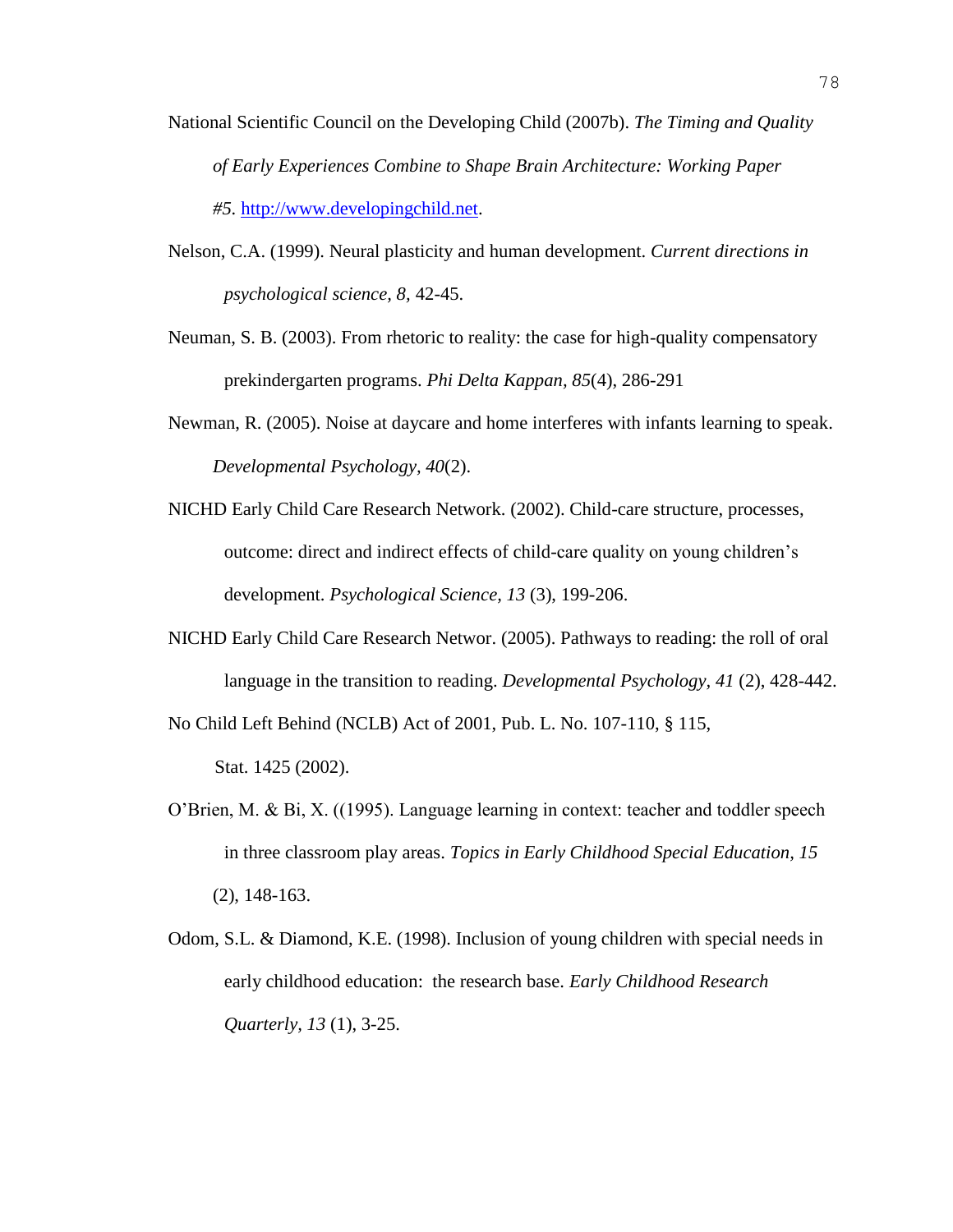National Scientific Council on the Developing Child (2007b). *The Timing and Quality of Early Experiences Combine to Shape Brain Architecture: Working Paper #5*. http://www.developingchild.net.

Nelson, C.A. (1999). Neural plasticity and human development. *Current directions in psychological science, 8,* 42-45.

Neuman, S. B. (2003). From rhetoric to reality: the case for high-quality compensatory prekindergarten programs. *Phi Delta Kappan, 85*(4), 286-291

Newman, R. (2005). Noise at daycare and home interferes with infants learning to speak. *Developmental Psychology, 40*(2).

NICHD Early Child Care Research Network. (2002). Child-care structure, processes, outcome: direct and indirect effects of child-care quality on young children's development. *Psychological Science, 13* (3), 199-206.

NICHD Early Child Care Research Networ. (2005). Pathways to reading: the roll of oral language in the transition to reading. *Developmental Psychology, 41* (2), 428-442.

No Child Left Behind (NCLB) Act of 2001, Pub. L. No. 107-110, § 115, Stat. 1425 (2002).

O'Brien, M. & Bi, X. ((1995). Language learning in context: teacher and toddler speech in three classroom play areas. *Topics in Early Childhood Special Education, 15* (2), 148-163.

Odom, S.L. & Diamond, K.E. (1998). Inclusion of young children with special needs in early childhood education: the research base. *Early Childhood Research Quarterly, 13* (1), 3-25.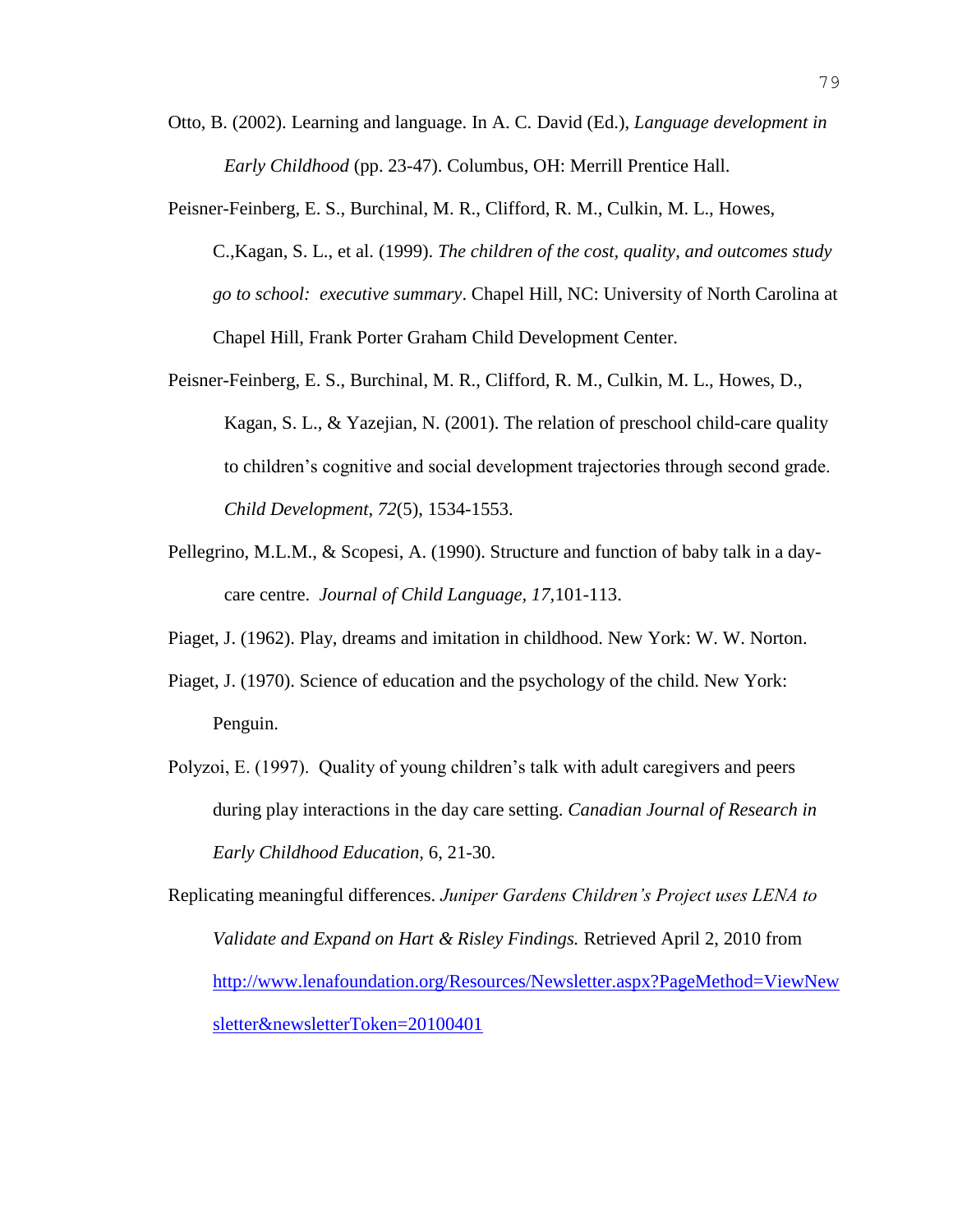Otto, B. (2002). Learning and language. In A. C. David (Ed.), *Language development in Early Childhood* (pp. 23-47). Columbus, OH: Merrill Prentice Hall.

Peisner-Feinberg, E. S., Burchinal, M. R., Clifford, R. M., Culkin, M. L., Howes, C.,Kagan, S. L., et al. (1999). *The children of the cost, quality, and outcomes study go to school: executive summary*. Chapel Hill, NC: University of North Carolina at Chapel Hill, Frank Porter Graham Child Development Center.

Peisner-Feinberg, E. S., Burchinal, M. R., Clifford, R. M., Culkin, M. L., Howes, D., Kagan, S. L., & Yazejian, N. (2001). The relation of preschool child-care quality to children's cognitive and social development trajectories through second grade. *Child Development*, *72*(5), 1534-1553.

Pellegrino, M.L.M., & Scopesi, A. (1990). Structure and function of baby talk in a day-care centre. *Journal of Child Language, 17,*101-113.

Piaget, J. (1962). Play, dreams and imitation in childhood. New York: W. W. Norton.

Piaget, J. (1970). Science of education and the psychology of the child. New York: Penguin.

Polyzoi, E. (1997). Quality of young children's talk with adult caregivers and peers during play interactions in the day care setting. *Canadian Journal of Research in Early Childhood Education,* 6, 21-30.

Replicating meaningful differences. *Juniper Gardens Children's Project uses LENA to Validate and Expand on Hart & Risley Findings.* Retrieved April 2, 2010 from http://www.lenafoundation.org/Resources/Newsletter.aspx?PageMethod=ViewNewsletter&newsletterToken=20100401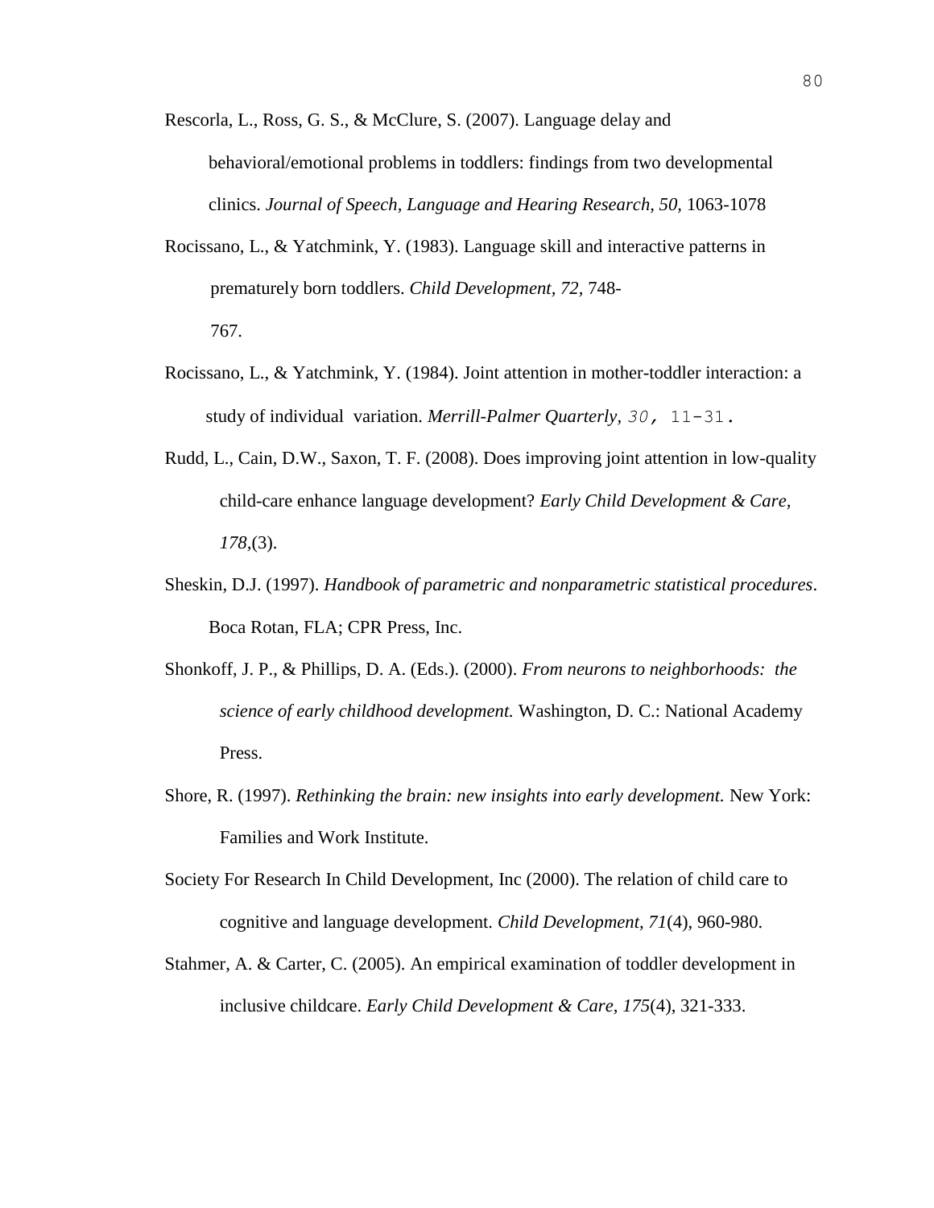Rescorla, L., Ross, G. S., & McClure, S. (2007). Language delay and behavioral/emotional problems in toddlers: findings from two developmental clinics. *Journal of Speech, Language and Hearing Research, 50,* 1063-1078

Rocissano, L., & Yatchmink, Y. (1983). Language skill and interactive patterns in prematurely born toddlers. *Child Development, 72,* 748-767.

Rocissano, L., & Yatchmink, Y. (1984). Joint attention in mother-toddler interaction: a study of individual variation. *Merrill-Palmer Quarterly, 30,* 11-31.

Rudd, L., Cain, D.W., Saxon, T. F. (2008). Does improving joint attention in low-quality child-care enhance language development? *Early Child Development & Care, 178,*(3).

Sheskin, D.J. (1997). *Handbook of parametric and nonparametric statistical procedures*. Boca Rotan, FLA; CPR Press, Inc.

Shonkoff, J. P., & Phillips, D. A. (Eds.). (2000). *From neurons to neighborhoods: the science of early childhood development.* Washington, D. C.: National Academy Press.

Shore, R. (1997). *Rethinking the brain: new insights into early development.* New York: Families and Work Institute.

Society For Research In Child Development, Inc (2000). The relation of child care to cognitive and language development. *Child Development, 71*(4), 960-980.

Stahmer, A. & Carter, C. (2005). An empirical examination of toddler development in inclusive childcare. *Early Child Development & Care, 175*(4), 321-333.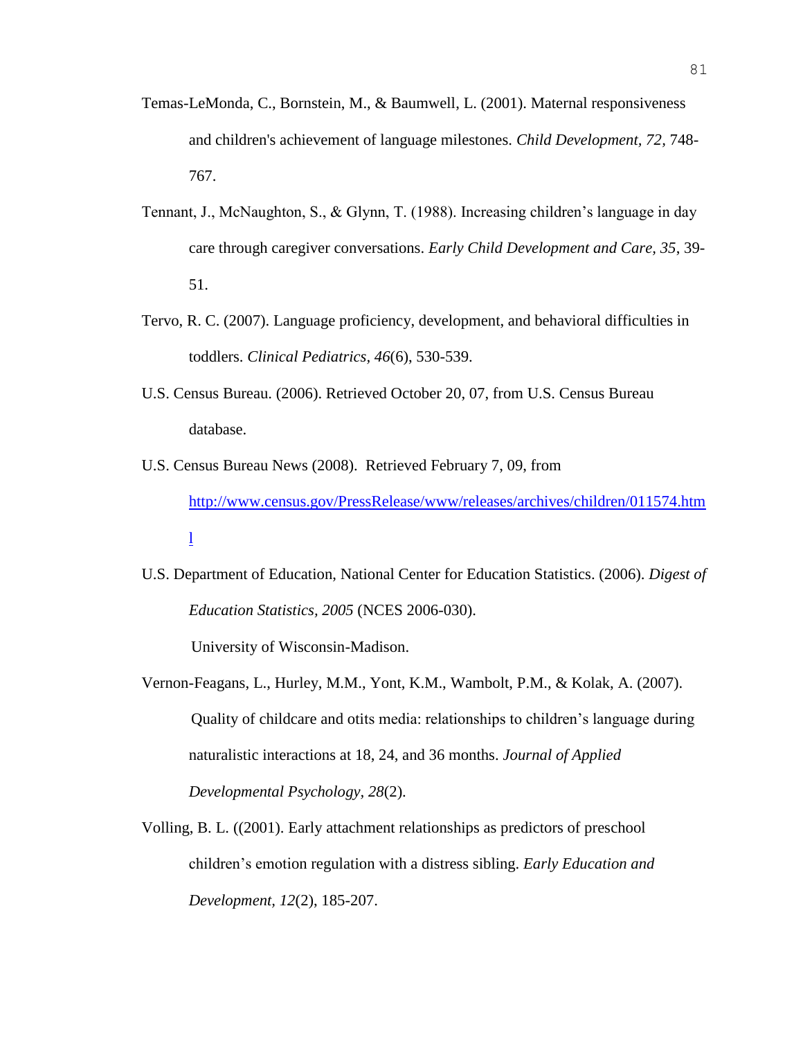Temas-LeMonda, C., Bornstein, M., & Baumwell, L. (2001). Maternal responsiveness and children's achievement of language milestones. *Child Development, 72,* 748-767.

Tennant, J., McNaughton, S., & Glynn, T. (1988). Increasing children's language in day care through caregiver conversations. *Early Child Development and Care, 35*, 39-51.

Tervo, R. C. (2007). Language proficiency, development, and behavioral difficulties in toddlers. *Clinical Pediatrics, 46*(6), 530-539.

U.S. Census Bureau. (2006). Retrieved October 20, 07, from U.S. Census Bureau database.

U.S. Census Bureau News (2008). Retrieved February 7, 09, from http://www.census.gov/PressRelease/www/releases/archives/children/011574.html

U.S. Department of Education, National Center for Education Statistics. (2006). *Digest of Education Statistics, 2005* (NCES 2006-030).

University of Wisconsin-Madison.

Vernon-Feagans, L., Hurley, M.M., Yont, K.M., Wambolt, P.M., & Kolak, A. (2007). Quality of childcare and otits media: relationships to children's language during naturalistic interactions at 18, 24, and 36 months. *Journal of Applied Developmental Psychology, 28*(2).

Volling, B. L. ((2001). Early attachment relationships as predictors of preschool children's emotion regulation with a distress sibling. *Early Education and Development, 12*(2), 185-207.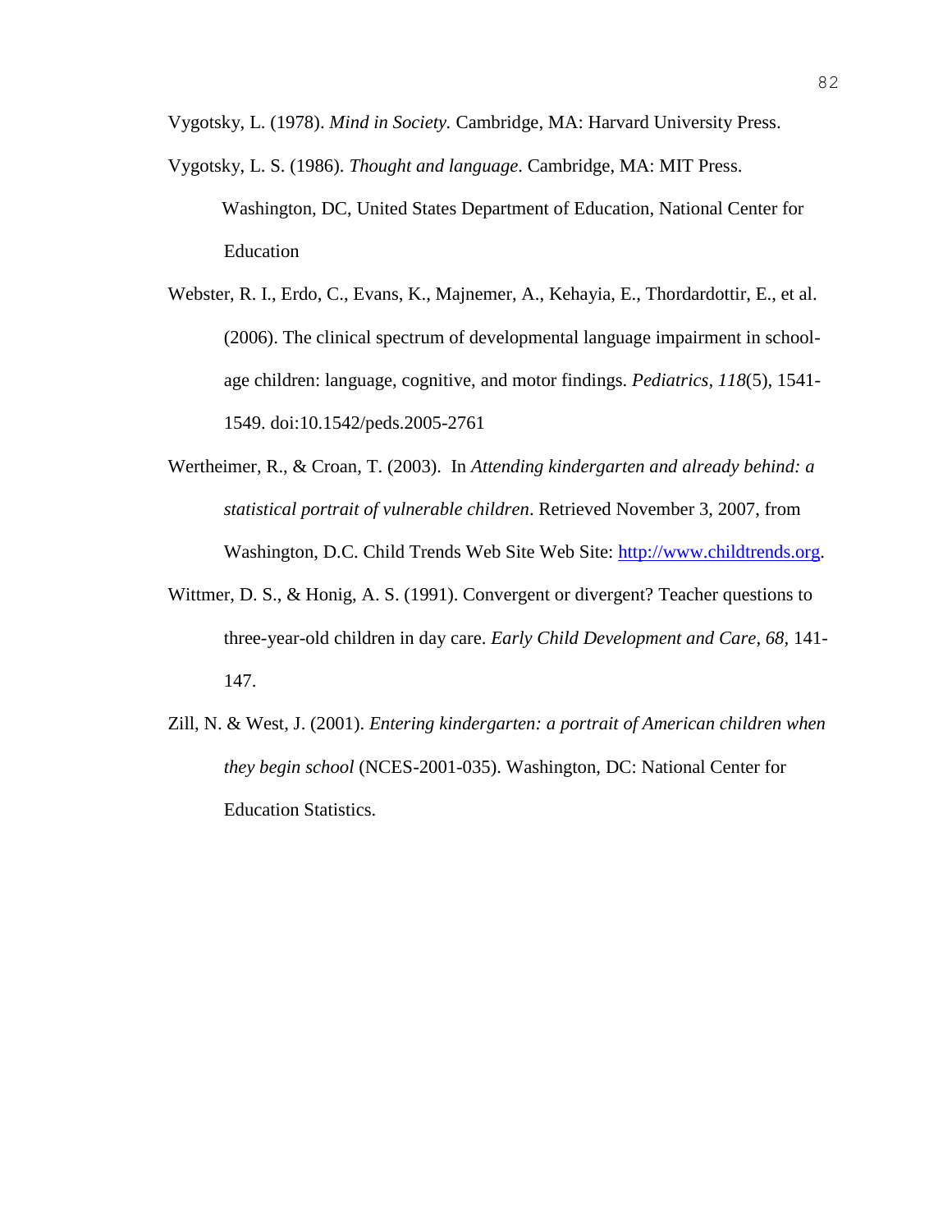Vygotsky, L. (1978). *Mind in Society.* Cambridge, MA: Harvard University Press.

Vygotsky, L. S. (1986). *Thought and language*. Cambridge, MA: MIT Press.

Washington, DC, United States Department of Education, National Center for Education

Webster, R. I., Erdo, C., Evans, K., Majnemer, A., Kehayia, E., Thordardottir, E., et al. (2006). The clinical spectrum of developmental language impairment in school-age children: language, cognitive, and motor findings. *Pediatrics*, *118*(5), 1541-1549. doi:10.1542/peds.2005-2761

Wertheimer, R., & Croan, T. (2003). In *Attending kindergarten and already behind: a statistical portrait of vulnerable children*. Retrieved November 3, 2007, from Washington, D.C. Child Trends Web Site Web Site: http://www.childtrends.org.

Wittmer, D. S., & Honig, A. S. (1991). Convergent or divergent? Teacher questions to three-year-old children in day care. *Early Child Development and Care, 68,* 141-147.

Zill, N. & West, J. (2001). *Entering kindergarten: a portrait of American children when they begin school* (NCES-2001-035). Washington, DC: National Center for Education Statistics.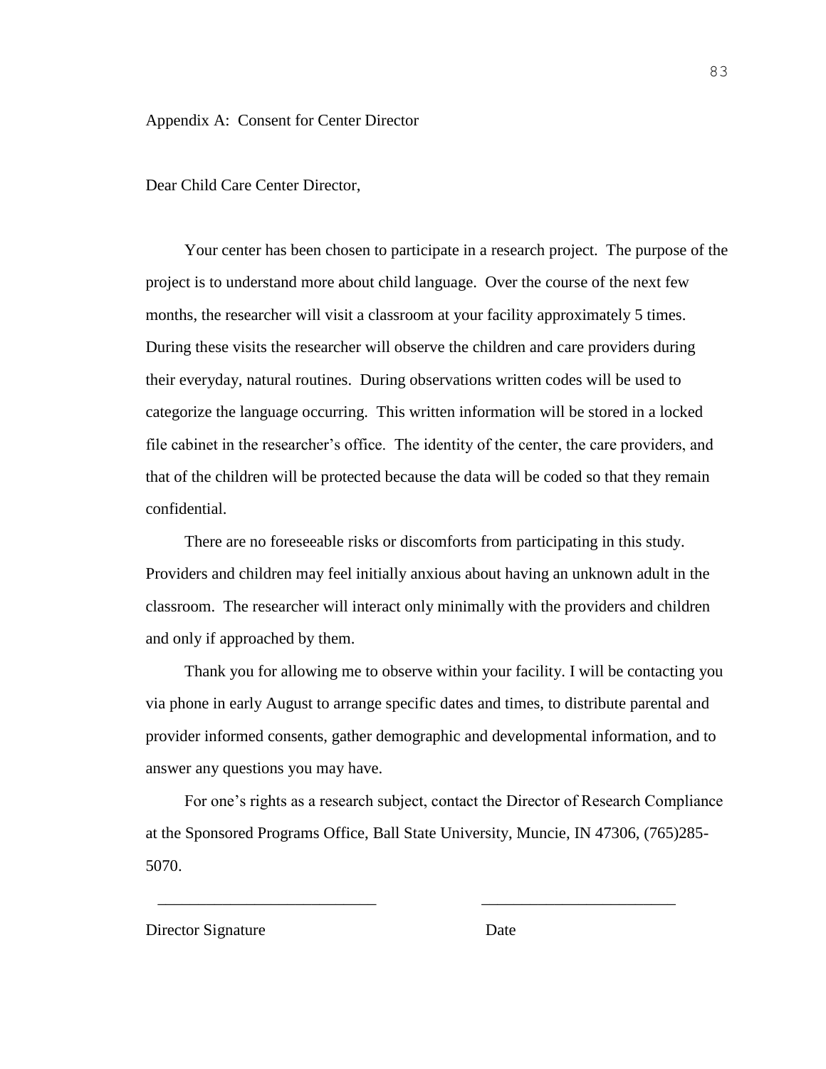Appendix A: Consent for Center Director

Dear Child Care Center Director,

Your center has been chosen to participate in a research project. The purpose of the project is to understand more about child language. Over the course of the next few months, the researcher will visit a classroom at your facility approximately 5 times. During these visits the researcher will observe the children and care providers during their everyday, natural routines. During observations written codes will be used to categorize the language occurring. This written information will be stored in a locked file cabinet in the researcher's office. The identity of the center, the care providers, and that of the children will be protected because the data will be coded so that they remain confidential.

There are no foreseeable risks or discomforts from participating in this study. Providers and children may feel initially anxious about having an unknown adult in the classroom. The researcher will interact only minimally with the providers and children and only if approached by them.

Thank you for allowing me to observe within your facility. I will be contacting you via phone in early August to arrange specific dates and times, to distribute parental and provider informed consents, gather demographic and developmental information, and to answer any questions you may have.

For one's rights as a research subject, contact the Director of Research Compliance at the Sponsored Programs Office, Ball State University, Muncie, IN 47306, (765)285-5070.

\_\_\_\_\_\_\_\_\_\_\_\_\_\_\_\_\_\_\_\_\_\_\_\_\_\_\_ \_\_\_\_\_\_\_\_\_\_\_\_\_\_\_\_\_\_\_\_\_\_\_\_

Director Signature Date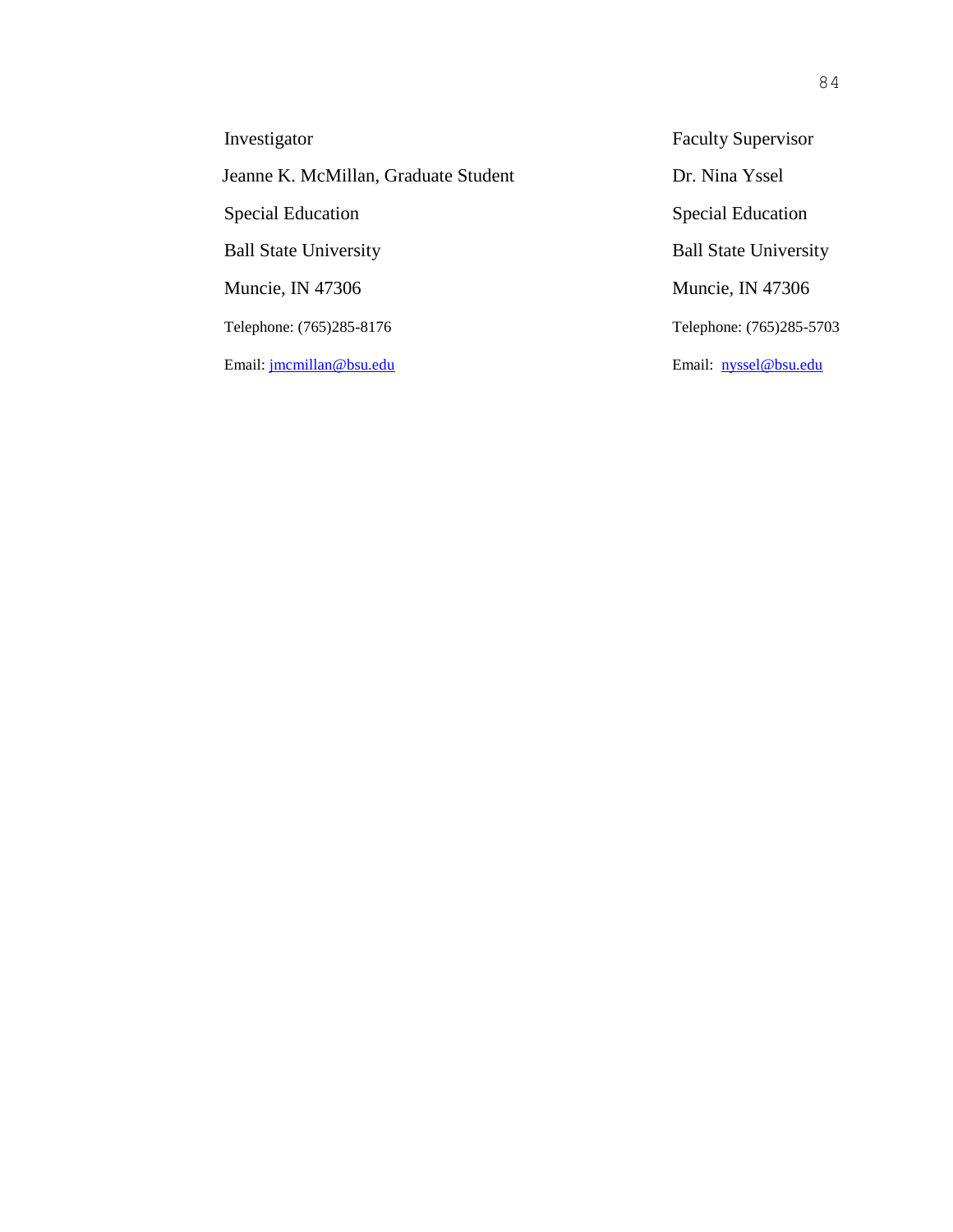Investigator

Jeanne K. McMillan, Graduate Student

Special Education

Ball State University

Muncie, IN 47306

Telephone: (765)285-8176

Email: jmcmillan@bsu.edu

Faculty Supervisor

Dr. Nina Yssel

Special Education

Ball State University

Muncie, IN 47306

Telephone: (765)285-5703

Email: nyssel@bsu.edu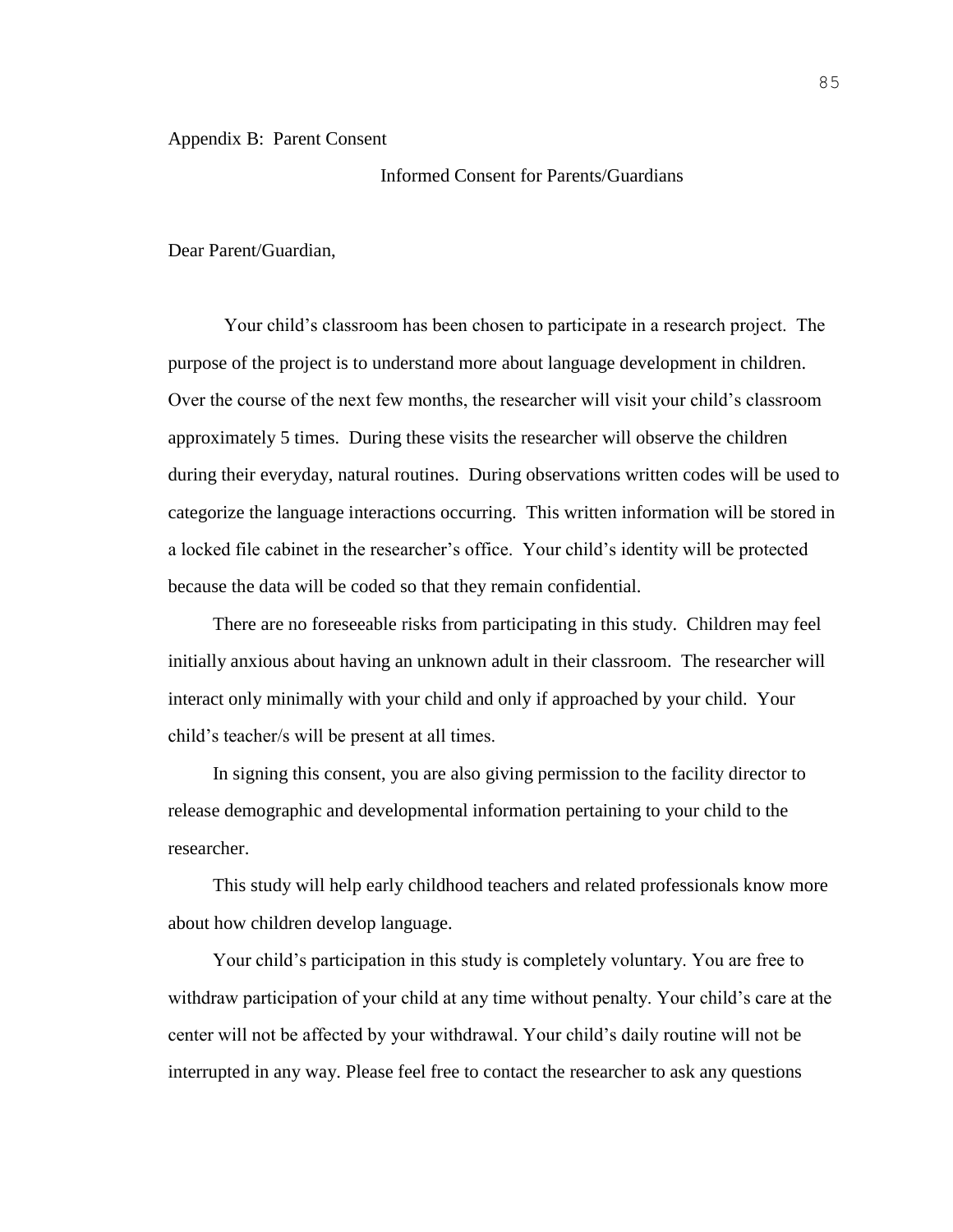Appendix B: Parent Consent

Informed Consent for Parents/Guardians

Dear Parent/Guardian,

Your child's classroom has been chosen to participate in a research project. The purpose of the project is to understand more about language development in children. Over the course of the next few months, the researcher will visit your child's classroom approximately 5 times. During these visits the researcher will observe the children during their everyday, natural routines. During observations written codes will be used to categorize the language interactions occurring. This written information will be stored in a locked file cabinet in the researcher's office. Your child's identity will be protected because the data will be coded so that they remain confidential.

There are no foreseeable risks from participating in this study. Children may feel initially anxious about having an unknown adult in their classroom. The researcher will interact only minimally with your child and only if approached by your child. Your child's teacher/s will be present at all times.

In signing this consent, you are also giving permission to the facility director to release demographic and developmental information pertaining to your child to the researcher.

This study will help early childhood teachers and related professionals know more about how children develop language.

Your child's participation in this study is completely voluntary. You are free to withdraw participation of your child at any time without penalty. Your child's care at the center will not be affected by your withdrawal. Your child's daily routine will not be interrupted in any way. Please feel free to contact the researcher to ask any questions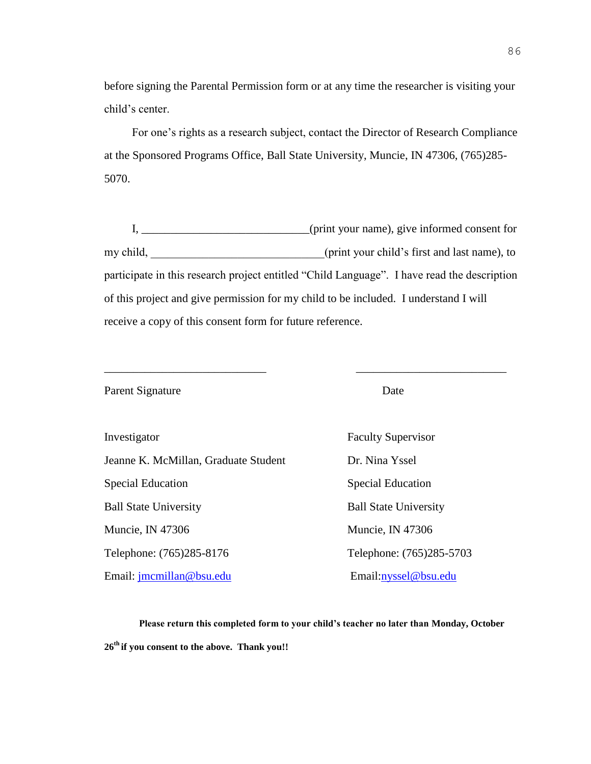before signing the Parental Permission form or at any time the researcher is visiting your child's center.

For one's rights as a research subject, contact the Director of Research Compliance at the Sponsored Programs Office, Ball State University, Muncie, IN 47306, (765)285-5070.

I, ____________________________(print your name), give informed consent for my child, _____________________________(print your child's first and last name), to participate in this research project entitled "Child Language". I have read the description of this project and give permission for my child to be included. I understand I will receive a copy of this consent form for future reference.

____________________________ ____________________________

Parent Signature Date

| Investigator | Faculty Supervisor |
|---|---|
| Jeanne K. McMillan, Graduate Student | Dr. Nina Yssel |
| Special Education | Special Education |
| Ball State University | Ball State University |
| Muncie, IN 47306 | Muncie, IN 47306 |
| Telephone: (765)285-8176 | Telephone: (765)285-5703 |
| Email: jmcmillan@bsu.edu | Email:nyssel@bsu.edu |

**Please return this completed form to your child's teacher no later than Monday, October 26th if you consent to the above. Thank you!!**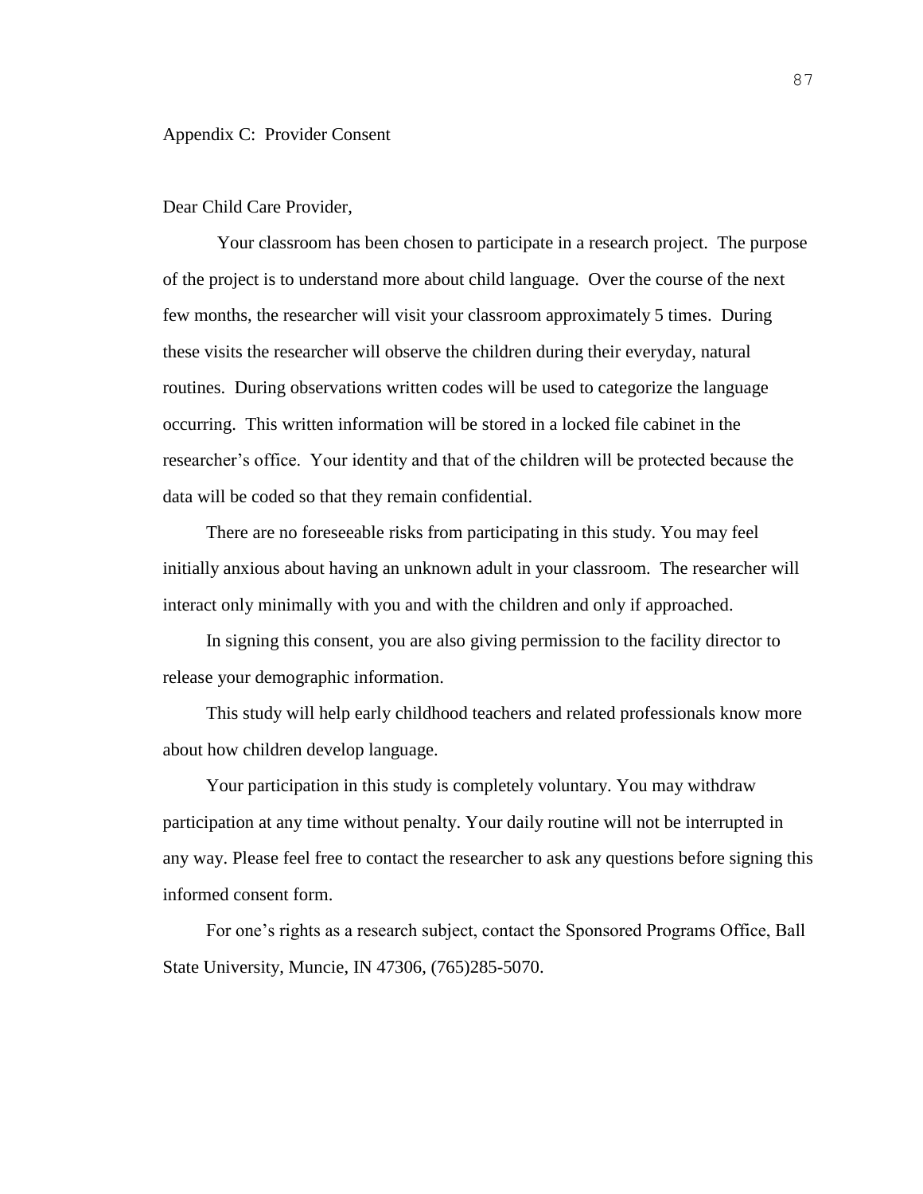## Appendix C: Provider Consent

Dear Child Care Provider,

Your classroom has been chosen to participate in a research project. The purpose of the project is to understand more about child language. Over the course of the next few months, the researcher will visit your classroom approximately 5 times. During these visits the researcher will observe the children during their everyday, natural routines. During observations written codes will be used to categorize the language occurring. This written information will be stored in a locked file cabinet in the researcher's office. Your identity and that of the children will be protected because the data will be coded so that they remain confidential.

There are no foreseeable risks from participating in this study. You may feel initially anxious about having an unknown adult in your classroom. The researcher will interact only minimally with you and with the children and only if approached.

In signing this consent, you are also giving permission to the facility director to release your demographic information.

This study will help early childhood teachers and related professionals know more about how children develop language.

Your participation in this study is completely voluntary. You may withdraw participation at any time without penalty. Your daily routine will not be interrupted in any way. Please feel free to contact the researcher to ask any questions before signing this informed consent form.

For one's rights as a research subject, contact the Sponsored Programs Office, Ball State University, Muncie, IN 47306, (765)285-5070.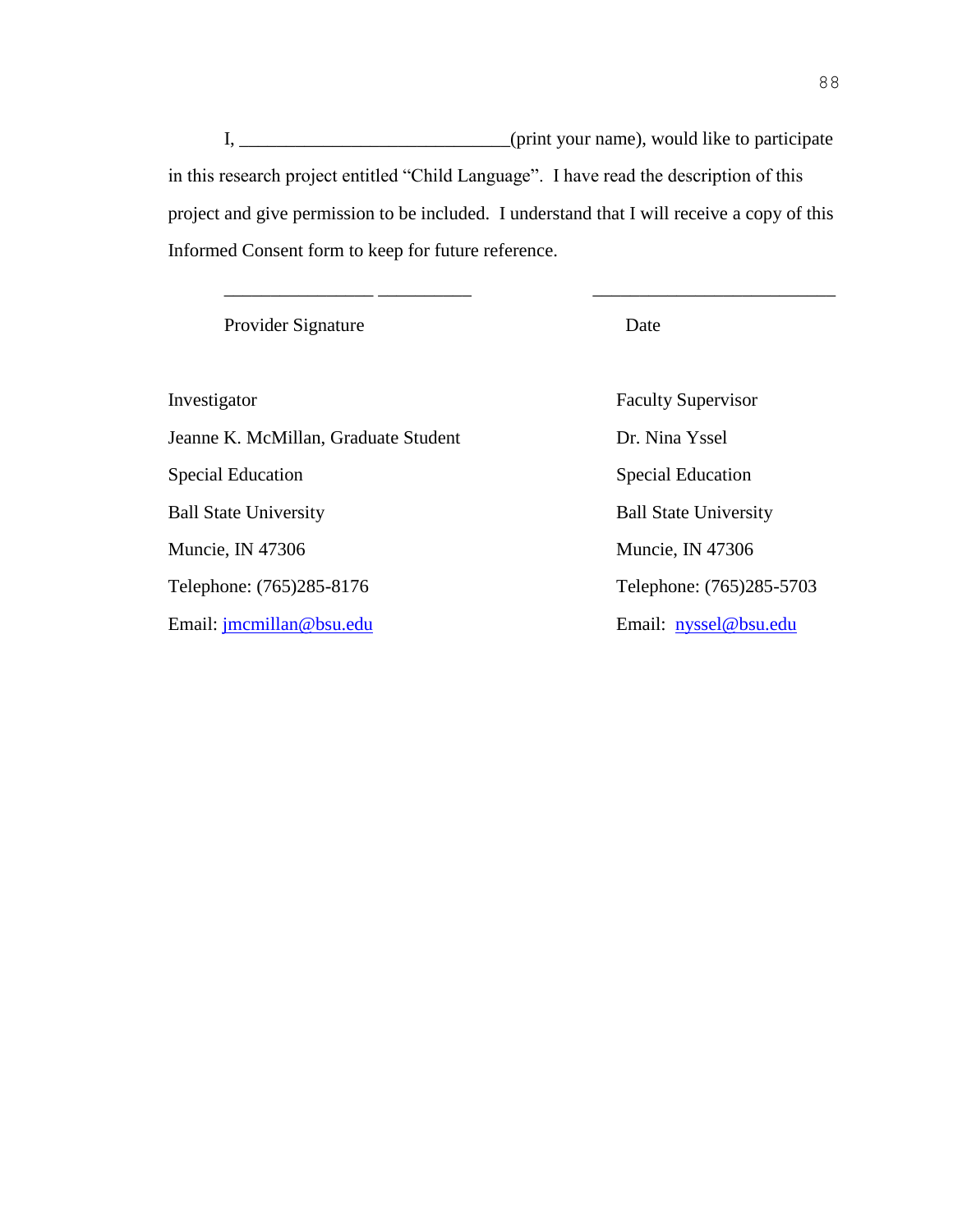I, _____________________________(print your name), would like to participate in this research project entitled “Child Language”. I have read the description of this project and give permission to be included. I understand that I will receive a copy of this Informed Consent form to keep for future reference.

________________ __________ __________________________

Provider Signature Date

Investigator
Jeanne K. McMillan, Graduate Student
Special Education
Ball State University
Muncie, IN 47306
Telephone: (765)285-8176
Email: jmcmillan@bsu.edu

Faculty Supervisor
Dr. Nina Yssel
Special Education
Ball State University
Muncie, IN 47306
Telephone: (765)285-5703
Email: nyssel@bsu.edu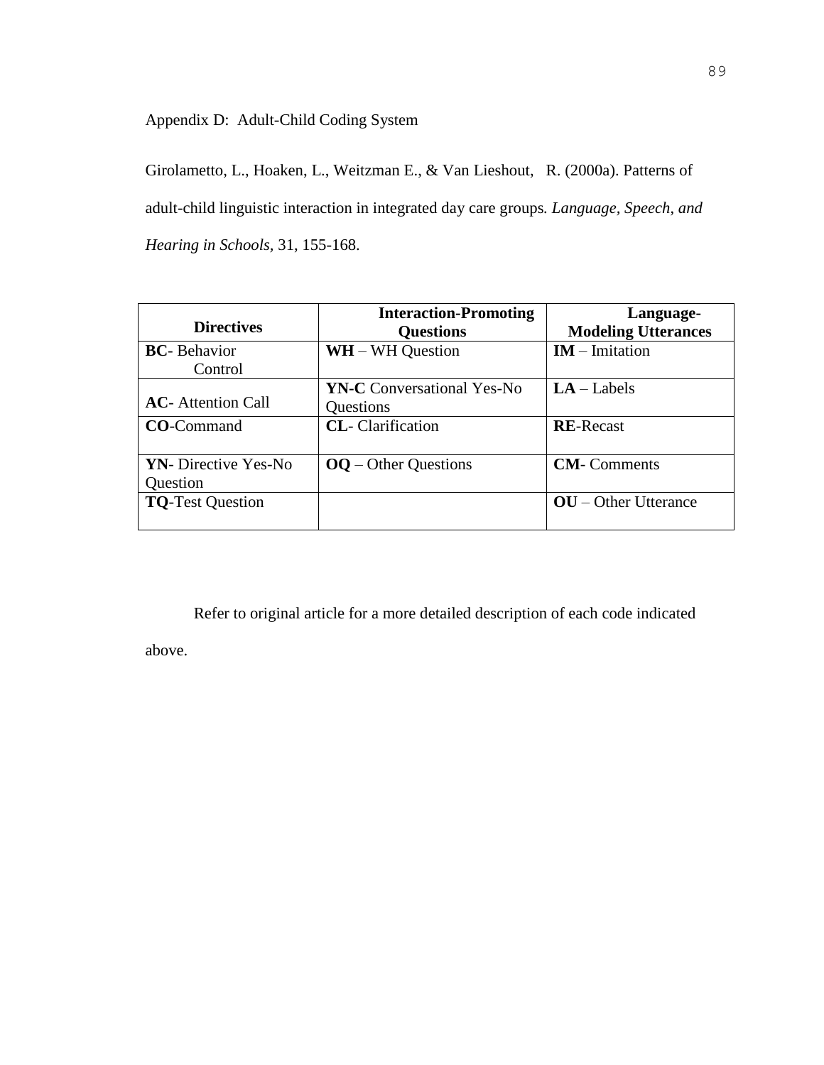Appendix D: Adult-Child Coding System

Girolametto, L., Hoaken, L., Weitzman E., & Van Lieshout, R. (2000a). Patterns of adult-child linguistic interaction in integrated day care groups. *Language, Speech, and Hearing in Schools,* 31, 155-168.

| **Directives** | **Interaction-Promoting Questions** | **Language-Modeling Utterances** |
|---|---|---|
| **BC**- Behavior Control | **WH** – WH Question | **IM** – Imitation |
| **AC**- Attention Call | **YN-C** Conversational Yes-No Questions | **LA** – Labels |
| **CO**-Command | **CL**- Clarification | **RE**-Recast |
| **YN**- Directive Yes-No Question | **OQ** – Other Questions | **CM**- Comments |
| **TQ**-Test Question | | **OU** – Other Utterance |

Refer to original article for a more detailed description of each code indicated above.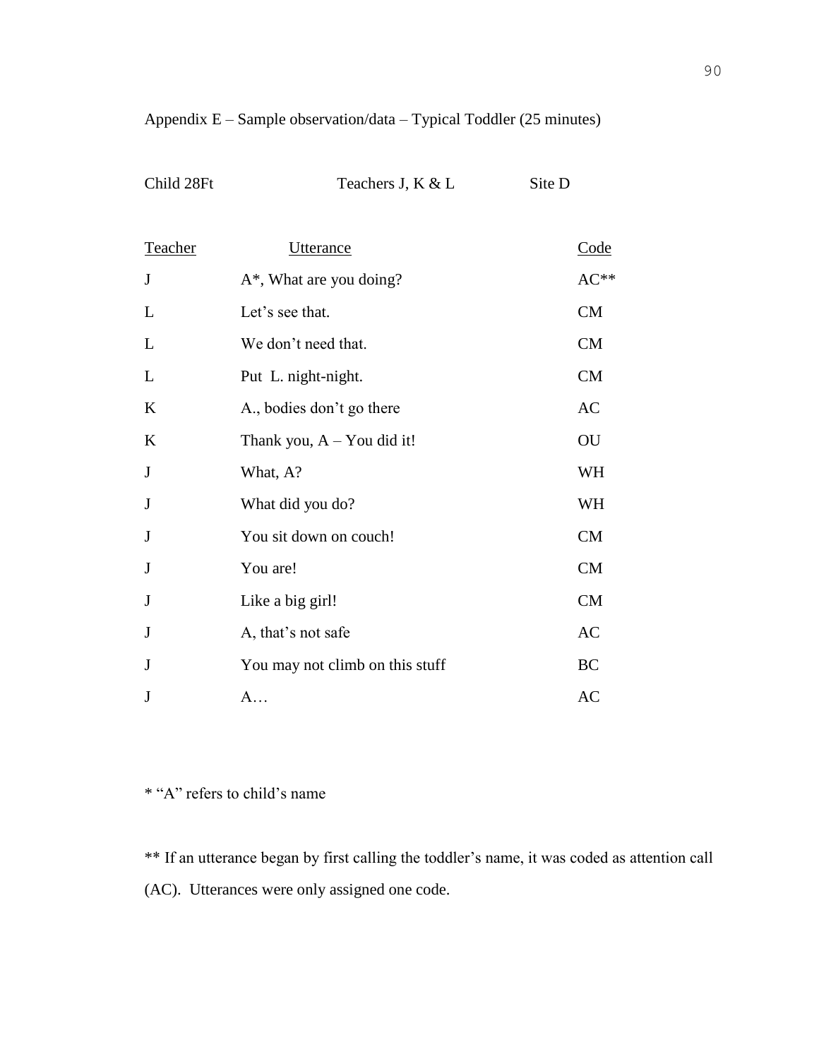Appendix E – Sample observation/data – Typical Toddler (25 minutes)

Child 28Ft　　　　　Teachers J, K & L　　　　Site D

| Teacher | Utterance | Code |
|---|---|---|
| J | A*, What are you doing? | AC** |
| L | Let's see that. | CM |
| L | We don't need that. | CM |
| L | Put L. night-night. | CM |
| K | A., bodies don't go there | AC |
| K | Thank you, A – You did it! | OU |
| J | What, A? | WH |
| J | What did you do? | WH |
| J | You sit down on couch! | CM |
| J | You are! | CM |
| J | Like a big girl! | CM |
| J | A, that's not safe | AC |
| J | You may not climb on this stuff | BC |
| J | A… | AC |

* "A" refers to child's name

** If an utterance began by first calling the toddler's name, it was coded as attention call (AC). Utterances were only assigned one code.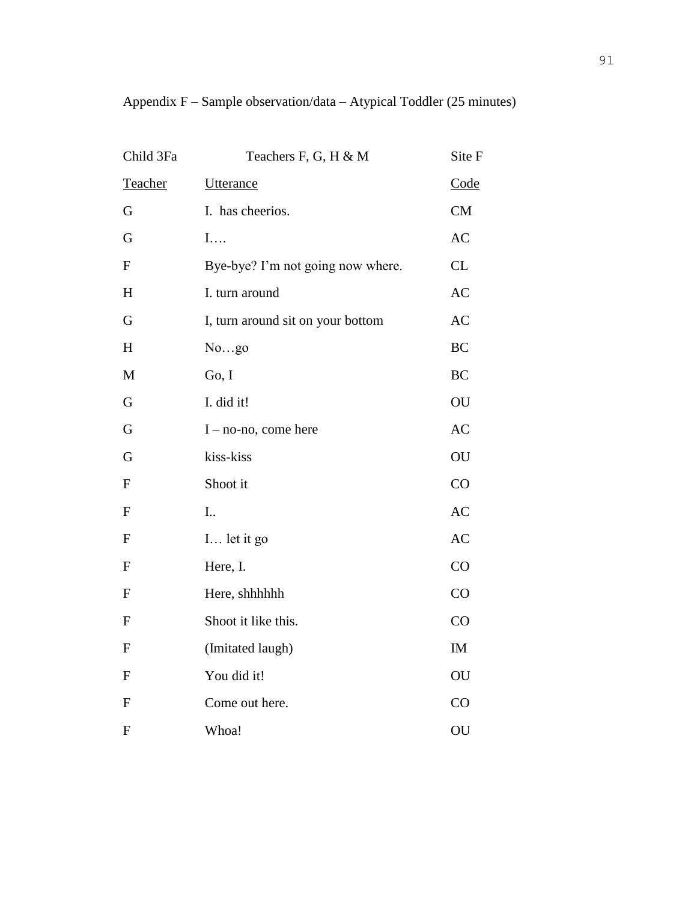Appendix F – Sample observation/data – Atypical Toddler (25 minutes)

Child 3Fa Teachers F, G, H & M Site F

| Teacher | Utterance | Code |
|---|---|---|
| G | I. has cheerios. | CM |
| G | I…. | AC |
| F | Bye-bye? I'm not going now where. | CL |
| H | I. turn around | AC |
| G | I, turn around sit on your bottom | AC |
| H | No…go | BC |
| M | Go, I | BC |
| G | I. did it! | OU |
| G | I – no-no, come here | AC |
| G | kiss-kiss | OU |
| F | Shoot it | CO |
| F | I.. | AC |
| F | I… let it go | AC |
| F | Here, I. | CO |
| F | Here, shhhhhh | CO |
| F | Shoot it like this. | CO |
| F | (Imitated laugh) | IM |
| F | You did it! | OU |
| F | Come out here. | CO |
| F | Whoa! | OU |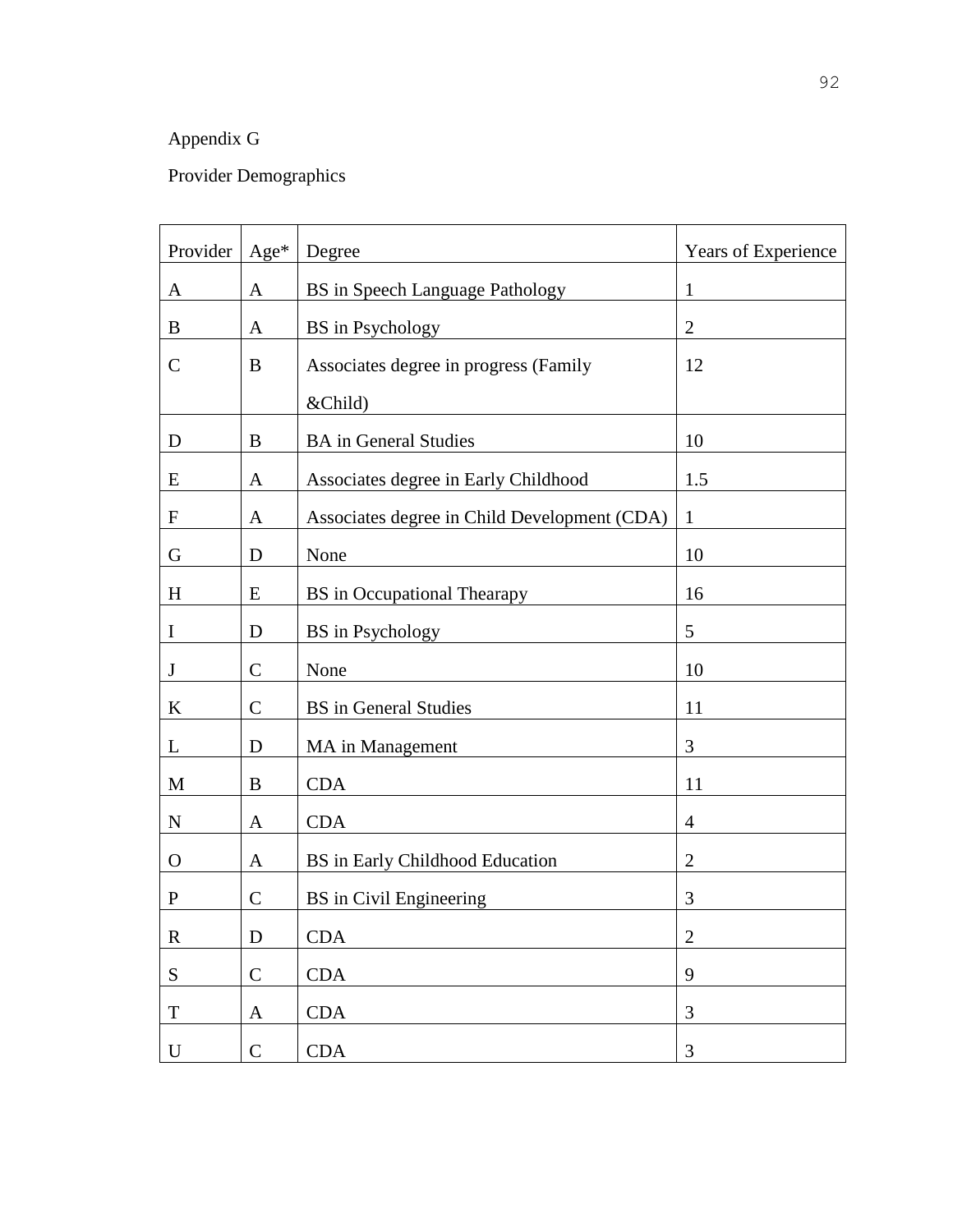Appendix G

Provider Demographics

| Provider | Age* | Degree | Years of Experience |
|---|---|---|---|
| A | A | BS in Speech Language Pathology | 1 |
| B | A | BS in Psychology | 2 |
| C | B | Associates degree in progress (Family &Child) | 12 |
| D | B | BA in General Studies | 10 |
| E | A | Associates degree in Early Childhood | 1.5 |
| F | A | Associates degree in Child Development (CDA) | 1 |
| G | D | None | 10 |
| H | E | BS in Occupational Thearapy | 16 |
| I | D | BS in Psychology | 5 |
| J | C | None | 10 |
| K | C | BS in General Studies | 11 |
| L | D | MA in Management | 3 |
| M | B | CDA | 11 |
| N | A | CDA | 4 |
| O | A | BS in Early Childhood Education | 2 |
| P | C | BS in Civil Engineering | 3 |
| R | D | CDA | 2 |
| S | C | CDA | 9 |
| T | A | CDA | 3 |
| U | C | CDA | 3 |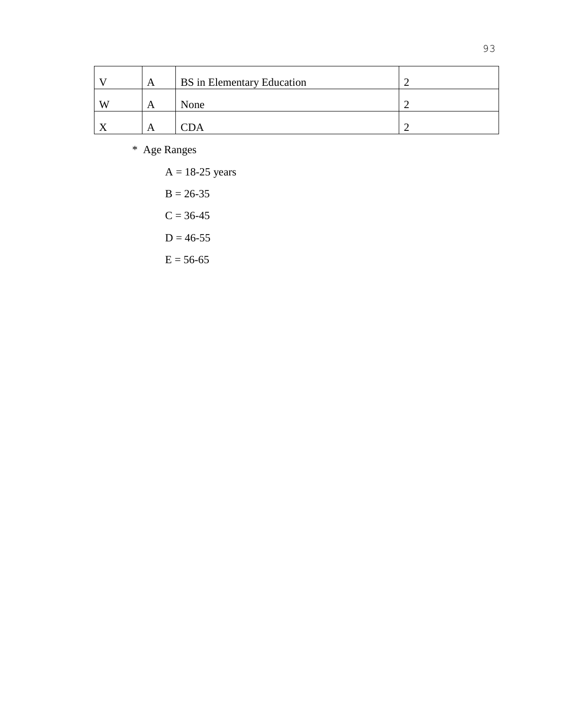| | | | |
|---|---|---|---|
| V | A | BS in Elementary Education | 2 |
| W | A | None | 2 |
| X | A | CDA | 2 |

\* Age Ranges

A = 18-25 years

B = 26-35

C = 36-45

D = 46-55

E = 56-65